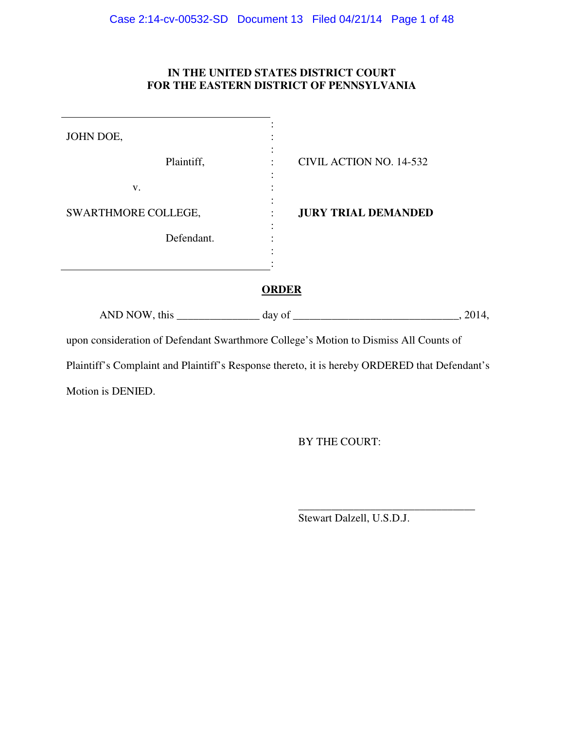**IN THE UNITED STATES DISTRICT COURT**
**FOR THE EASTERN DISTRICT OF PENNSYLVANIA**

| | | |
|---|---|---|
| JOHN DOE, | : | |
| Plaintiff, | : | CIVIL ACTION NO. 14-532 |
| v. | : | |
| SWARTHMORE COLLEGE, | : | **JURY TRIAL DEMANDED** |
| Defendant. | : | |

## ORDER

AND NOW, this _______________ day of ______________________________, 2014, upon consideration of Defendant Swarthmore College's Motion to Dismiss All Counts of Plaintiff's Complaint and Plaintiff's Response thereto, it is hereby ORDERED that Defendant's Motion is DENIED.

BY THE COURT:

_________________________________
Stewart Dalzell, U.S.D.J.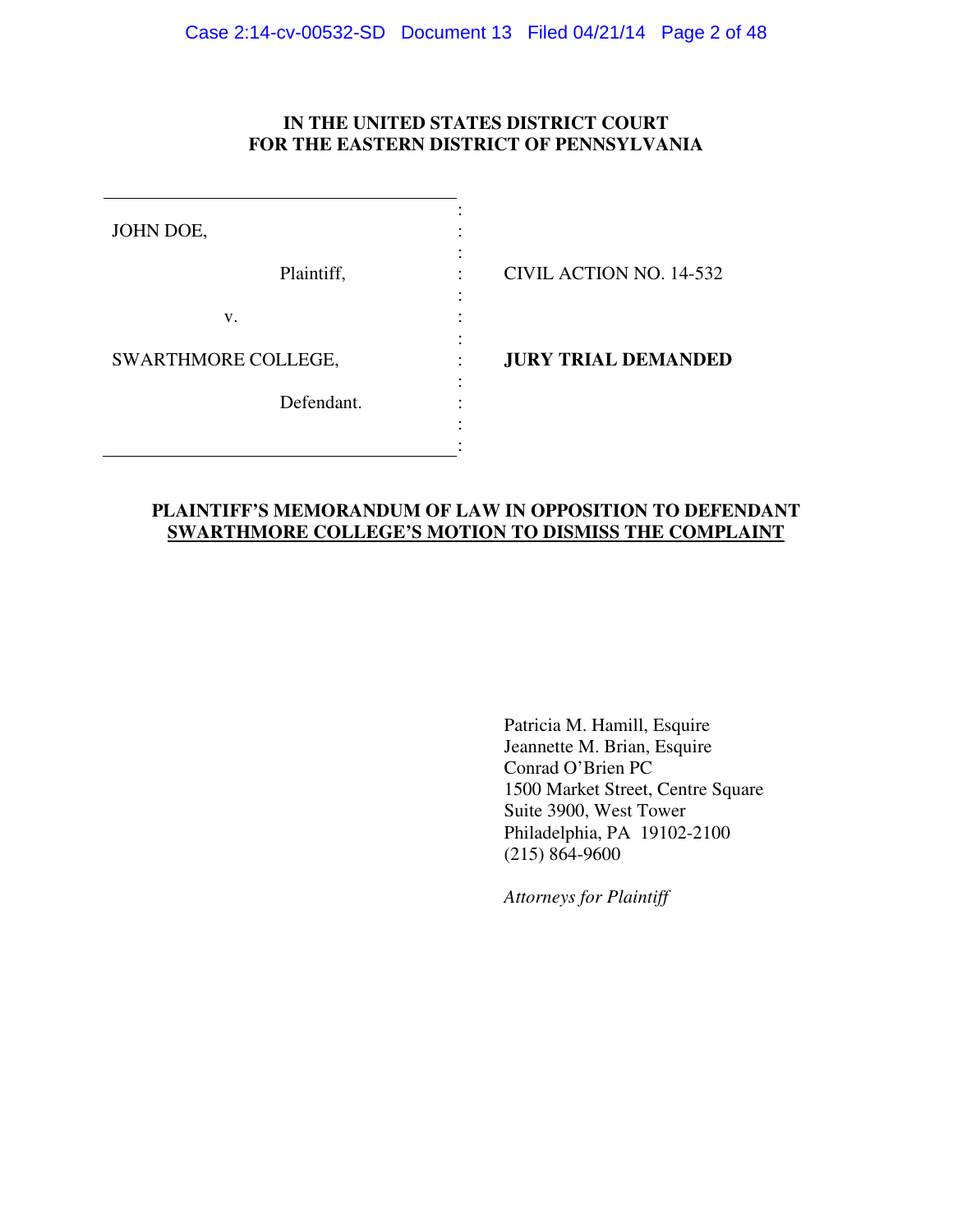**IN THE UNITED STATES DISTRICT COURT**
**FOR THE EASTERN DISTRICT OF PENNSYLVANIA**

| | | |
|---|---|---|
| JOHN DOE, | : | |
| Plaintiff, | : | CIVIL ACTION NO. 14-532 |
| v. | : | |
| SWARTHMORE COLLEGE, | : | **JURY TRIAL DEMANDED** |
| Defendant. | : | |

**PLAINTIFF'S MEMORANDUM OF LAW IN OPPOSITION TO DEFENDANT SWARTHMORE COLLEGE'S MOTION TO DISMISS THE COMPLAINT**

Patricia M. Hamill, Esquire
Jeannette M. Brian, Esquire
Conrad O'Brien PC
1500 Market Street, Centre Square
Suite 3900, West Tower
Philadelphia, PA 19102-2100
(215) 864-9600

*Attorneys for Plaintiff*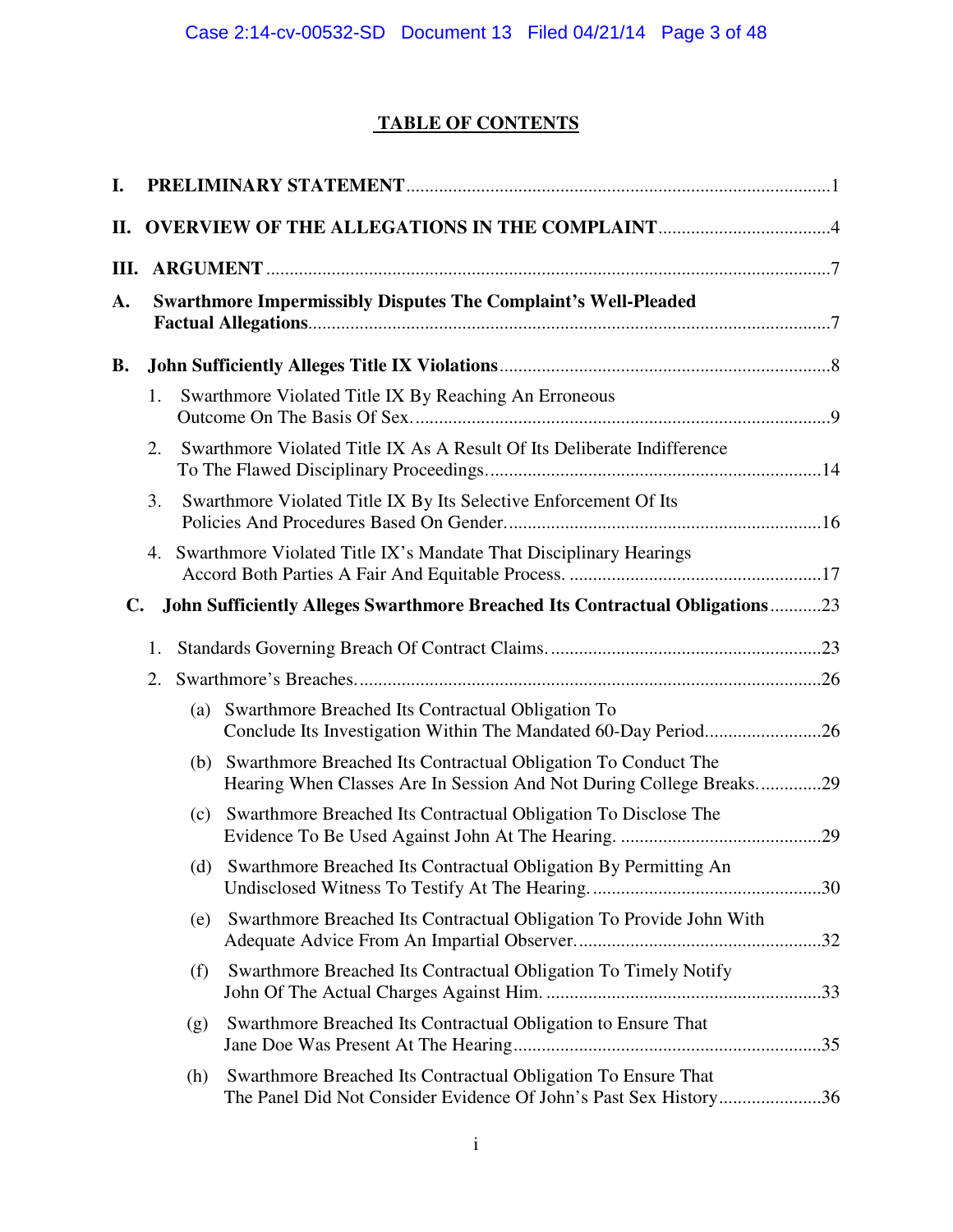# TABLE OF CONTENTS

**I. PRELIMINARY STATEMENT** .......... 1

**II. OVERVIEW OF THE ALLEGATIONS IN THE COMPLAINT** .......... 4

**III. ARGUMENT** .......... 7

**A. Swarthmore Impermissibly Disputes The Complaint's Well-Pleaded Factual Allegations** .......... 7

**B. John Sufficiently Alleges Title IX Violations** .......... 8

1. Swarthmore Violated Title IX By Reaching An Erroneous Outcome On The Basis Of Sex. .......... 9
2. Swarthmore Violated Title IX As A Result Of Its Deliberate Indifference To The Flawed Disciplinary Proceedings. .......... 14
3. Swarthmore Violated Title IX By Its Selective Enforcement Of Its Policies And Procedures Based On Gender. .......... 16
4. Swarthmore Violated Title IX's Mandate That Disciplinary Hearings Accord Both Parties A Fair And Equitable Process. .......... 17

**C. John Sufficiently Alleges Swarthmore Breached Its Contractual Obligations** .......... 23

1. Standards Governing Breach Of Contract Claims. .......... 23
2. Swarthmore's Breaches. .......... 26
   - (a) Swarthmore Breached Its Contractual Obligation To Conclude Its Investigation Within The Mandated 60-Day Period .......... 26
   - (b) Swarthmore Breached Its Contractual Obligation To Conduct The Hearing When Classes Are In Session And Not During College Breaks. .......... 29
   - (c) Swarthmore Breached Its Contractual Obligation To Disclose The Evidence To Be Used Against John At The Hearing. .......... 29
   - (d) Swarthmore Breached Its Contractual Obligation By Permitting An Undisclosed Witness To Testify At The Hearing. .......... 30
   - (e) Swarthmore Breached Its Contractual Obligation To Provide John With Adequate Advice From An Impartial Observer. .......... 32
   - (f) Swarthmore Breached Its Contractual Obligation To Timely Notify John Of The Actual Charges Against Him. .......... 33
   - (g) Swarthmore Breached Its Contractual Obligation to Ensure That Jane Doe Was Present At The Hearing .......... 35
   - (h) Swarthmore Breached Its Contractual Obligation To Ensure That The Panel Did Not Consider Evidence Of John's Past Sex History .......... 36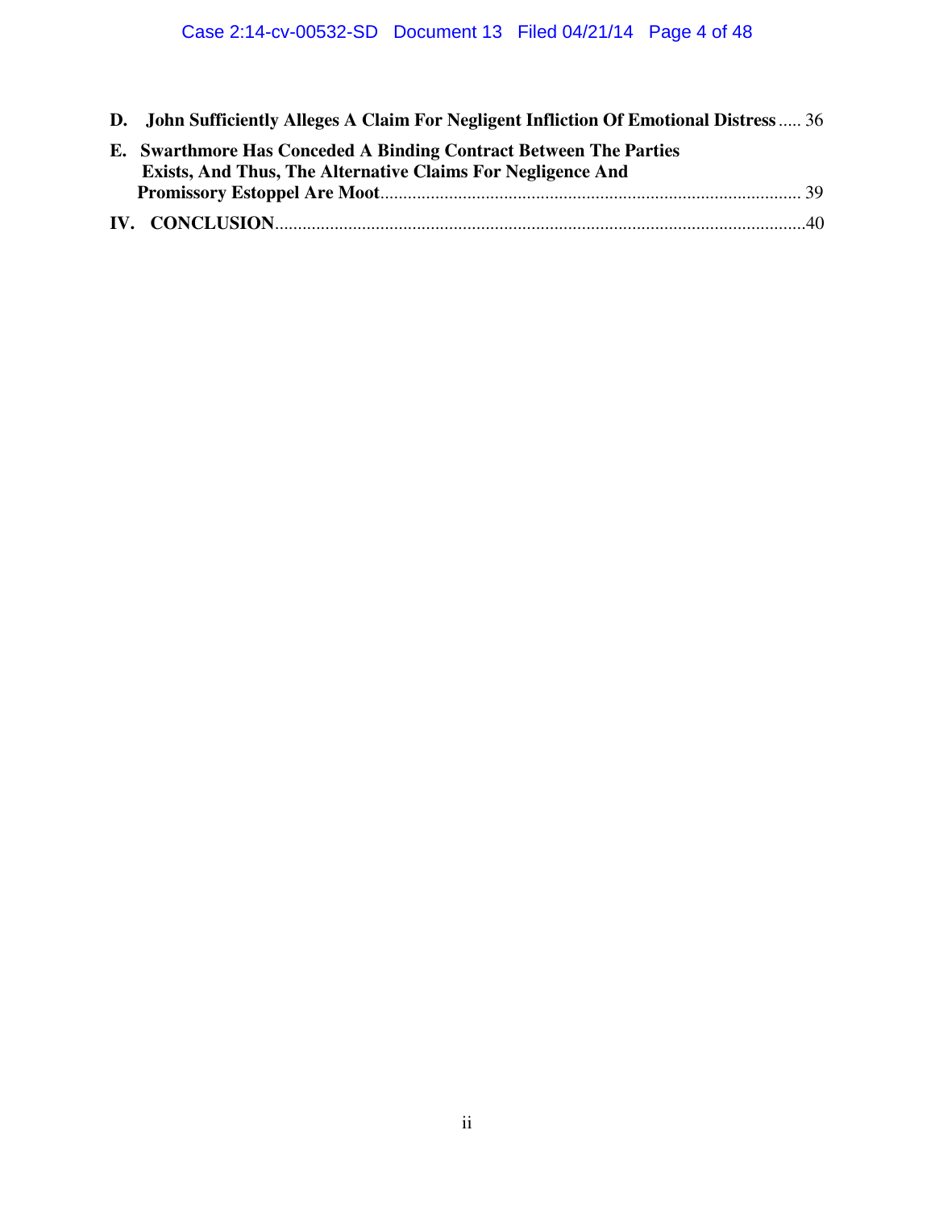**D. John Sufficiently Alleges A Claim For Negligent Infliction Of Emotional Distress** ..... 36

**E. Swarthmore Has Conceded A Binding Contract Between The Parties Exists, And Thus, The Alternative Claims For Negligence And Promissory Estoppel Are Moot** ........................................................................................ 39

**IV. CONCLUSION** ................................................................................................................40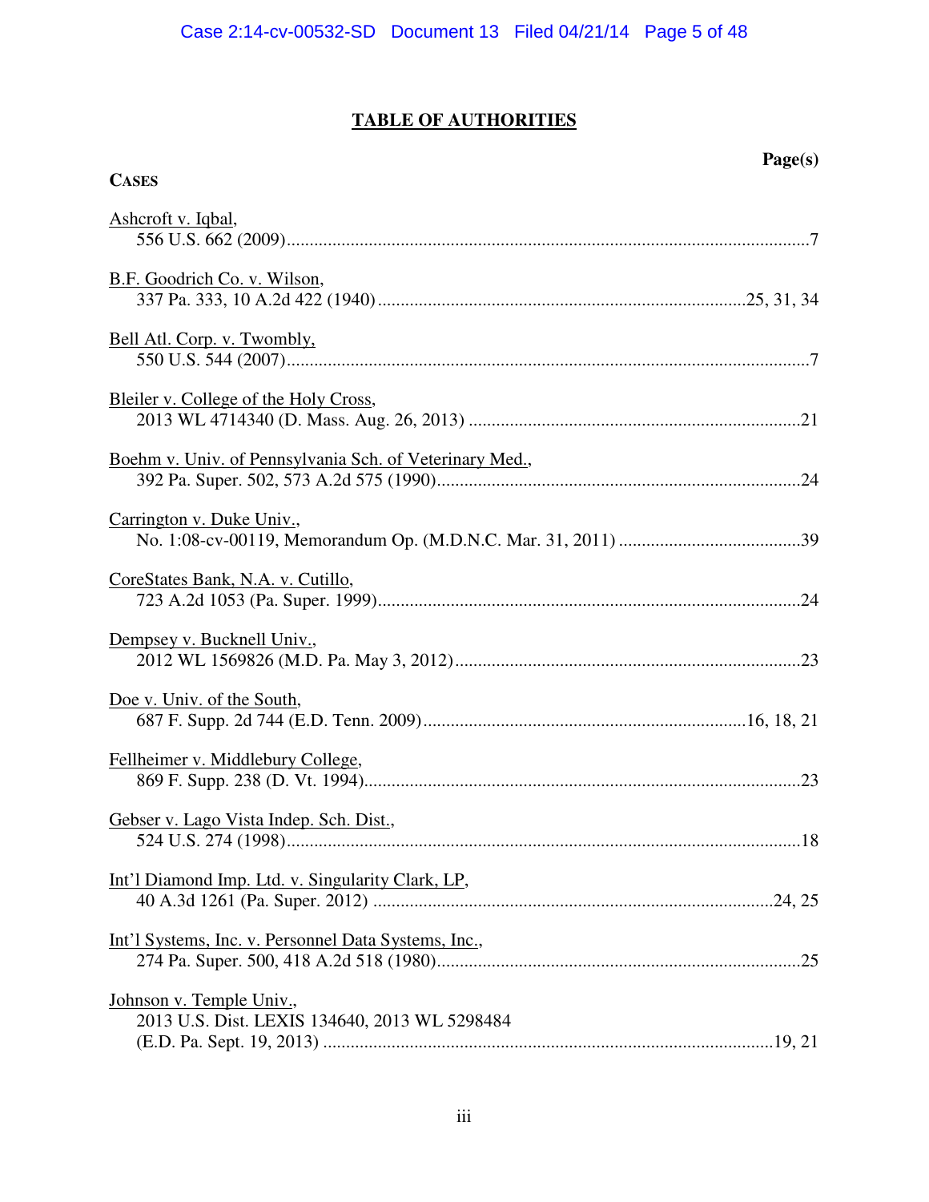## TABLE OF AUTHORITIES

**Page(s)**

**CASES**

Ashcroft v. Iqbal,
556 U.S. 662 (2009) ... 7

B.F. Goodrich Co. v. Wilson,
337 Pa. 333, 10 A.2d 422 (1940) ... 25, 31, 34

Bell Atl. Corp. v. Twombly,
550 U.S. 544 (2007) ... 7

Bleiler v. College of the Holy Cross,
2013 WL 4714340 (D. Mass. Aug. 26, 2013) ... 21

Boehm v. Univ. of Pennsylvania Sch. of Veterinary Med.,
392 Pa. Super. 502, 573 A.2d 575 (1990) ... 24

Carrington v. Duke Univ.,
No. 1:08-cv-00119, Memorandum Op. (M.D.N.C. Mar. 31, 2011) ... 39

CoreStates Bank, N.A. v. Cutillo,
723 A.2d 1053 (Pa. Super. 1999) ... 24

Dempsey v. Bucknell Univ.,
2012 WL 1569826 (M.D. Pa. May 3, 2012) ... 23

Doe v. Univ. of the South,
687 F. Supp. 2d 744 (E.D. Tenn. 2009) ... 16, 18, 21

Fellheimer v. Middlebury College,
869 F. Supp. 238 (D. Vt. 1994) ... 23

Gebser v. Lago Vista Indep. Sch. Dist.,
524 U.S. 274 (1998) ... 18

Int'l Diamond Imp. Ltd. v. Singularity Clark, LP,
40 A.3d 1261 (Pa. Super. 2012) ... 24, 25

Int'l Systems, Inc. v. Personnel Data Systems, Inc.,
274 Pa. Super. 500, 418 A.2d 518 (1980) ... 25

Johnson v. Temple Univ.,
2013 U.S. Dist. LEXIS 134640, 2013 WL 5298484
(E.D. Pa. Sept. 19, 2013) ... 19, 21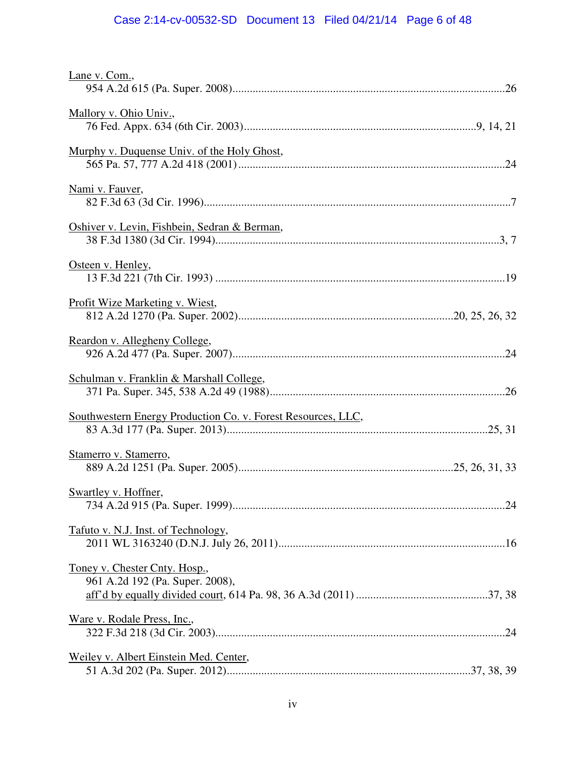Lane v. Com.,
954 A.2d 615 (Pa. Super. 2008)........................................................................................26

Mallory v. Ohio Univ.,
76 Fed. Appx. 634 (6th Cir. 2003)...........................................................................9, 14, 21

Murphy v. Duquense Univ. of the Holy Ghost,
565 Pa. 57, 777 A.2d 418 (2001).......................................................................................24

Nami v. Fauver,
82 F.3d 63 (3d Cir. 1996)......................................................................................................7

Oshiver v. Levin, Fishbein, Sedran & Berman,
38 F.3d 1380 (3d Cir. 1994)...............................................................................................3, 7

Osteen v. Henley,
13 F.3d 221 (7th Cir. 1993)................................................................................................19

Profit Wize Marketing v. Wiest,
812 A.2d 1270 (Pa. Super. 2002)....................................................................20, 25, 26, 32

Reardon v. Allegheny College,
926 A.2d 477 (Pa. Super. 2007)........................................................................................24

Schulman v. Franklin & Marshall College,
371 Pa. Super. 345, 538 A.2d 49 (1988)...........................................................................26

Southwestern Energy Production Co. v. Forest Resources, LLC,
83 A.3d 177 (Pa. Super. 2013).....................................................................................25, 31

Stamerro v. Stamerro,
889 A.2d 1251 (Pa. Super. 2005)....................................................................25, 26, 31, 33

Swartley v. Hoffner,
734 A.2d 915 (Pa. Super. 1999)........................................................................................24

Tafuto v. N.J. Inst. of Technology,
2011 WL 3163240 (D.N.J. July 26, 2011).........................................................................16

Toney v. Chester Cnty. Hosp.,
961 A.2d 192 (Pa. Super. 2008),
aff'd by equally divided court, 614 Pa. 98, 36 A.3d (2011) .........................................37, 38

Ware v. Rodale Press, Inc.,
322 F.3d 218 (3d Cir. 2003)...............................................................................................24

Weiley v. Albert Einstein Med. Center,
51 A.3d 202 (Pa. Super. 2012).....................................................................................37, 38, 39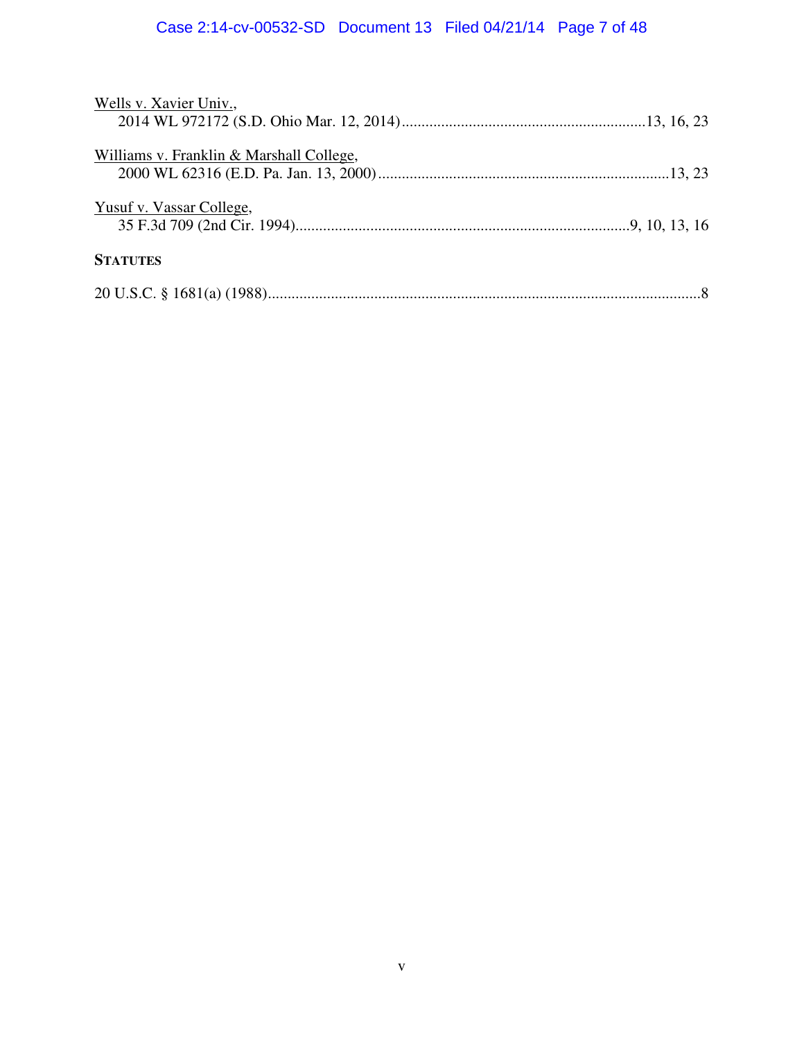Wells v. Xavier Univ.,
2014 WL 972172 (S.D. Ohio Mar. 12, 2014) ............................................................. 13, 16, 23

Williams v. Franklin & Marshall College,
2000 WL 62316 (E.D. Pa. Jan. 13, 2000) ......................................................................... 13, 23

Yusuf v. Vassar College,
35 F.3d 709 (2nd Cir. 1994) ..................................................................................... 9, 10, 13, 16

**STATUTES**

20 U.S.C. § 1681(a) (1988) ............................................................................................................. 8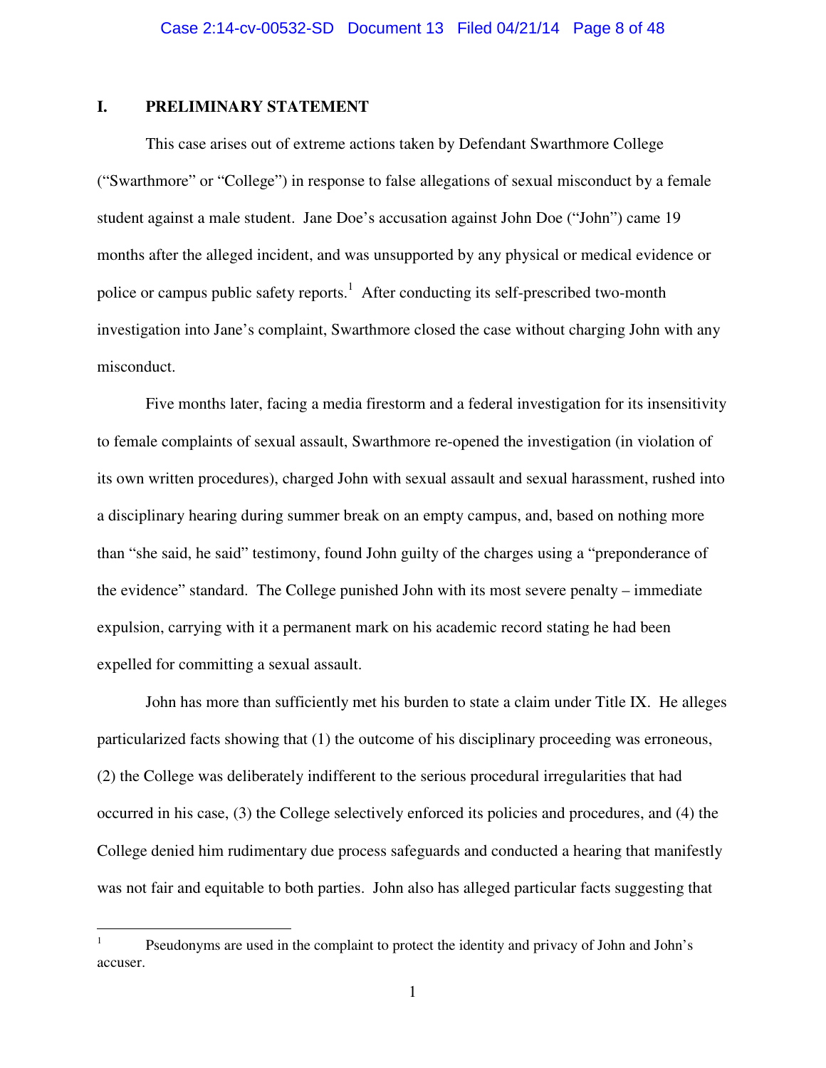## I. PRELIMINARY STATEMENT

This case arises out of extreme actions taken by Defendant Swarthmore College ("Swarthmore" or "College") in response to false allegations of sexual misconduct by a female student against a male student. Jane Doe's accusation against John Doe ("John") came 19 months after the alleged incident, and was unsupported by any physical or medical evidence or police or campus public safety reports.[1] After conducting its self-prescribed two-month investigation into Jane's complaint, Swarthmore closed the case without charging John with any misconduct.

Five months later, facing a media firestorm and a federal investigation for its insensitivity to female complaints of sexual assault, Swarthmore re-opened the investigation (in violation of its own written procedures), charged John with sexual assault and sexual harassment, rushed into a disciplinary hearing during summer break on an empty campus, and, based on nothing more than "she said, he said" testimony, found John guilty of the charges using a "preponderance of the evidence" standard. The College punished John with its most severe penalty – immediate expulsion, carrying with it a permanent mark on his academic record stating he had been expelled for committing a sexual assault.

John has more than sufficiently met his burden to state a claim under Title IX. He alleges particularized facts showing that (1) the outcome of his disciplinary proceeding was erroneous, (2) the College was deliberately indifferent to the serious procedural irregularities that had occurred in his case, (3) the College selectively enforced its policies and procedures, and (4) the College denied him rudimentary due process safeguards and conducted a hearing that manifestly was not fair and equitable to both parties. John also has alleged particular facts suggesting that

---

[1] Pseudonyms are used in the complaint to protect the identity and privacy of John and John's accuser.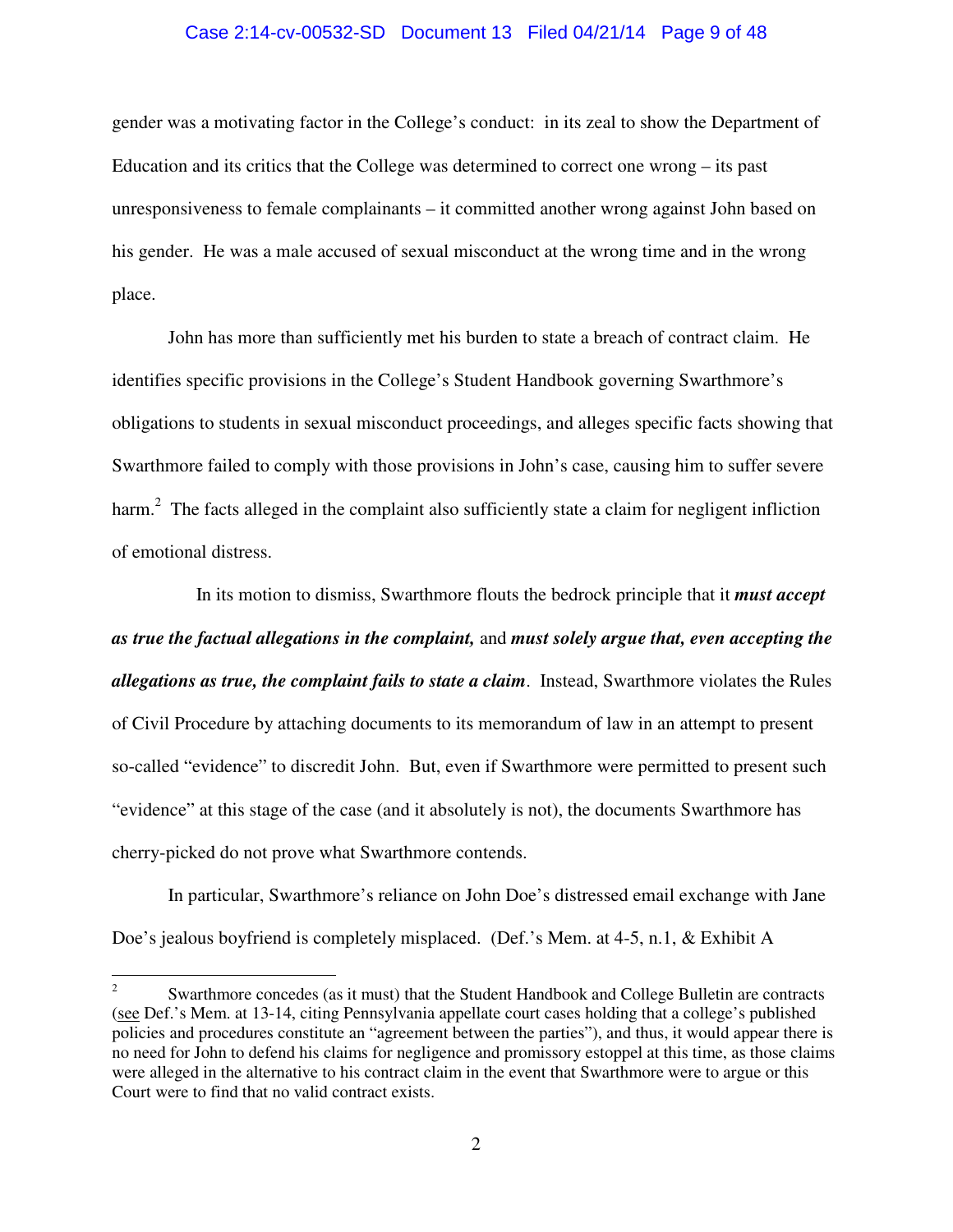gender was a motivating factor in the College's conduct: in its zeal to show the Department of Education and its critics that the College was determined to correct one wrong – its past unresponsiveness to female complainants – it committed another wrong against John based on his gender. He was a male accused of sexual misconduct at the wrong time and in the wrong place.

John has more than sufficiently met his burden to state a breach of contract claim. He identifies specific provisions in the College's Student Handbook governing Swarthmore's obligations to students in sexual misconduct proceedings, and alleges specific facts showing that Swarthmore failed to comply with those provisions in John's case, causing him to suffer severe harm.[2] The facts alleged in the complaint also sufficiently state a claim for negligent infliction of emotional distress.

In its motion to dismiss, Swarthmore flouts the bedrock principle that it ***must accept as true the factual allegations in the complaint,*** and ***must solely argue that, even accepting the allegations as true, the complaint fails to state a claim***. Instead, Swarthmore violates the Rules of Civil Procedure by attaching documents to its memorandum of law in an attempt to present so-called "evidence" to discredit John. But, even if Swarthmore were permitted to present such "evidence" at this stage of the case (and it absolutely is not), the documents Swarthmore has cherry-picked do not prove what Swarthmore contends.

In particular, Swarthmore's reliance on John Doe's distressed email exchange with Jane Doe's jealous boyfriend is completely misplaced. (Def.'s Mem. at 4-5, n.1, & Exhibit A

---

[2] Swarthmore concedes (as it must) that the Student Handbook and College Bulletin are contracts (see Def.'s Mem. at 13-14, citing Pennsylvania appellate court cases holding that a college's published policies and procedures constitute an "agreement between the parties"), and thus, it would appear there is no need for John to defend his claims for negligence and promissory estoppel at this time, as those claims were alleged in the alternative to his contract claim in the event that Swarthmore were to argue or this Court were to find that no valid contract exists.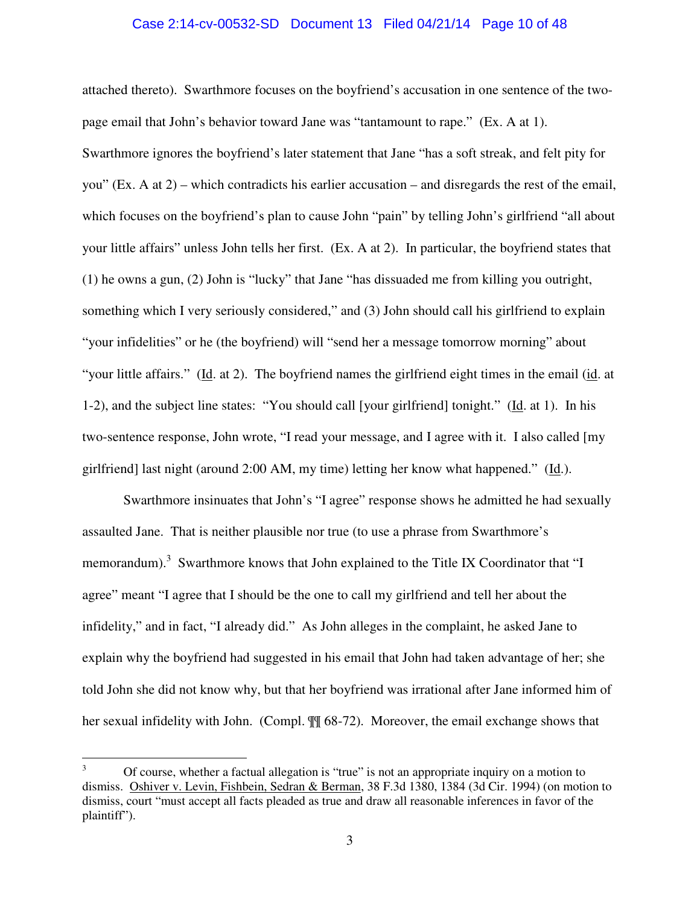attached thereto). Swarthmore focuses on the boyfriend's accusation in one sentence of the two-page email that John's behavior toward Jane was "tantamount to rape." (Ex. A at 1). Swarthmore ignores the boyfriend's later statement that Jane "has a soft streak, and felt pity for you" (Ex. A at 2) – which contradicts his earlier accusation – and disregards the rest of the email, which focuses on the boyfriend's plan to cause John "pain" by telling John's girlfriend "all about your little affairs" unless John tells her first. (Ex. A at 2). In particular, the boyfriend states that (1) he owns a gun, (2) John is "lucky" that Jane "has dissuaded me from killing you outright, something which I very seriously considered," and (3) John should call his girlfriend to explain "your infidelities" or he (the boyfriend) will "send her a message tomorrow morning" about "your little affairs." (Id. at 2). The boyfriend names the girlfriend eight times in the email (id. at 1-2), and the subject line states: "You should call [your girlfriend] tonight." (Id. at 1). In his two-sentence response, John wrote, "I read your message, and I agree with it. I also called [my girlfriend] last night (around 2:00 AM, my time) letting her know what happened." (Id.).

Swarthmore insinuates that John's "I agree" response shows he admitted he had sexually assaulted Jane. That is neither plausible nor true (to use a phrase from Swarthmore's memorandum).[3] Swarthmore knows that John explained to the Title IX Coordinator that "I agree" meant "I agree that I should be the one to call my girlfriend and tell her about the infidelity," and in fact, "I already did." As John alleges in the complaint, he asked Jane to explain why the boyfriend had suggested in his email that John had taken advantage of her; she told John she did not know why, but that her boyfriend was irrational after Jane informed him of her sexual infidelity with John. (Compl. ¶¶ 68-72). Moreover, the email exchange shows that

---

[3] Of course, whether a factual allegation is "true" is not an appropriate inquiry on a motion to dismiss. Oshiver v. Levin, Fishbein, Sedran & Berman, 38 F.3d 1380, 1384 (3d Cir. 1994) (on motion to dismiss, court "must accept all facts pleaded as true and draw all reasonable inferences in favor of the plaintiff").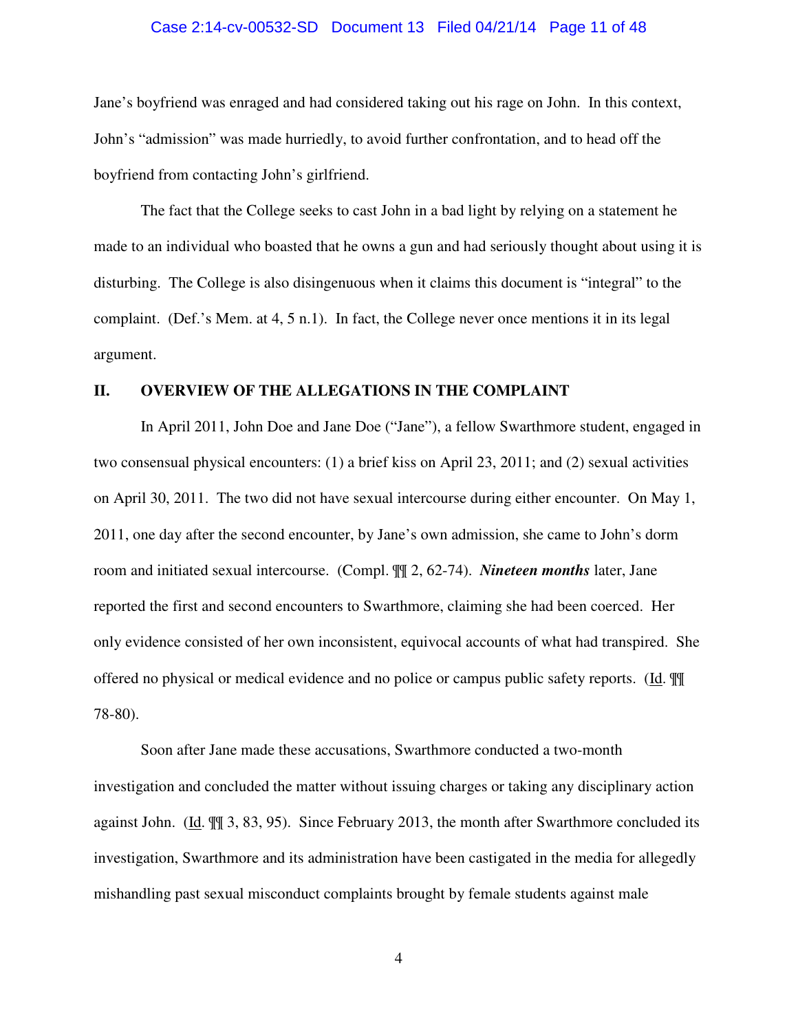Jane's boyfriend was enraged and had considered taking out his rage on John. In this context, John's "admission" was made hurriedly, to avoid further confrontation, and to head off the boyfriend from contacting John's girlfriend.

The fact that the College seeks to cast John in a bad light by relying on a statement he made to an individual who boasted that he owns a gun and had seriously thought about using it is disturbing. The College is also disingenuous when it claims this document is "integral" to the complaint. (Def.'s Mem. at 4, 5 n.1). In fact, the College never once mentions it in its legal argument.

## II. OVERVIEW OF THE ALLEGATIONS IN THE COMPLAINT

In April 2011, John Doe and Jane Doe ("Jane"), a fellow Swarthmore student, engaged in two consensual physical encounters: (1) a brief kiss on April 23, 2011; and (2) sexual activities on April 30, 2011. The two did not have sexual intercourse during either encounter. On May 1, 2011, one day after the second encounter, by Jane's own admission, she came to John's dorm room and initiated sexual intercourse. (Compl. ¶¶ 2, 62-74). ***Nineteen months*** later, Jane reported the first and second encounters to Swarthmore, claiming she had been coerced. Her only evidence consisted of her own inconsistent, equivocal accounts of what had transpired. She offered no physical or medical evidence and no police or campus public safety reports. (Id. ¶¶ 78-80).

Soon after Jane made these accusations, Swarthmore conducted a two-month investigation and concluded the matter without issuing charges or taking any disciplinary action against John. (Id. ¶¶ 3, 83, 95). Since February 2013, the month after Swarthmore concluded its investigation, Swarthmore and its administration have been castigated in the media for allegedly mishandling past sexual misconduct complaints brought by female students against male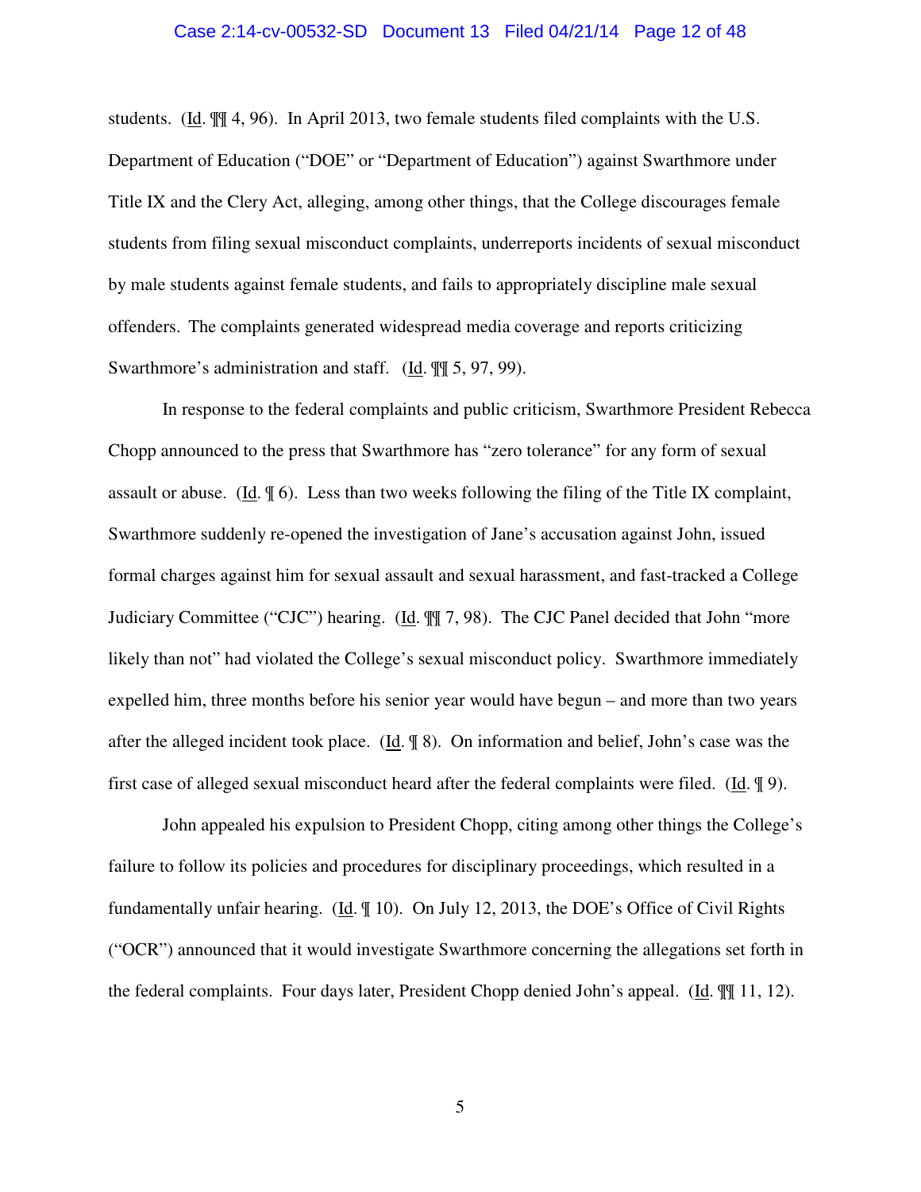students. (Id. ¶¶ 4, 96). In April 2013, two female students filed complaints with the U.S. Department of Education ("DOE" or "Department of Education") against Swarthmore under Title IX and the Clery Act, alleging, among other things, that the College discourages female students from filing sexual misconduct complaints, underreports incidents of sexual misconduct by male students against female students, and fails to appropriately discipline male sexual offenders. The complaints generated widespread media coverage and reports criticizing Swarthmore's administration and staff. (Id. ¶¶ 5, 97, 99).

In response to the federal complaints and public criticism, Swarthmore President Rebecca Chopp announced to the press that Swarthmore has "zero tolerance" for any form of sexual assault or abuse. (Id. ¶ 6). Less than two weeks following the filing of the Title IX complaint, Swarthmore suddenly re-opened the investigation of Jane's accusation against John, issued formal charges against him for sexual assault and sexual harassment, and fast-tracked a College Judiciary Committee ("CJC") hearing. (Id. ¶¶ 7, 98). The CJC Panel decided that John "more likely than not" had violated the College's sexual misconduct policy. Swarthmore immediately expelled him, three months before his senior year would have begun – and more than two years after the alleged incident took place. (Id. ¶ 8). On information and belief, John's case was the first case of alleged sexual misconduct heard after the federal complaints were filed. (Id. ¶ 9).

John appealed his expulsion to President Chopp, citing among other things the College's failure to follow its policies and procedures for disciplinary proceedings, which resulted in a fundamentally unfair hearing. (Id. ¶ 10). On July 12, 2013, the DOE's Office of Civil Rights ("OCR") announced that it would investigate Swarthmore concerning the allegations set forth in the federal complaints. Four days later, President Chopp denied John's appeal. (Id. ¶¶ 11, 12).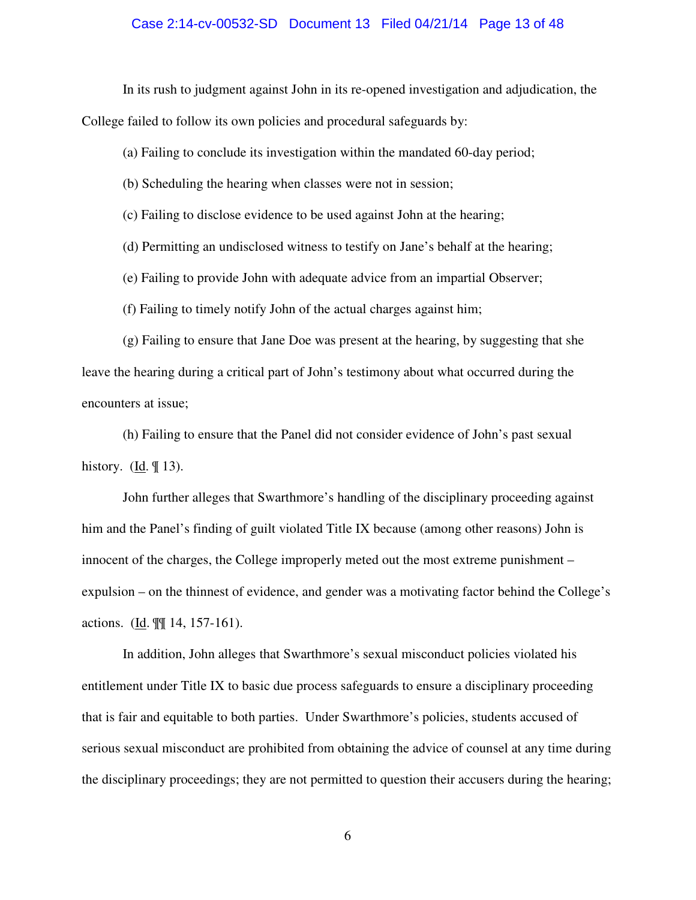In its rush to judgment against John in its re-opened investigation and adjudication, the College failed to follow its own policies and procedural safeguards by:

(a) Failing to conclude its investigation within the mandated 60-day period;

(b) Scheduling the hearing when classes were not in session;

(c) Failing to disclose evidence to be used against John at the hearing;

(d) Permitting an undisclosed witness to testify on Jane's behalf at the hearing;

(e) Failing to provide John with adequate advice from an impartial Observer;

(f) Failing to timely notify John of the actual charges against him;

(g) Failing to ensure that Jane Doe was present at the hearing, by suggesting that she leave the hearing during a critical part of John's testimony about what occurred during the encounters at issue;

(h) Failing to ensure that the Panel did not consider evidence of John's past sexual history. (Id. ¶ 13).

John further alleges that Swarthmore's handling of the disciplinary proceeding against him and the Panel's finding of guilt violated Title IX because (among other reasons) John is innocent of the charges, the College improperly meted out the most extreme punishment – expulsion – on the thinnest of evidence, and gender was a motivating factor behind the College's actions. (Id. ¶¶ 14, 157-161).

In addition, John alleges that Swarthmore's sexual misconduct policies violated his entitlement under Title IX to basic due process safeguards to ensure a disciplinary proceeding that is fair and equitable to both parties. Under Swarthmore's policies, students accused of serious sexual misconduct are prohibited from obtaining the advice of counsel at any time during the disciplinary proceedings; they are not permitted to question their accusers during the hearing;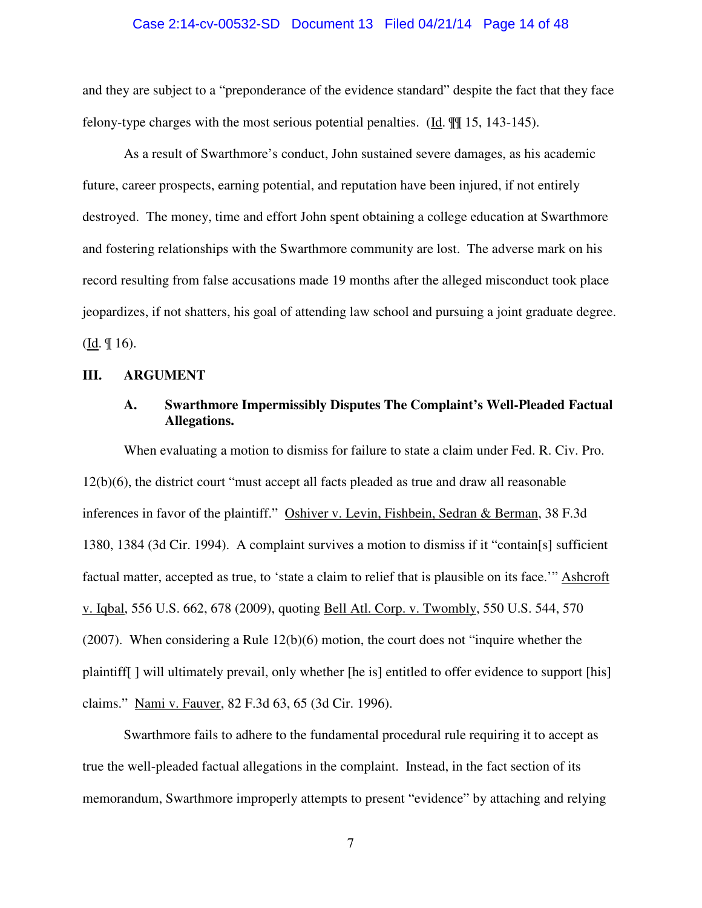and they are subject to a "preponderance of the evidence standard" despite the fact that they face felony-type charges with the most serious potential penalties. (Id. ¶¶ 15, 143-145).

As a result of Swarthmore's conduct, John sustained severe damages, as his academic future, career prospects, earning potential, and reputation have been injured, if not entirely destroyed. The money, time and effort John spent obtaining a college education at Swarthmore and fostering relationships with the Swarthmore community are lost. The adverse mark on his record resulting from false accusations made 19 months after the alleged misconduct took place jeopardizes, if not shatters, his goal of attending law school and pursuing a joint graduate degree. (Id. ¶ 16).

## III. ARGUMENT

### A. Swarthmore Impermissibly Disputes The Complaint's Well-Pleaded Factual Allegations.

When evaluating a motion to dismiss for failure to state a claim under Fed. R. Civ. Pro. 12(b)(6), the district court "must accept all facts pleaded as true and draw all reasonable inferences in favor of the plaintiff." Oshiver v. Levin, Fishbein, Sedran & Berman, 38 F.3d 1380, 1384 (3d Cir. 1994). A complaint survives a motion to dismiss if it "contain[s] sufficient factual matter, accepted as true, to 'state a claim to relief that is plausible on its face.'" Ashcroft v. Iqbal, 556 U.S. 662, 678 (2009), quoting Bell Atl. Corp. v. Twombly, 550 U.S. 544, 570 (2007). When considering a Rule 12(b)(6) motion, the court does not "inquire whether the plaintiff[ ] will ultimately prevail, only whether [he is] entitled to offer evidence to support [his] claims." Nami v. Fauver, 82 F.3d 63, 65 (3d Cir. 1996).

Swarthmore fails to adhere to the fundamental procedural rule requiring it to accept as true the well-pleaded factual allegations in the complaint. Instead, in the fact section of its memorandum, Swarthmore improperly attempts to present "evidence" by attaching and relying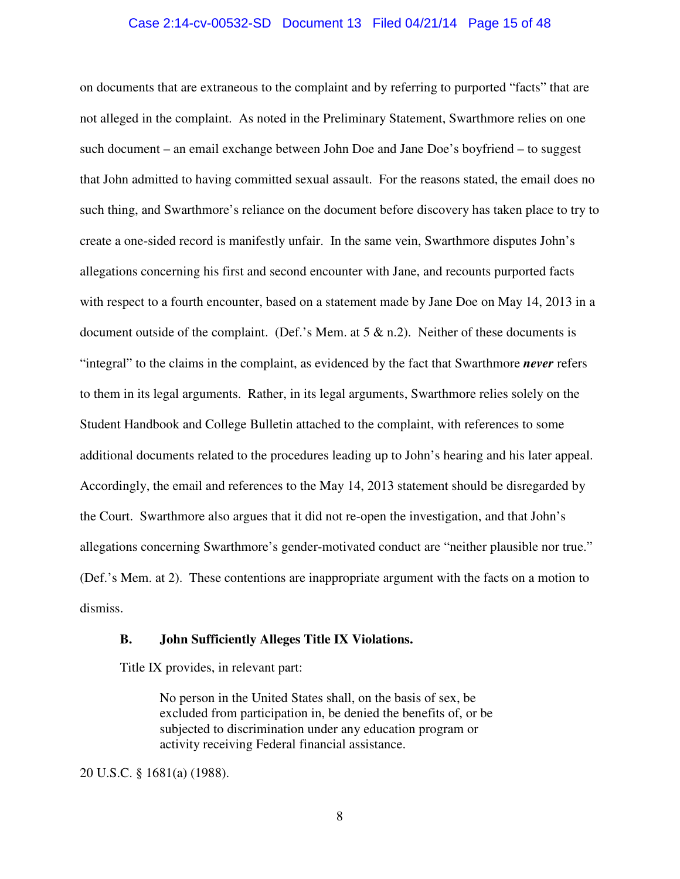on documents that are extraneous to the complaint and by referring to purported "facts" that are not alleged in the complaint. As noted in the Preliminary Statement, Swarthmore relies on one such document – an email exchange between John Doe and Jane Doe's boyfriend – to suggest that John admitted to having committed sexual assault. For the reasons stated, the email does no such thing, and Swarthmore's reliance on the document before discovery has taken place to try to create a one-sided record is manifestly unfair. In the same vein, Swarthmore disputes John's allegations concerning his first and second encounter with Jane, and recounts purported facts with respect to a fourth encounter, based on a statement made by Jane Doe on May 14, 2013 in a document outside of the complaint. (Def.'s Mem. at 5 & n.2). Neither of these documents is "integral" to the claims in the complaint, as evidenced by the fact that Swarthmore ***never*** refers to them in its legal arguments. Rather, in its legal arguments, Swarthmore relies solely on the Student Handbook and College Bulletin attached to the complaint, with references to some additional documents related to the procedures leading up to John's hearing and his later appeal. Accordingly, the email and references to the May 14, 2013 statement should be disregarded by the Court. Swarthmore also argues that it did not re-open the investigation, and that John's allegations concerning Swarthmore's gender-motivated conduct are "neither plausible nor true." (Def.'s Mem. at 2). These contentions are inappropriate argument with the facts on a motion to dismiss.

### B. John Sufficiently Alleges Title IX Violations.

Title IX provides, in relevant part:

> No person in the United States shall, on the basis of sex, be excluded from participation in, be denied the benefits of, or be subjected to discrimination under any education program or activity receiving Federal financial assistance.

20 U.S.C. § 1681(a) (1988).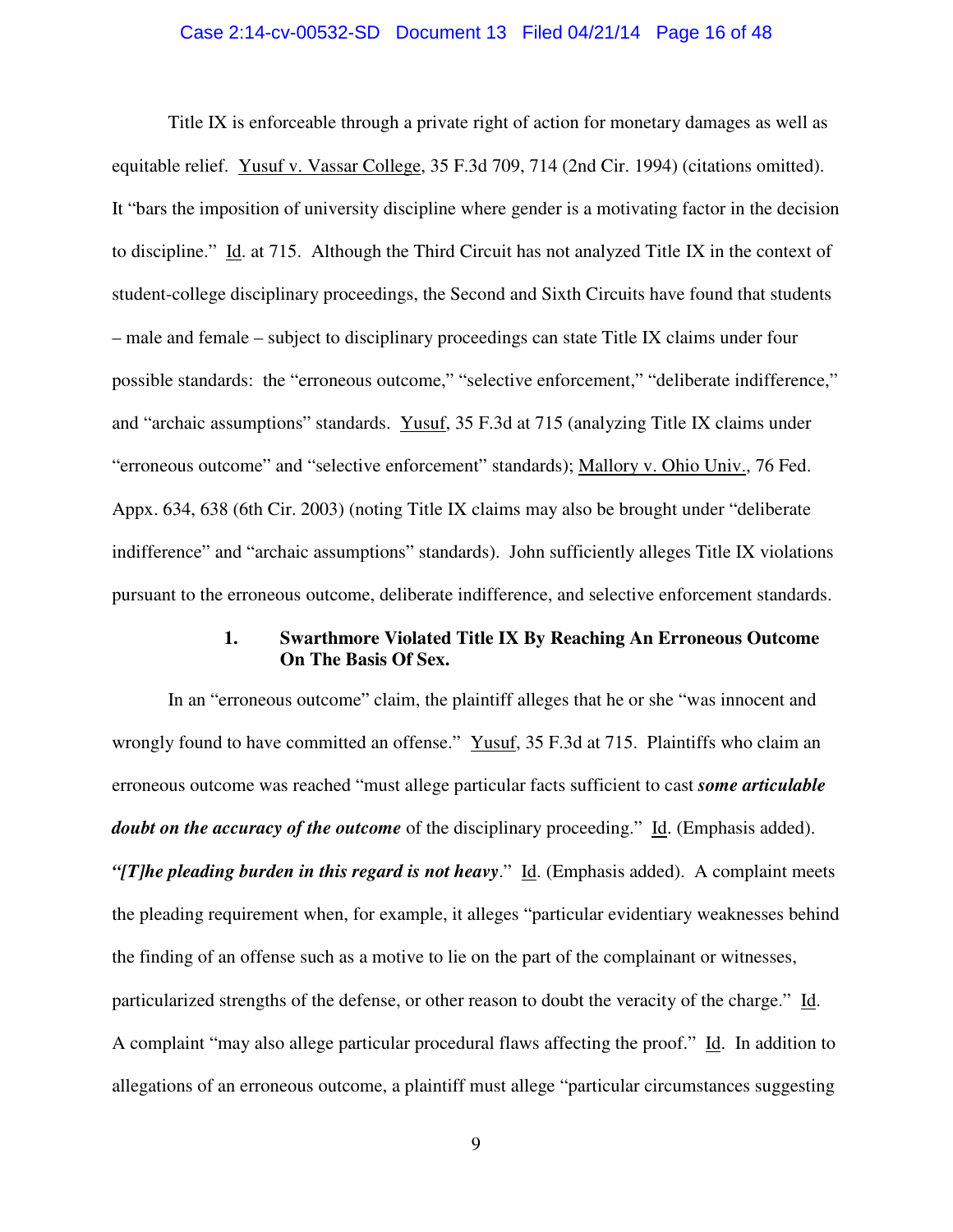Title IX is enforceable through a private right of action for monetary damages as well as equitable relief. Yusuf v. Vassar College, 35 F.3d 709, 714 (2nd Cir. 1994) (citations omitted). It "bars the imposition of university discipline where gender is a motivating factor in the decision to discipline." Id. at 715. Although the Third Circuit has not analyzed Title IX in the context of student-college disciplinary proceedings, the Second and Sixth Circuits have found that students – male and female – subject to disciplinary proceedings can state Title IX claims under four possible standards: the "erroneous outcome," "selective enforcement," "deliberate indifference," and "archaic assumptions" standards. Yusuf, 35 F.3d at 715 (analyzing Title IX claims under "erroneous outcome" and "selective enforcement" standards); Mallory v. Ohio Univ., 76 Fed. Appx. 634, 638 (6th Cir. 2003) (noting Title IX claims may also be brought under "deliberate indifference" and "archaic assumptions" standards). John sufficiently alleges Title IX violations pursuant to the erroneous outcome, deliberate indifference, and selective enforcement standards.

### 1. Swarthmore Violated Title IX By Reaching An Erroneous Outcome On The Basis Of Sex.

In an "erroneous outcome" claim, the plaintiff alleges that he or she "was innocent and wrongly found to have committed an offense." Yusuf, 35 F.3d at 715. Plaintiffs who claim an erroneous outcome was reached "must allege particular facts sufficient to cast ***some articulable doubt on the accuracy of the outcome*** of the disciplinary proceeding." Id. (Emphasis added). ***"[T]he pleading burden in this regard is not heavy***." Id. (Emphasis added). A complaint meets the pleading requirement when, for example, it alleges "particular evidentiary weaknesses behind the finding of an offense such as a motive to lie on the part of the complainant or witnesses, particularized strengths of the defense, or other reason to doubt the veracity of the charge." Id. A complaint "may also allege particular procedural flaws affecting the proof." Id. In addition to allegations of an erroneous outcome, a plaintiff must allege "particular circumstances suggesting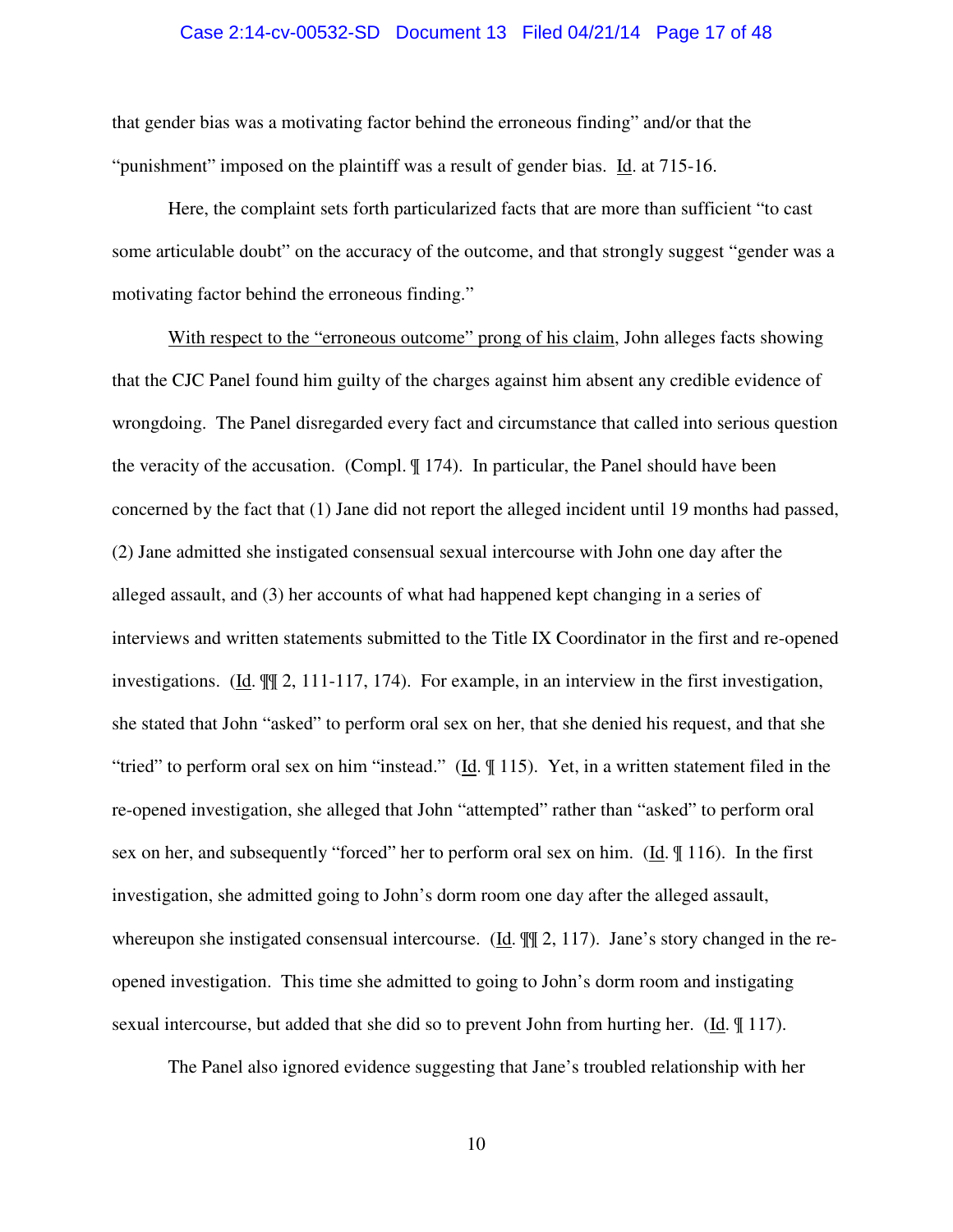that gender bias was a motivating factor behind the erroneous finding" and/or that the "punishment" imposed on the plaintiff was a result of gender bias. Id. at 715-16.

Here, the complaint sets forth particularized facts that are more than sufficient "to cast some articulable doubt" on the accuracy of the outcome, and that strongly suggest "gender was a motivating factor behind the erroneous finding."

With respect to the "erroneous outcome" prong of his claim, John alleges facts showing that the CJC Panel found him guilty of the charges against him absent any credible evidence of wrongdoing. The Panel disregarded every fact and circumstance that called into serious question the veracity of the accusation. (Compl. ¶ 174). In particular, the Panel should have been concerned by the fact that (1) Jane did not report the alleged incident until 19 months had passed, (2) Jane admitted she instigated consensual sexual intercourse with John one day after the alleged assault, and (3) her accounts of what had happened kept changing in a series of interviews and written statements submitted to the Title IX Coordinator in the first and re-opened investigations. (Id. ¶¶ 2, 111-117, 174). For example, in an interview in the first investigation, she stated that John "asked" to perform oral sex on her, that she denied his request, and that she "tried" to perform oral sex on him "instead." (Id. ¶ 115). Yet, in a written statement filed in the re-opened investigation, she alleged that John "attempted" rather than "asked" to perform oral sex on her, and subsequently "forced" her to perform oral sex on him. (Id. ¶ 116). In the first investigation, she admitted going to John's dorm room one day after the alleged assault, whereupon she instigated consensual intercourse. (Id. ¶¶ 2, 117). Jane's story changed in the re-opened investigation. This time she admitted to going to John's dorm room and instigating sexual intercourse, but added that she did so to prevent John from hurting her. (Id. ¶ 117).

The Panel also ignored evidence suggesting that Jane's troubled relationship with her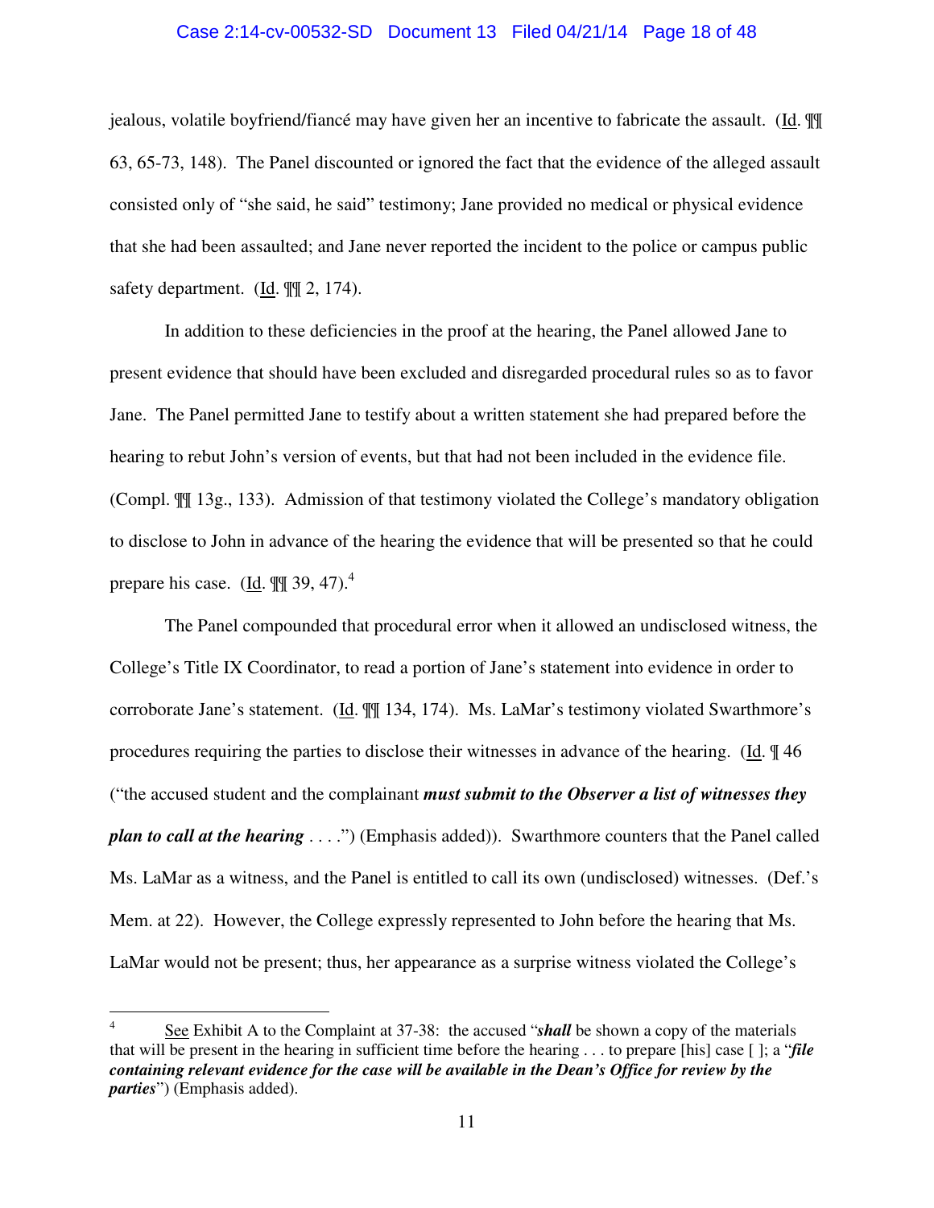jealous, volatile boyfriend/fiancé may have given her an incentive to fabricate the assault. (Id. ¶¶ 63, 65-73, 148). The Panel discounted or ignored the fact that the evidence of the alleged assault consisted only of "she said, he said" testimony; Jane provided no medical or physical evidence that she had been assaulted; and Jane never reported the incident to the police or campus public safety department. (Id. ¶¶ 2, 174).

In addition to these deficiencies in the proof at the hearing, the Panel allowed Jane to present evidence that should have been excluded and disregarded procedural rules so as to favor Jane. The Panel permitted Jane to testify about a written statement she had prepared before the hearing to rebut John's version of events, but that had not been included in the evidence file. (Compl. ¶¶ 13g., 133). Admission of that testimony violated the College's mandatory obligation to disclose to John in advance of the hearing the evidence that will be presented so that he could prepare his case. (Id. ¶¶ 39, 47).[4]

The Panel compounded that procedural error when it allowed an undisclosed witness, the College's Title IX Coordinator, to read a portion of Jane's statement into evidence in order to corroborate Jane's statement. (Id. ¶¶ 134, 174). Ms. LaMar's testimony violated Swarthmore's procedures requiring the parties to disclose their witnesses in advance of the hearing. (Id. ¶ 46 ("the accused student and the complainant ***must submit to the Observer a list of witnesses they plan to call at the hearing*** . . . .") (Emphasis added)). Swarthmore counters that the Panel called Ms. LaMar as a witness, and the Panel is entitled to call its own (undisclosed) witnesses. (Def.'s Mem. at 22). However, the College expressly represented to John before the hearing that Ms. LaMar would not be present; thus, her appearance as a surprise witness violated the College's

---

[4] See Exhibit A to the Complaint at 37-38: the accused "***shall*** be shown a copy of the materials that will be present in the hearing in sufficient time before the hearing . . . to prepare [his] case [ ]; a "***file containing relevant evidence for the case will be available in the Dean's Office for review by the parties***") (Emphasis added).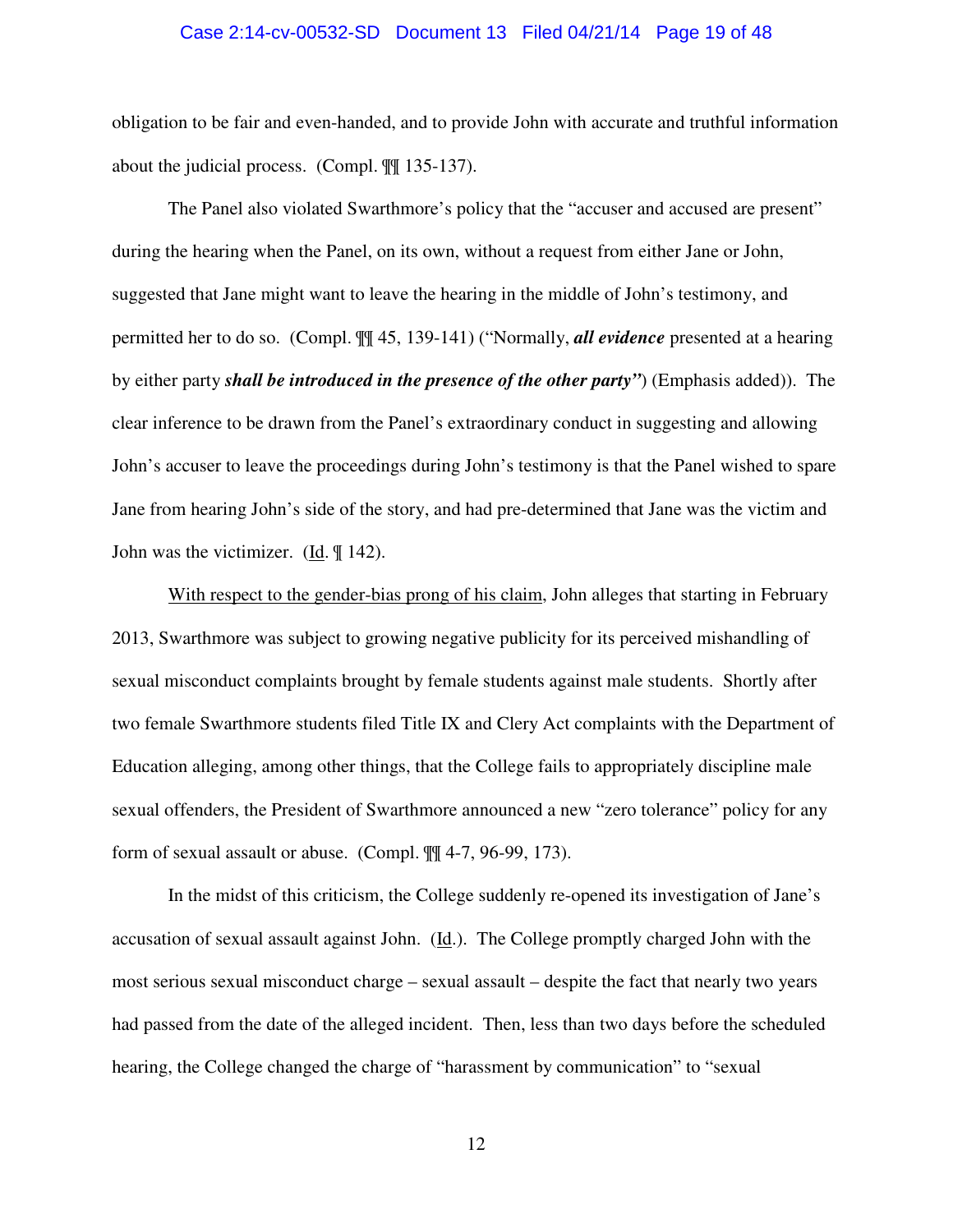obligation to be fair and even-handed, and to provide John with accurate and truthful information about the judicial process. (Compl. ¶¶ 135-137).

The Panel also violated Swarthmore's policy that the "accuser and accused are present" during the hearing when the Panel, on its own, without a request from either Jane or John, suggested that Jane might want to leave the hearing in the middle of John's testimony, and permitted her to do so. (Compl. ¶¶ 45, 139-141) ("Normally, ***all evidence*** presented at a hearing by either party ***shall be introduced in the presence of the other party"***) (Emphasis added)). The clear inference to be drawn from the Panel's extraordinary conduct in suggesting and allowing John's accuser to leave the proceedings during John's testimony is that the Panel wished to spare Jane from hearing John's side of the story, and had pre-determined that Jane was the victim and John was the victimizer. (Id. ¶ 142).

With respect to the gender-bias prong of his claim, John alleges that starting in February 2013, Swarthmore was subject to growing negative publicity for its perceived mishandling of sexual misconduct complaints brought by female students against male students. Shortly after two female Swarthmore students filed Title IX and Clery Act complaints with the Department of Education alleging, among other things, that the College fails to appropriately discipline male sexual offenders, the President of Swarthmore announced a new "zero tolerance" policy for any form of sexual assault or abuse. (Compl. ¶¶ 4-7, 96-99, 173).

In the midst of this criticism, the College suddenly re-opened its investigation of Jane's accusation of sexual assault against John. (Id.). The College promptly charged John with the most serious sexual misconduct charge – sexual assault – despite the fact that nearly two years had passed from the date of the alleged incident. Then, less than two days before the scheduled hearing, the College changed the charge of "harassment by communication" to "sexual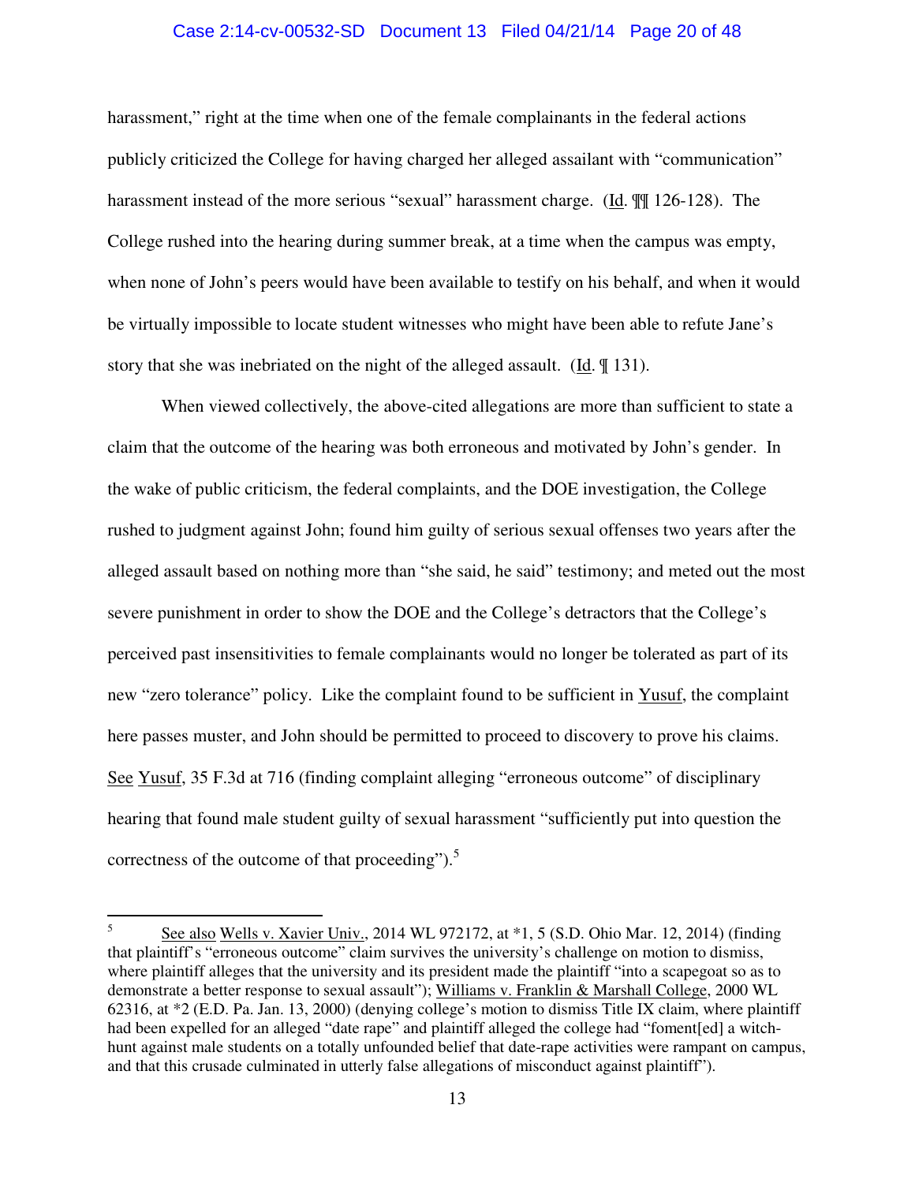harassment," right at the time when one of the female complainants in the federal actions publicly criticized the College for having charged her alleged assailant with "communication" harassment instead of the more serious "sexual" harassment charge. (Id. ¶¶ 126-128). The College rushed into the hearing during summer break, at a time when the campus was empty, when none of John's peers would have been available to testify on his behalf, and when it would be virtually impossible to locate student witnesses who might have been able to refute Jane's story that she was inebriated on the night of the alleged assault. (Id. ¶ 131).

When viewed collectively, the above-cited allegations are more than sufficient to state a claim that the outcome of the hearing was both erroneous and motivated by John's gender. In the wake of public criticism, the federal complaints, and the DOE investigation, the College rushed to judgment against John; found him guilty of serious sexual offenses two years after the alleged assault based on nothing more than "she said, he said" testimony; and meted out the most severe punishment in order to show the DOE and the College's detractors that the College's perceived past insensitivities to female complainants would no longer be tolerated as part of its new "zero tolerance" policy. Like the complaint found to be sufficient in Yusuf, the complaint here passes muster, and John should be permitted to proceed to discovery to prove his claims. See Yusuf, 35 F.3d at 716 (finding complaint alleging "erroneous outcome" of disciplinary hearing that found male student guilty of sexual harassment "sufficiently put into question the correctness of the outcome of that proceeding").[5]

[5] See also Wells v. Xavier Univ., 2014 WL 972172, at *1, 5 (S.D. Ohio Mar. 12, 2014) (finding that plaintiff's "erroneous outcome" claim survives the university's challenge on motion to dismiss, where plaintiff alleges that the university and its president made the plaintiff "into a scapegoat so as to demonstrate a better response to sexual assault"); Williams v. Franklin & Marshall College, 2000 WL 62316, at *2 (E.D. Pa. Jan. 13, 2000) (denying college's motion to dismiss Title IX claim, where plaintiff had been expelled for an alleged "date rape" and plaintiff alleged the college had "foment[ed] a witch-hunt against male students on a totally unfounded belief that date-rape activities were rampant on campus, and that this crusade culminated in utterly false allegations of misconduct against plaintiff").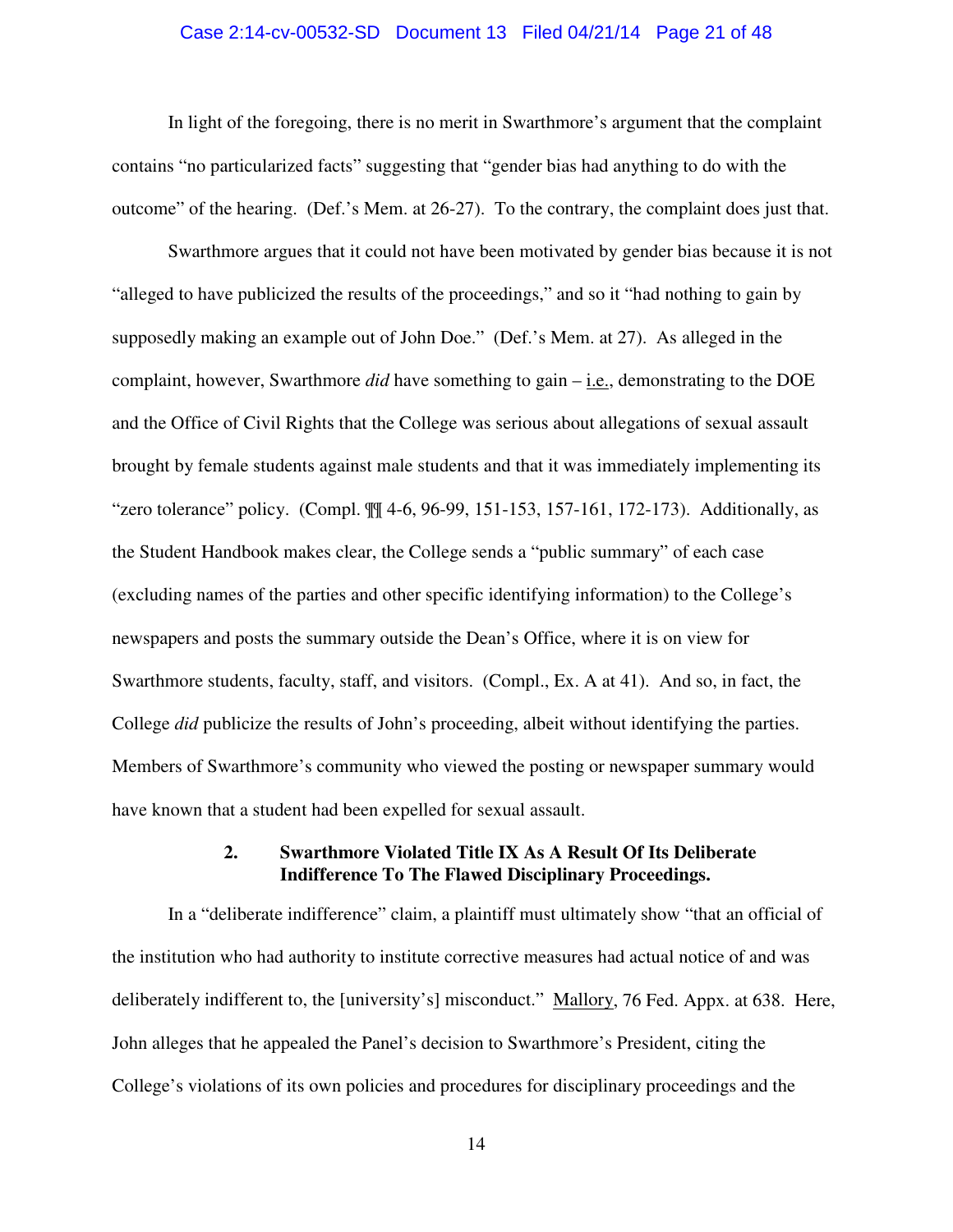In light of the foregoing, there is no merit in Swarthmore's argument that the complaint contains "no particularized facts" suggesting that "gender bias had anything to do with the outcome" of the hearing. (Def.'s Mem. at 26-27). To the contrary, the complaint does just that.

Swarthmore argues that it could not have been motivated by gender bias because it is not "alleged to have publicized the results of the proceedings," and so it "had nothing to gain by supposedly making an example out of John Doe." (Def.'s Mem. at 27). As alleged in the complaint, however, Swarthmore *did* have something to gain – i.e., demonstrating to the DOE and the Office of Civil Rights that the College was serious about allegations of sexual assault brought by female students against male students and that it was immediately implementing its "zero tolerance" policy. (Compl. ¶¶ 4-6, 96-99, 151-153, 157-161, 172-173). Additionally, as the Student Handbook makes clear, the College sends a "public summary" of each case (excluding names of the parties and other specific identifying information) to the College's newspapers and posts the summary outside the Dean's Office, where it is on view for Swarthmore students, faculty, staff, and visitors. (Compl., Ex. A at 41). And so, in fact, the College *did* publicize the results of John's proceeding, albeit without identifying the parties. Members of Swarthmore's community who viewed the posting or newspaper summary would have known that a student had been expelled for sexual assault.

**2. Swarthmore Violated Title IX As A Result Of Its Deliberate Indifference To The Flawed Disciplinary Proceedings.**

In a "deliberate indifference" claim, a plaintiff must ultimately show "that an official of the institution who had authority to institute corrective measures had actual notice of and was deliberately indifferent to, the [university's] misconduct." Mallory, 76 Fed. Appx. at 638. Here, John alleges that he appealed the Panel's decision to Swarthmore's President, citing the College's violations of its own policies and procedures for disciplinary proceedings and the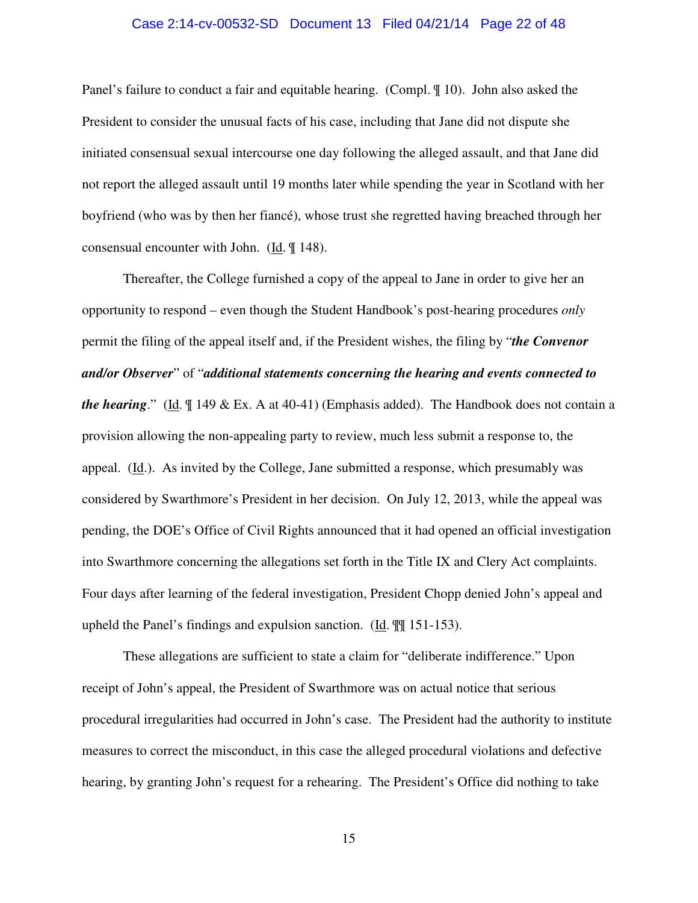Panel's failure to conduct a fair and equitable hearing. (Compl. ¶ 10). John also asked the President to consider the unusual facts of his case, including that Jane did not dispute she initiated consensual sexual intercourse one day following the alleged assault, and that Jane did not report the alleged assault until 19 months later while spending the year in Scotland with her boyfriend (who was by then her fiancé), whose trust she regretted having breached through her consensual encounter with John. (Id. ¶ 148).

Thereafter, the College furnished a copy of the appeal to Jane in order to give her an opportunity to respond – even though the Student Handbook's post-hearing procedures *only* permit the filing of the appeal itself and, if the President wishes, the filing by "***the Convenor and/or Observer***" of "***additional statements concerning the hearing and events connected to the hearing***." (Id. ¶ 149 & Ex. A at 40-41) (Emphasis added). The Handbook does not contain a provision allowing the non-appealing party to review, much less submit a response to, the appeal. (Id.). As invited by the College, Jane submitted a response, which presumably was considered by Swarthmore's President in her decision. On July 12, 2013, while the appeal was pending, the DOE's Office of Civil Rights announced that it had opened an official investigation into Swarthmore concerning the allegations set forth in the Title IX and Clery Act complaints. Four days after learning of the federal investigation, President Chopp denied John's appeal and upheld the Panel's findings and expulsion sanction. (Id. ¶¶ 151-153).

These allegations are sufficient to state a claim for "deliberate indifference." Upon receipt of John's appeal, the President of Swarthmore was on actual notice that serious procedural irregularities had occurred in John's case. The President had the authority to institute measures to correct the misconduct, in this case the alleged procedural violations and defective hearing, by granting John's request for a rehearing. The President's Office did nothing to take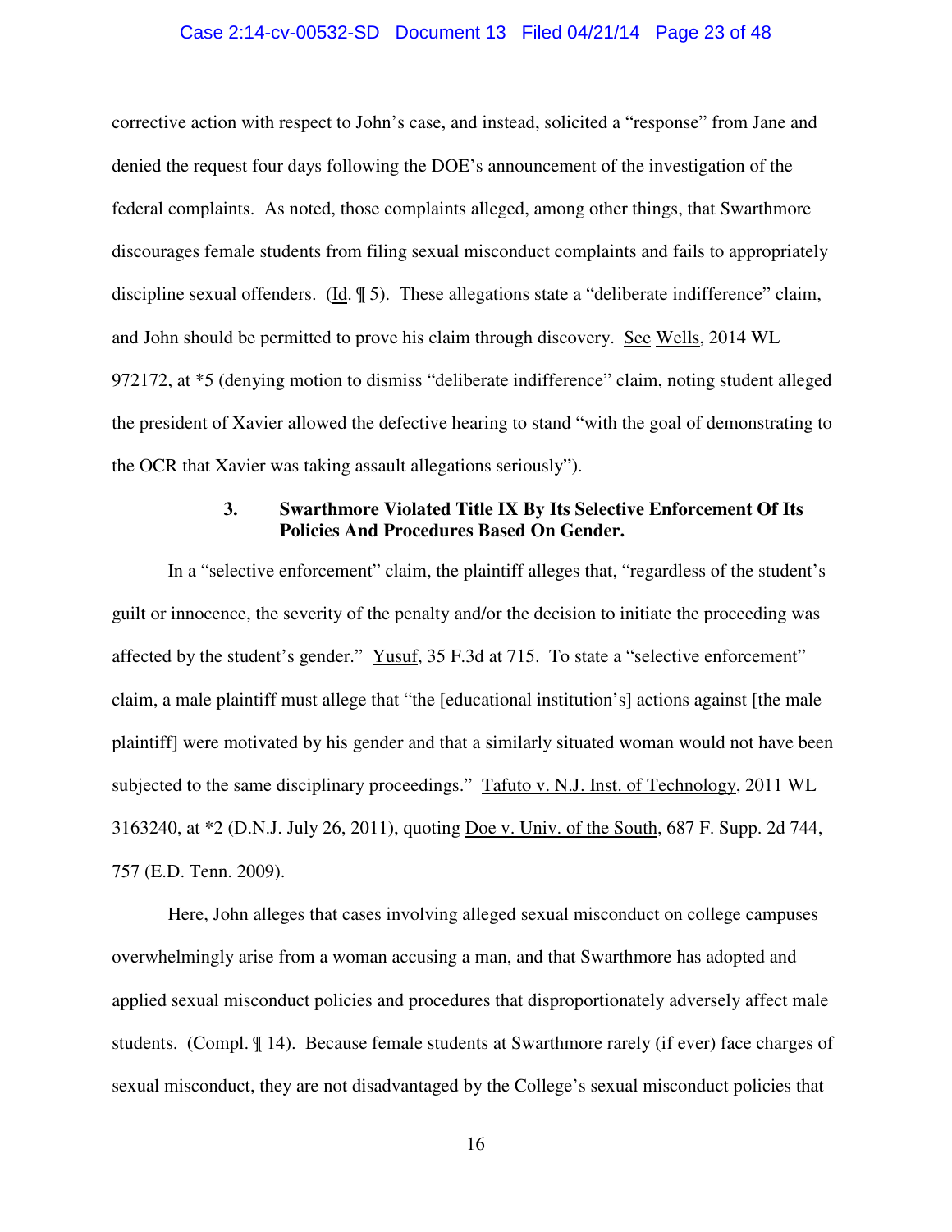corrective action with respect to John's case, and instead, solicited a "response" from Jane and denied the request four days following the DOE's announcement of the investigation of the federal complaints. As noted, those complaints alleged, among other things, that Swarthmore discourages female students from filing sexual misconduct complaints and fails to appropriately discipline sexual offenders. (Id. ¶ 5). These allegations state a "deliberate indifference" claim, and John should be permitted to prove his claim through discovery. See Wells, 2014 WL 972172, at *5 (denying motion to dismiss "deliberate indifference" claim, noting student alleged the president of Xavier allowed the defective hearing to stand "with the goal of demonstrating to the OCR that Xavier was taking assault allegations seriously").

### 3. Swarthmore Violated Title IX By Its Selective Enforcement Of Its Policies And Procedures Based On Gender.

In a "selective enforcement" claim, the plaintiff alleges that, "regardless of the student's guilt or innocence, the severity of the penalty and/or the decision to initiate the proceeding was affected by the student's gender." Yusuf, 35 F.3d at 715. To state a "selective enforcement" claim, a male plaintiff must allege that "the [educational institution's] actions against [the male plaintiff] were motivated by his gender and that a similarly situated woman would not have been subjected to the same disciplinary proceedings." Tafuto v. N.J. Inst. of Technology, 2011 WL 3163240, at *2 (D.N.J. July 26, 2011), quoting Doe v. Univ. of the South, 687 F. Supp. 2d 744, 757 (E.D. Tenn. 2009).

Here, John alleges that cases involving alleged sexual misconduct on college campuses overwhelmingly arise from a woman accusing a man, and that Swarthmore has adopted and applied sexual misconduct policies and procedures that disproportionately adversely affect male students. (Compl. ¶ 14). Because female students at Swarthmore rarely (if ever) face charges of sexual misconduct, they are not disadvantaged by the College's sexual misconduct policies that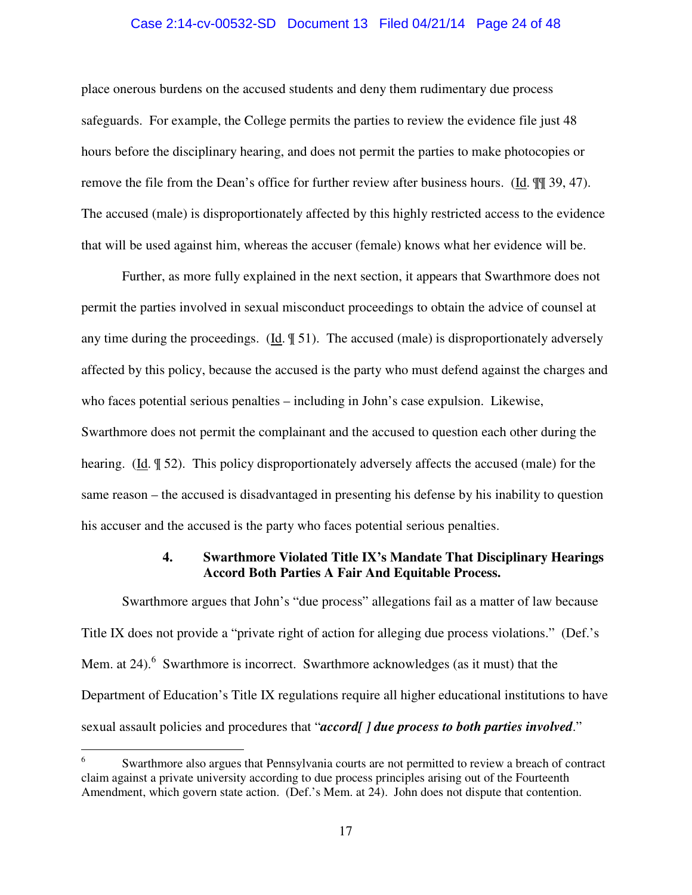place onerous burdens on the accused students and deny them rudimentary due process safeguards. For example, the College permits the parties to review the evidence file just 48 hours before the disciplinary hearing, and does not permit the parties to make photocopies or remove the file from the Dean's office for further review after business hours. (Id. ¶¶ 39, 47). The accused (male) is disproportionately affected by this highly restricted access to the evidence that will be used against him, whereas the accuser (female) knows what her evidence will be.

Further, as more fully explained in the next section, it appears that Swarthmore does not permit the parties involved in sexual misconduct proceedings to obtain the advice of counsel at any time during the proceedings. (Id. ¶ 51). The accused (male) is disproportionately adversely affected by this policy, because the accused is the party who must defend against the charges and who faces potential serious penalties – including in John's case expulsion. Likewise, Swarthmore does not permit the complainant and the accused to question each other during the hearing. (Id. ¶ 52). This policy disproportionately adversely affects the accused (male) for the same reason – the accused is disadvantaged in presenting his defense by his inability to question his accuser and the accused is the party who faces potential serious penalties.

#### 4. Swarthmore Violated Title IX's Mandate That Disciplinary Hearings Accord Both Parties A Fair And Equitable Process.

Swarthmore argues that John's "due process" allegations fail as a matter of law because Title IX does not provide a "private right of action for alleging due process violations." (Def.'s Mem. at 24).[6] Swarthmore is incorrect. Swarthmore acknowledges (as it must) that the Department of Education's Title IX regulations require all higher educational institutions to have sexual assault policies and procedures that "***accord[ ] due process to both parties involved***."

---

[6] Swarthmore also argues that Pennsylvania courts are not permitted to review a breach of contract claim against a private university according to due process principles arising out of the Fourteenth Amendment, which govern state action. (Def.'s Mem. at 24). John does not dispute that contention.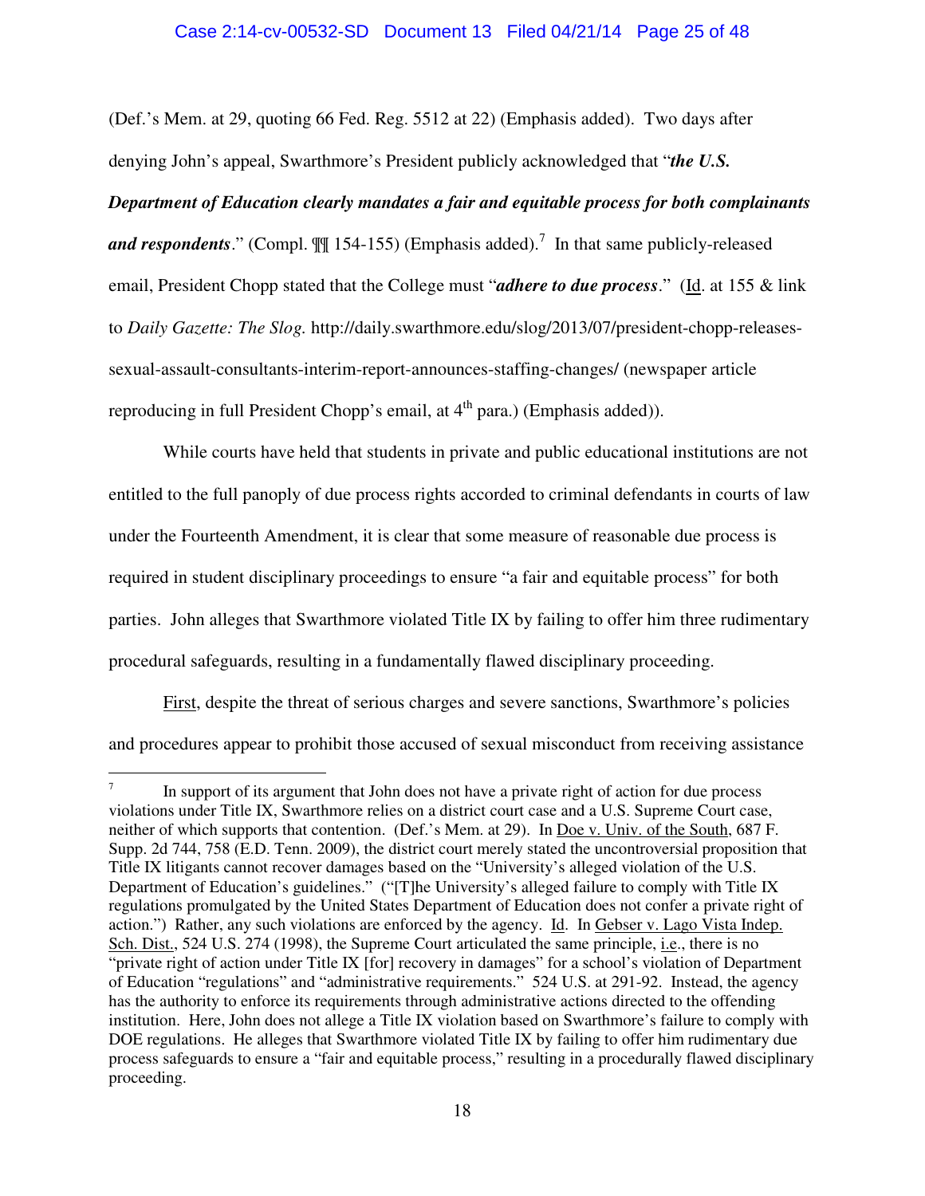(Def.'s Mem. at 29, quoting 66 Fed. Reg. 5512 at 22) (Emphasis added). Two days after denying John's appeal, Swarthmore's President publicly acknowledged that "***the U.S. Department of Education clearly mandates a fair and equitable process for both complainants and respondents***." (Compl. ¶¶ 154-155) (Emphasis added).[7] In that same publicly-released email, President Chopp stated that the College must "***adhere to due process***." (Id. at 155 & link to *Daily Gazette: The Slog.* http://daily.swarthmore.edu/slog/2013/07/president-chopp-releases-sexual-assault-consultants-interim-report-announces-staffing-changes/ (newspaper article reproducing in full President Chopp's email, at 4th para.) (Emphasis added)).

While courts have held that students in private and public educational institutions are not entitled to the full panoply of due process rights accorded to criminal defendants in courts of law under the Fourteenth Amendment, it is clear that some measure of reasonable due process is required in student disciplinary proceedings to ensure "a fair and equitable process" for both parties. John alleges that Swarthmore violated Title IX by failing to offer him three rudimentary procedural safeguards, resulting in a fundamentally flawed disciplinary proceeding.

First, despite the threat of serious charges and severe sanctions, Swarthmore's policies and procedures appear to prohibit those accused of sexual misconduct from receiving assistance

---

[7] In support of its argument that John does not have a private right of action for due process violations under Title IX, Swarthmore relies on a district court case and a U.S. Supreme Court case, neither of which supports that contention. (Def.'s Mem. at 29). In Doe v. Univ. of the South, 687 F. Supp. 2d 744, 758 (E.D. Tenn. 2009), the district court merely stated the uncontroversial proposition that Title IX litigants cannot recover damages based on the "University's alleged violation of the U.S. Department of Education's guidelines." ("[T]he University's alleged failure to comply with Title IX regulations promulgated by the United States Department of Education does not confer a private right of action.") Rather, any such violations are enforced by the agency. Id. In Gebser v. Lago Vista Indep. Sch. Dist., 524 U.S. 274 (1998), the Supreme Court articulated the same principle, i.e., there is no "private right of action under Title IX [for] recovery in damages" for a school's violation of Department of Education "regulations" and "administrative requirements." 524 U.S. at 291-92. Instead, the agency has the authority to enforce its requirements through administrative actions directed to the offending institution. Here, John does not allege a Title IX violation based on Swarthmore's failure to comply with DOE regulations. He alleges that Swarthmore violated Title IX by failing to offer him rudimentary due process safeguards to ensure a "fair and equitable process," resulting in a procedurally flawed disciplinary proceeding.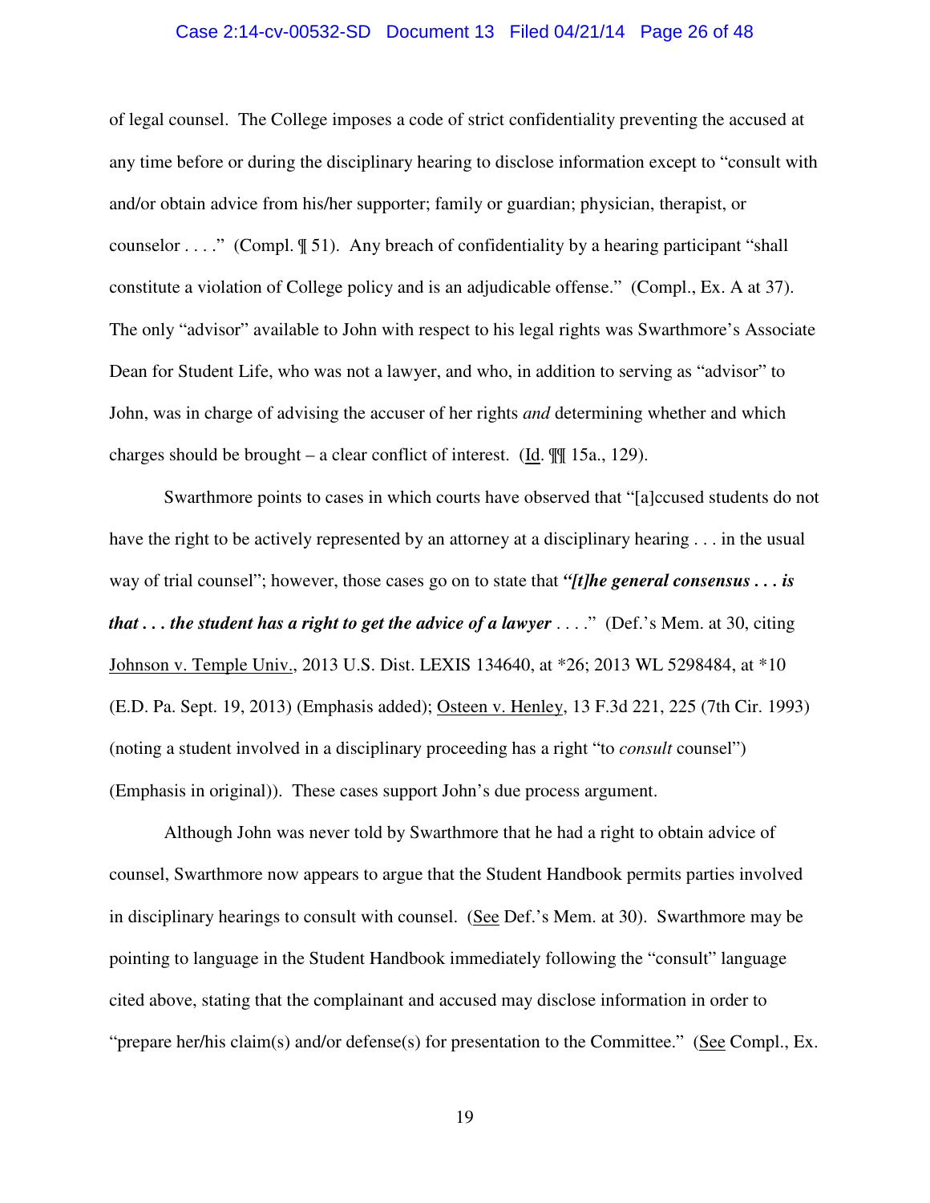of legal counsel. The College imposes a code of strict confidentiality preventing the accused at any time before or during the disciplinary hearing to disclose information except to "consult with and/or obtain advice from his/her supporter; family or guardian; physician, therapist, or counselor . . . ." (Compl. ¶ 51). Any breach of confidentiality by a hearing participant "shall constitute a violation of College policy and is an adjudicable offense." (Compl., Ex. A at 37). The only "advisor" available to John with respect to his legal rights was Swarthmore's Associate Dean for Student Life, who was not a lawyer, and who, in addition to serving as "advisor" to John, was in charge of advising the accuser of her rights *and* determining whether and which charges should be brought – a clear conflict of interest. (Id. ¶¶ 15a., 129).

Swarthmore points to cases in which courts have observed that "[a]ccused students do not have the right to be actively represented by an attorney at a disciplinary hearing . . . in the usual way of trial counsel"; however, those cases go on to state that ***"[t]he general consensus . . . is that . . . the student has a right to get the advice of a lawyer*** . . . ." (Def.'s Mem. at 30, citing Johnson v. Temple Univ., 2013 U.S. Dist. LEXIS 134640, at *26; 2013 WL 5298484, at *10 (E.D. Pa. Sept. 19, 2013) (Emphasis added); Osteen v. Henley, 13 F.3d 221, 225 (7th Cir. 1993) (noting a student involved in a disciplinary proceeding has a right "to *consult* counsel") (Emphasis in original)). These cases support John's due process argument.

Although John was never told by Swarthmore that he had a right to obtain advice of counsel, Swarthmore now appears to argue that the Student Handbook permits parties involved in disciplinary hearings to consult with counsel. (See Def.'s Mem. at 30). Swarthmore may be pointing to language in the Student Handbook immediately following the "consult" language cited above, stating that the complainant and accused may disclose information in order to "prepare her/his claim(s) and/or defense(s) for presentation to the Committee." (See Compl., Ex.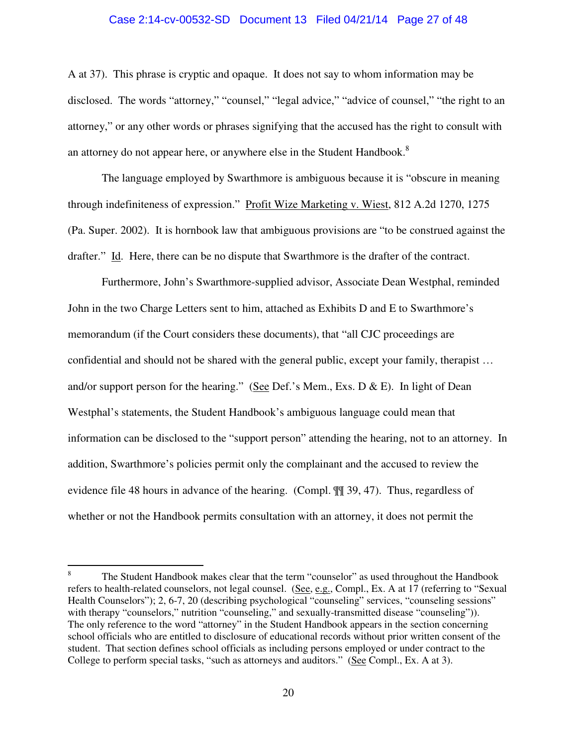A at 37). This phrase is cryptic and opaque. It does not say to whom information may be disclosed. The words "attorney," "counsel," "legal advice," "advice of counsel," "the right to an attorney," or any other words or phrases signifying that the accused has the right to consult with an attorney do not appear here, or anywhere else in the Student Handbook.[8]

The language employed by Swarthmore is ambiguous because it is "obscure in meaning through indefiniteness of expression." Profit Wize Marketing v. Wiest, 812 A.2d 1270, 1275 (Pa. Super. 2002). It is hornbook law that ambiguous provisions are "to be construed against the drafter." Id. Here, there can be no dispute that Swarthmore is the drafter of the contract.

Furthermore, John's Swarthmore-supplied advisor, Associate Dean Westphal, reminded John in the two Charge Letters sent to him, attached as Exhibits D and E to Swarthmore's memorandum (if the Court considers these documents), that "all CJC proceedings are confidential and should not be shared with the general public, except your family, therapist … and/or support person for the hearing." (See Def.'s Mem., Exs. D & E). In light of Dean Westphal's statements, the Student Handbook's ambiguous language could mean that information can be disclosed to the "support person" attending the hearing, not to an attorney. In addition, Swarthmore's policies permit only the complainant and the accused to review the evidence file 48 hours in advance of the hearing. (Compl. ¶¶ 39, 47). Thus, regardless of whether or not the Handbook permits consultation with an attorney, it does not permit the

---

[8] The Student Handbook makes clear that the term "counselor" as used throughout the Handbook refers to health-related counselors, not legal counsel. (See, e.g., Compl., Ex. A at 17 (referring to "Sexual Health Counselors"); 2, 6-7, 20 (describing psychological "counseling" services, "counseling sessions" with therapy "counselors," nutrition "counseling," and sexually-transmitted disease "counseling")). The only reference to the word "attorney" in the Student Handbook appears in the section concerning school officials who are entitled to disclosure of educational records without prior written consent of the student. That section defines school officials as including persons employed or under contract to the College to perform special tasks, "such as attorneys and auditors." (See Compl., Ex. A at 3).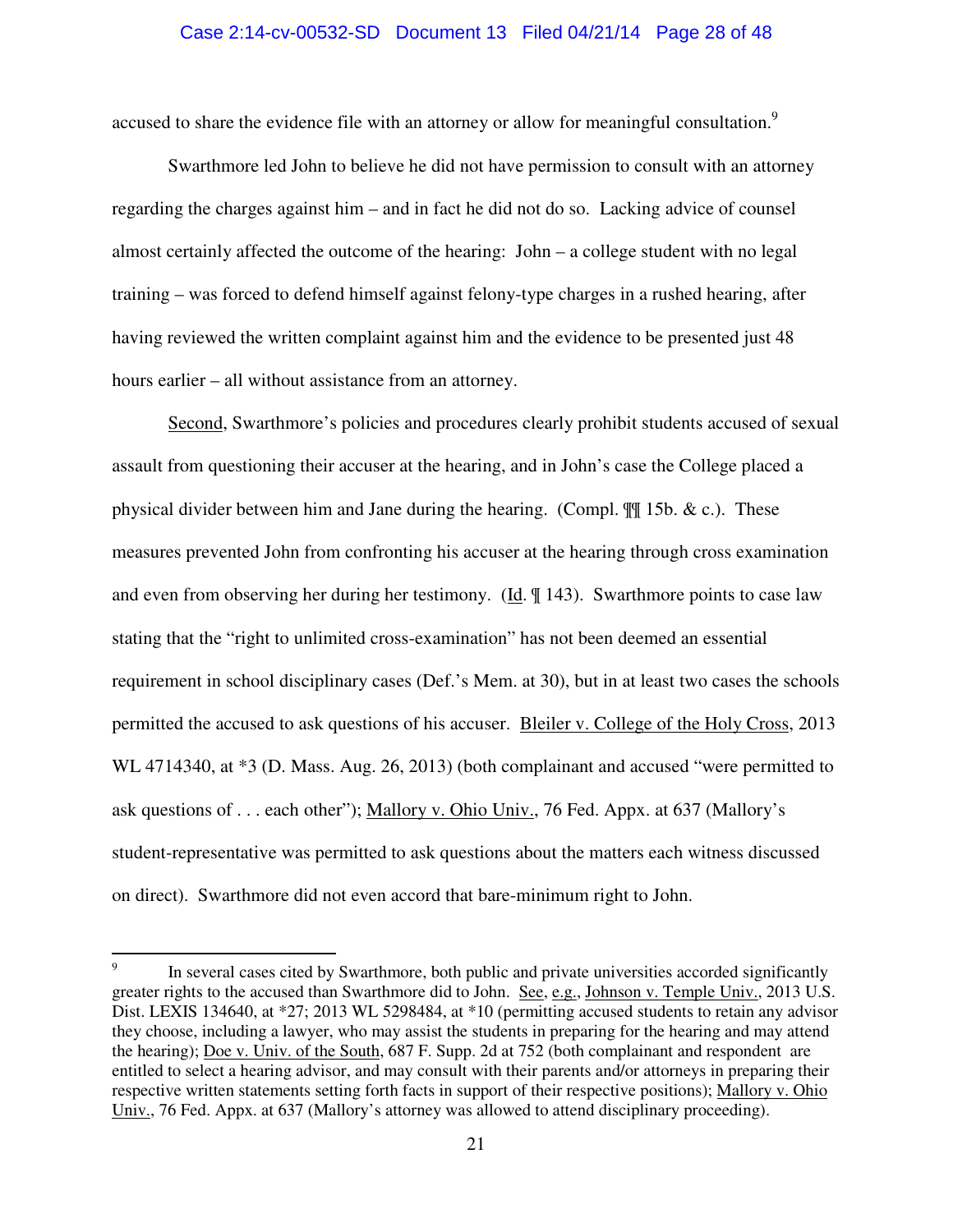accused to share the evidence file with an attorney or allow for meaningful consultation.[9]

Swarthmore led John to believe he did not have permission to consult with an attorney regarding the charges against him – and in fact he did not do so. Lacking advice of counsel almost certainly affected the outcome of the hearing: John – a college student with no legal training – was forced to defend himself against felony-type charges in a rushed hearing, after having reviewed the written complaint against him and the evidence to be presented just 48 hours earlier – all without assistance from an attorney.

Second, Swarthmore's policies and procedures clearly prohibit students accused of sexual assault from questioning their accuser at the hearing, and in John's case the College placed a physical divider between him and Jane during the hearing. (Compl. ¶¶ 15b. & c.). These measures prevented John from confronting his accuser at the hearing through cross examination and even from observing her during her testimony. (Id. ¶ 143). Swarthmore points to case law stating that the "right to unlimited cross-examination" has not been deemed an essential requirement in school disciplinary cases (Def.'s Mem. at 30), but in at least two cases the schools permitted the accused to ask questions of his accuser. Bleiler v. College of the Holy Cross, 2013 WL 4714340, at *3 (D. Mass. Aug. 26, 2013) (both complainant and accused "were permitted to ask questions of . . . each other"); Mallory v. Ohio Univ., 76 Fed. Appx. at 637 (Mallory's student-representative was permitted to ask questions about the matters each witness discussed on direct). Swarthmore did not even accord that bare-minimum right to John.

---

[9] In several cases cited by Swarthmore, both public and private universities accorded significantly greater rights to the accused than Swarthmore did to John. See, e.g., Johnson v. Temple Univ., 2013 U.S. Dist. LEXIS 134640, at *27; 2013 WL 5298484, at *10 (permitting accused students to retain any advisor they choose, including a lawyer, who may assist the students in preparing for the hearing and may attend the hearing); Doe v. Univ. of the South, 687 F. Supp. 2d at 752 (both complainant and respondent are entitled to select a hearing advisor, and may consult with their parents and/or attorneys in preparing their respective written statements setting forth facts in support of their respective positions); Mallory v. Ohio Univ., 76 Fed. Appx. at 637 (Mallory's attorney was allowed to attend disciplinary proceeding).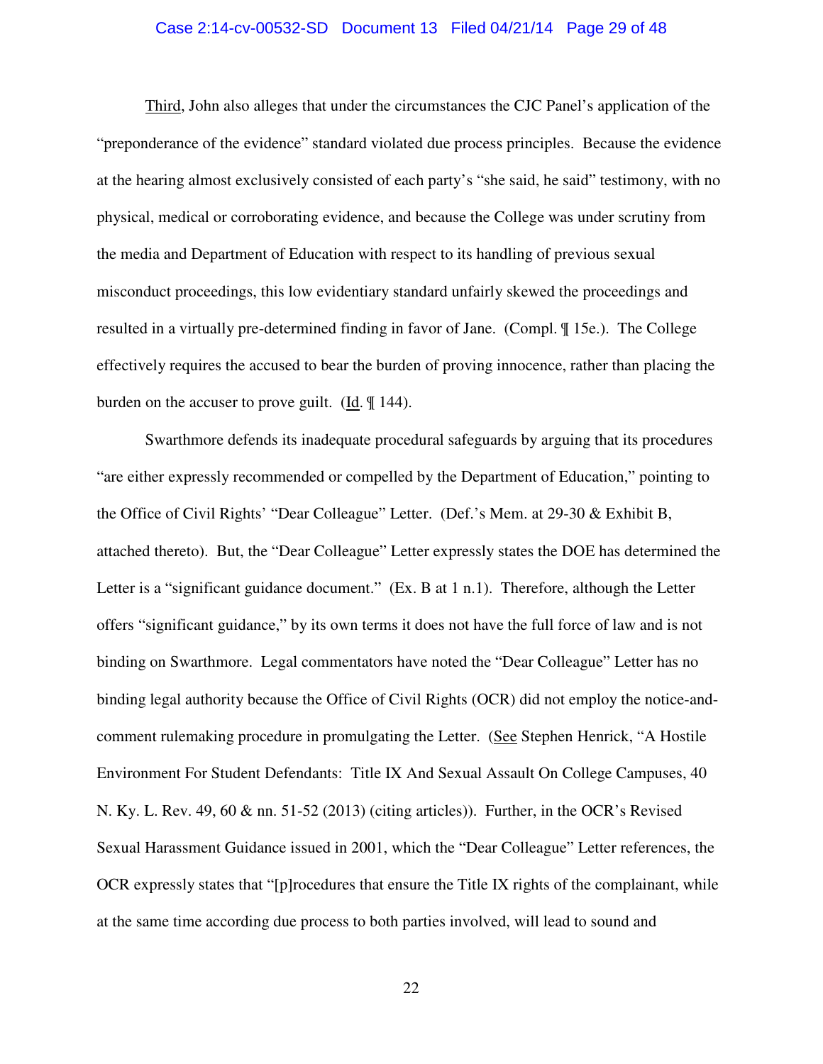Third, John also alleges that under the circumstances the CJC Panel's application of the "preponderance of the evidence" standard violated due process principles. Because the evidence at the hearing almost exclusively consisted of each party's "she said, he said" testimony, with no physical, medical or corroborating evidence, and because the College was under scrutiny from the media and Department of Education with respect to its handling of previous sexual misconduct proceedings, this low evidentiary standard unfairly skewed the proceedings and resulted in a virtually pre-determined finding in favor of Jane. (Compl. ¶ 15e.). The College effectively requires the accused to bear the burden of proving innocence, rather than placing the burden on the accuser to prove guilt. (Id. ¶ 144).

Swarthmore defends its inadequate procedural safeguards by arguing that its procedures "are either expressly recommended or compelled by the Department of Education," pointing to the Office of Civil Rights' "Dear Colleague" Letter. (Def.'s Mem. at 29-30 & Exhibit B, attached thereto). But, the "Dear Colleague" Letter expressly states the DOE has determined the Letter is a "significant guidance document." (Ex. B at 1 n.1). Therefore, although the Letter offers "significant guidance," by its own terms it does not have the full force of law and is not binding on Swarthmore. Legal commentators have noted the "Dear Colleague" Letter has no binding legal authority because the Office of Civil Rights (OCR) did not employ the notice-and-comment rulemaking procedure in promulgating the Letter. (See Stephen Henrick, "A Hostile Environment For Student Defendants: Title IX And Sexual Assault On College Campuses, 40 N. Ky. L. Rev. 49, 60 & nn. 51-52 (2013) (citing articles)). Further, in the OCR's Revised Sexual Harassment Guidance issued in 2001, which the "Dear Colleague" Letter references, the OCR expressly states that "[p]rocedures that ensure the Title IX rights of the complainant, while at the same time according due process to both parties involved, will lead to sound and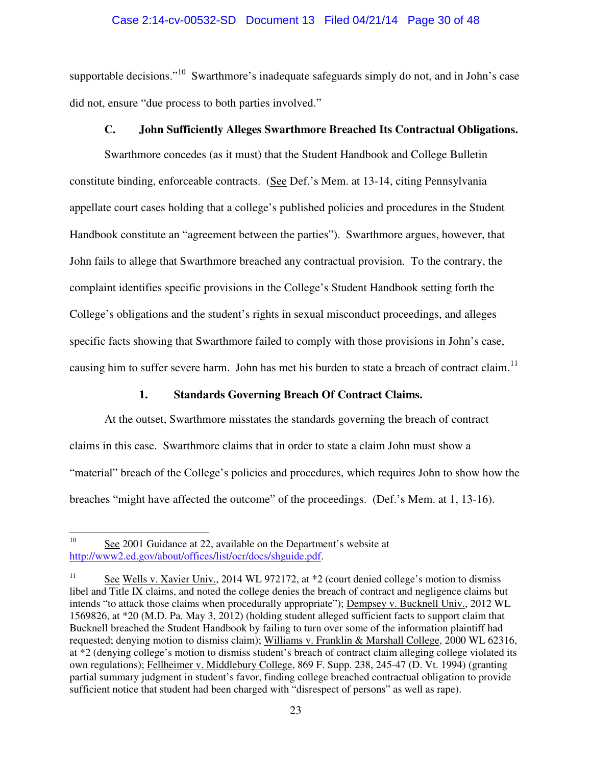supportable decisions."[10] Swarthmore's inadequate safeguards simply do not, and in John's case did not, ensure "due process to both parties involved."

### C. John Sufficiently Alleges Swarthmore Breached Its Contractual Obligations.

Swarthmore concedes (as it must) that the Student Handbook and College Bulletin constitute binding, enforceable contracts. (See Def.'s Mem. at 13-14, citing Pennsylvania appellate court cases holding that a college's published policies and procedures in the Student Handbook constitute an "agreement between the parties"). Swarthmore argues, however, that John fails to allege that Swarthmore breached any contractual provision. To the contrary, the complaint identifies specific provisions in the College's Student Handbook setting forth the College's obligations and the student's rights in sexual misconduct proceedings, and alleges specific facts showing that Swarthmore failed to comply with those provisions in John's case, causing him to suffer severe harm. John has met his burden to state a breach of contract claim.[11]

#### 1. Standards Governing Breach Of Contract Claims.

At the outset, Swarthmore misstates the standards governing the breach of contract claims in this case. Swarthmore claims that in order to state a claim John must show a "material" breach of the College's policies and procedures, which requires John to show how the breaches "might have affected the outcome" of the proceedings. (Def.'s Mem. at 1, 13-16).

---

[10] See 2001 Guidance at 22, available on the Department's website at http://www2.ed.gov/about/offices/list/ocr/docs/shguide.pdf.

[11] See Wells v. Xavier Univ., 2014 WL 972172, at *2 (court denied college's motion to dismiss libel and Title IX claims, and noted the college denies the breach of contract and negligence claims but intends "to attack those claims when procedurally appropriate"); Dempsey v. Bucknell Univ., 2012 WL 1569826, at *20 (M.D. Pa. May 3, 2012) (holding student alleged sufficient facts to support claim that Bucknell breached the Student Handbook by failing to turn over some of the information plaintiff had requested; denying motion to dismiss claim); Williams v. Franklin & Marshall College, 2000 WL 62316, at *2 (denying college's motion to dismiss student's breach of contract claim alleging college violated its own regulations); Fellheimer v. Middlebury College, 869 F. Supp. 238, 245-47 (D. Vt. 1994) (granting partial summary judgment in student's favor, finding college breached contractual obligation to provide sufficient notice that student had been charged with "disrespect of persons" as well as rape).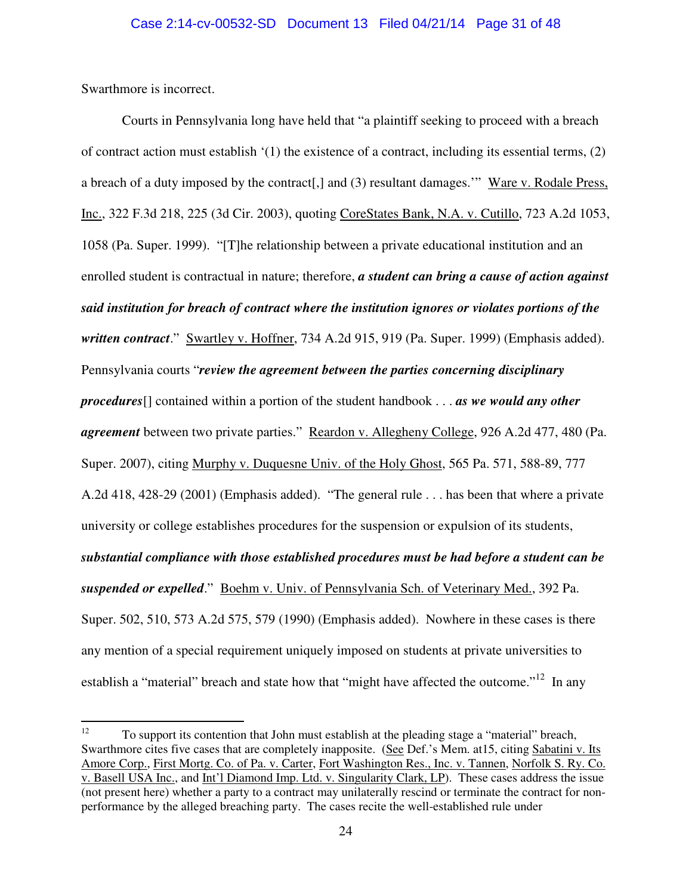Swarthmore is incorrect.

Courts in Pennsylvania long have held that "a plaintiff seeking to proceed with a breach of contract action must establish '(1) the existence of a contract, including its essential terms, (2) a breach of a duty imposed by the contract[,] and (3) resultant damages.'" Ware v. Rodale Press, Inc., 322 F.3d 218, 225 (3d Cir. 2003), quoting CoreStates Bank, N.A. v. Cutillo, 723 A.2d 1053, 1058 (Pa. Super. 1999). "[T]he relationship between a private educational institution and an enrolled student is contractual in nature; therefore, ***a student can bring a cause of action against said institution for breach of contract where the institution ignores or violates portions of the written contract***." Swartley v. Hoffner, 734 A.2d 915, 919 (Pa. Super. 1999) (Emphasis added). Pennsylvania courts "***review the agreement between the parties concerning disciplinary procedures***[] contained within a portion of the student handbook . . . ***as we would any other agreement*** between two private parties." Reardon v. Allegheny College, 926 A.2d 477, 480 (Pa. Super. 2007), citing Murphy v. Duquesne Univ. of the Holy Ghost, 565 Pa. 571, 588-89, 777 A.2d 418, 428-29 (2001) (Emphasis added). "The general rule . . . has been that where a private university or college establishes procedures for the suspension or expulsion of its students, ***substantial compliance with those established procedures must be had before a student can be suspended or expelled***." Boehm v. Univ. of Pennsylvania Sch. of Veterinary Med., 392 Pa. Super. 502, 510, 573 A.2d 575, 579 (1990) (Emphasis added). Nowhere in these cases is there any mention of a special requirement uniquely imposed on students at private universities to establish a "material" breach and state how that "might have affected the outcome."[12] In any

[12] To support its contention that John must establish at the pleading stage a "material" breach, Swarthmore cites five cases that are completely inapposite. (See Def.'s Mem. at15, citing Sabatini v. Its Amore Corp., First Mortg. Co. of Pa. v. Carter, Fort Washington Res., Inc. v. Tannen, Norfolk S. Ry. Co. v. Basell USA Inc., and Int'l Diamond Imp. Ltd. v. Singularity Clark, LP). These cases address the issue (not present here) whether a party to a contract may unilaterally rescind or terminate the contract for non-performance by the alleged breaching party. The cases recite the well-established rule under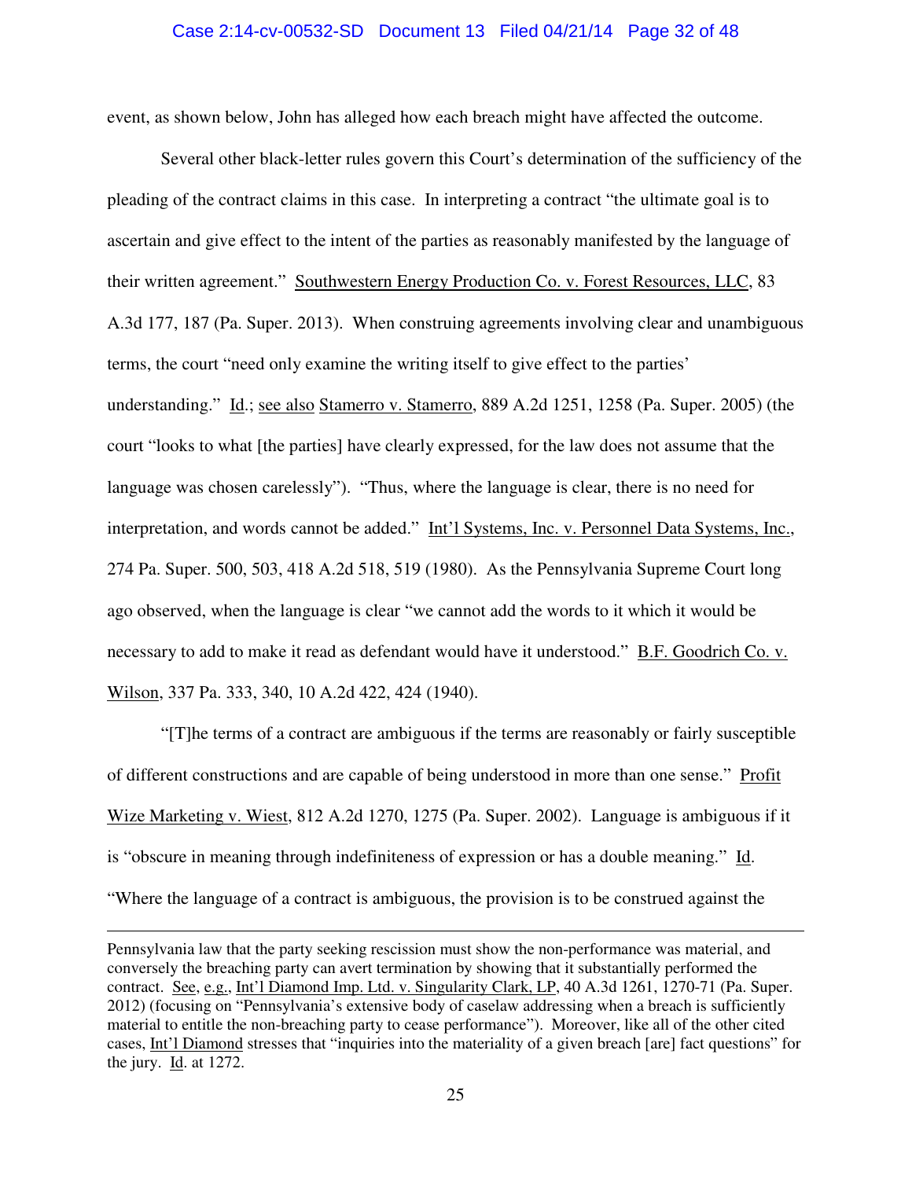event, as shown below, John has alleged how each breach might have affected the outcome.

Several other black-letter rules govern this Court's determination of the sufficiency of the pleading of the contract claims in this case. In interpreting a contract "the ultimate goal is to ascertain and give effect to the intent of the parties as reasonably manifested by the language of their written agreement." Southwestern Energy Production Co. v. Forest Resources, LLC, 83 A.3d 177, 187 (Pa. Super. 2013). When construing agreements involving clear and unambiguous terms, the court "need only examine the writing itself to give effect to the parties' understanding." Id.; see also Stamerro v. Stamerro, 889 A.2d 1251, 1258 (Pa. Super. 2005) (the court "looks to what [the parties] have clearly expressed, for the law does not assume that the language was chosen carelessly"). "Thus, where the language is clear, there is no need for interpretation, and words cannot be added." Int'l Systems, Inc. v. Personnel Data Systems, Inc., 274 Pa. Super. 500, 503, 418 A.2d 518, 519 (1980). As the Pennsylvania Supreme Court long ago observed, when the language is clear "we cannot add the words to it which it would be necessary to add to make it read as defendant would have it understood." B.F. Goodrich Co. v. Wilson, 337 Pa. 333, 340, 10 A.2d 422, 424 (1940).

"[T]he terms of a contract are ambiguous if the terms are reasonably or fairly susceptible of different constructions and are capable of being understood in more than one sense." Profit Wize Marketing v. Wiest, 812 A.2d 1270, 1275 (Pa. Super. 2002). Language is ambiguous if it is "obscure in meaning through indefiniteness of expression or has a double meaning." Id. "Where the language of a contract is ambiguous, the provision is to be construed against the

---

Pennsylvania law that the party seeking rescission must show the non-performance was material, and conversely the breaching party can avert termination by showing that it substantially performed the contract. See, e.g., Int'l Diamond Imp. Ltd. v. Singularity Clark, LP, 40 A.3d 1261, 1270-71 (Pa. Super. 2012) (focusing on "Pennsylvania's extensive body of caselaw addressing when a breach is sufficiently material to entitle the non-breaching party to cease performance"). Moreover, like all of the other cited cases, Int'l Diamond stresses that "inquiries into the materiality of a given breach [are] fact questions" for the jury. Id. at 1272.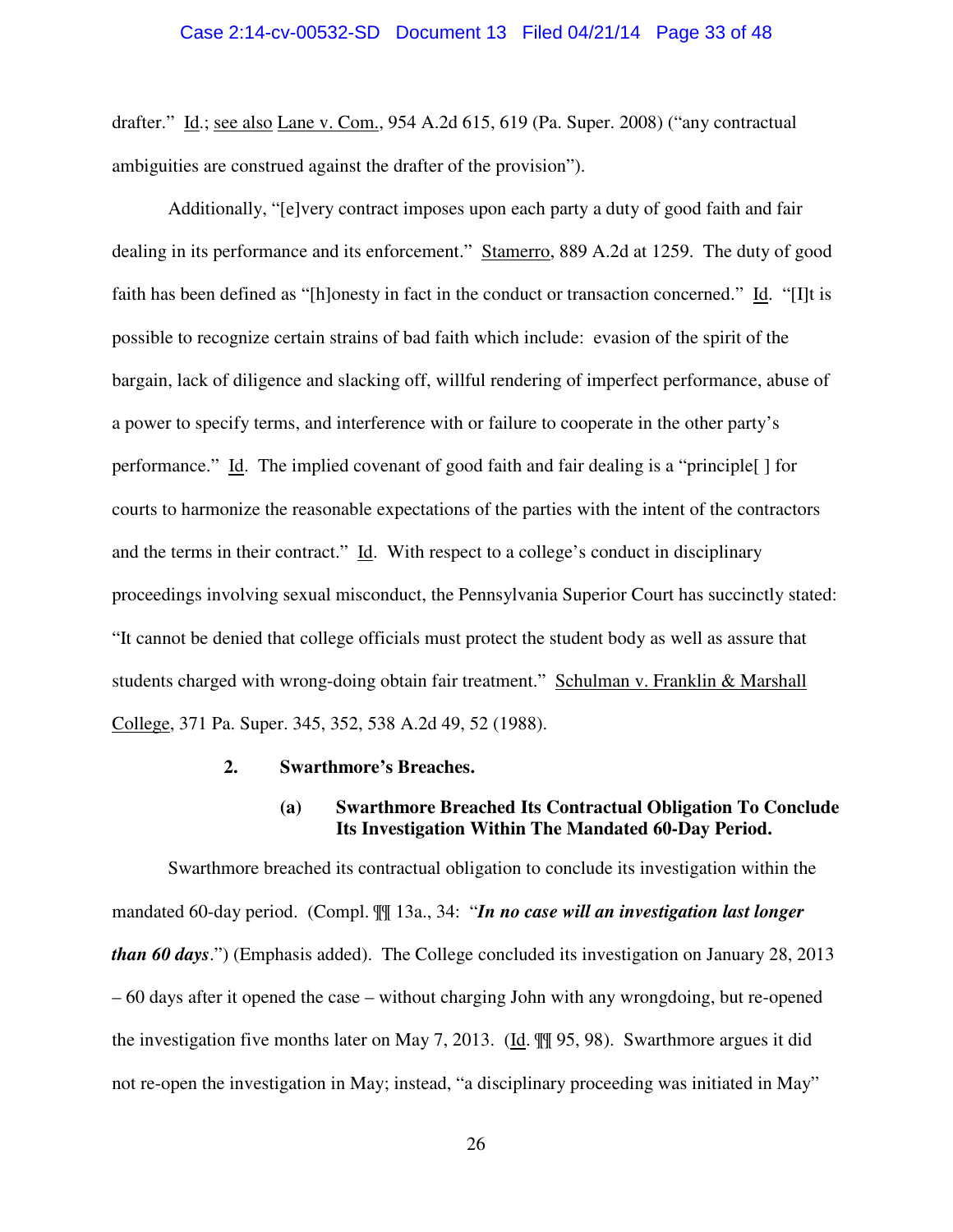drafter." Id.; see also Lane v. Com., 954 A.2d 615, 619 (Pa. Super. 2008) ("any contractual ambiguities are construed against the drafter of the provision").

Additionally, "[e]very contract imposes upon each party a duty of good faith and fair dealing in its performance and its enforcement." Stamerro, 889 A.2d at 1259. The duty of good faith has been defined as "[h]onesty in fact in the conduct or transaction concerned." Id. "[I]t is possible to recognize certain strains of bad faith which include: evasion of the spirit of the bargain, lack of diligence and slacking off, willful rendering of imperfect performance, abuse of a power to specify terms, and interference with or failure to cooperate in the other party's performance." Id. The implied covenant of good faith and fair dealing is a "principle[ ] for courts to harmonize the reasonable expectations of the parties with the intent of the contractors and the terms in their contract." Id. With respect to a college's conduct in disciplinary proceedings involving sexual misconduct, the Pennsylvania Superior Court has succinctly stated: "It cannot be denied that college officials must protect the student body as well as assure that students charged with wrong-doing obtain fair treatment." Schulman v. Franklin & Marshall College, 371 Pa. Super. 345, 352, 538 A.2d 49, 52 (1988).

**2. Swarthmore's Breaches.**

**(a) Swarthmore Breached Its Contractual Obligation To Conclude Its Investigation Within The Mandated 60-Day Period.**

Swarthmore breached its contractual obligation to conclude its investigation within the mandated 60-day period. (Compl. ¶¶ 13a., 34: "***In no case will an investigation last longer than 60 days***.") (Emphasis added). The College concluded its investigation on January 28, 2013 – 60 days after it opened the case – without charging John with any wrongdoing, but re-opened the investigation five months later on May 7, 2013. (Id. ¶¶ 95, 98). Swarthmore argues it did not re-open the investigation in May; instead, "a disciplinary proceeding was initiated in May"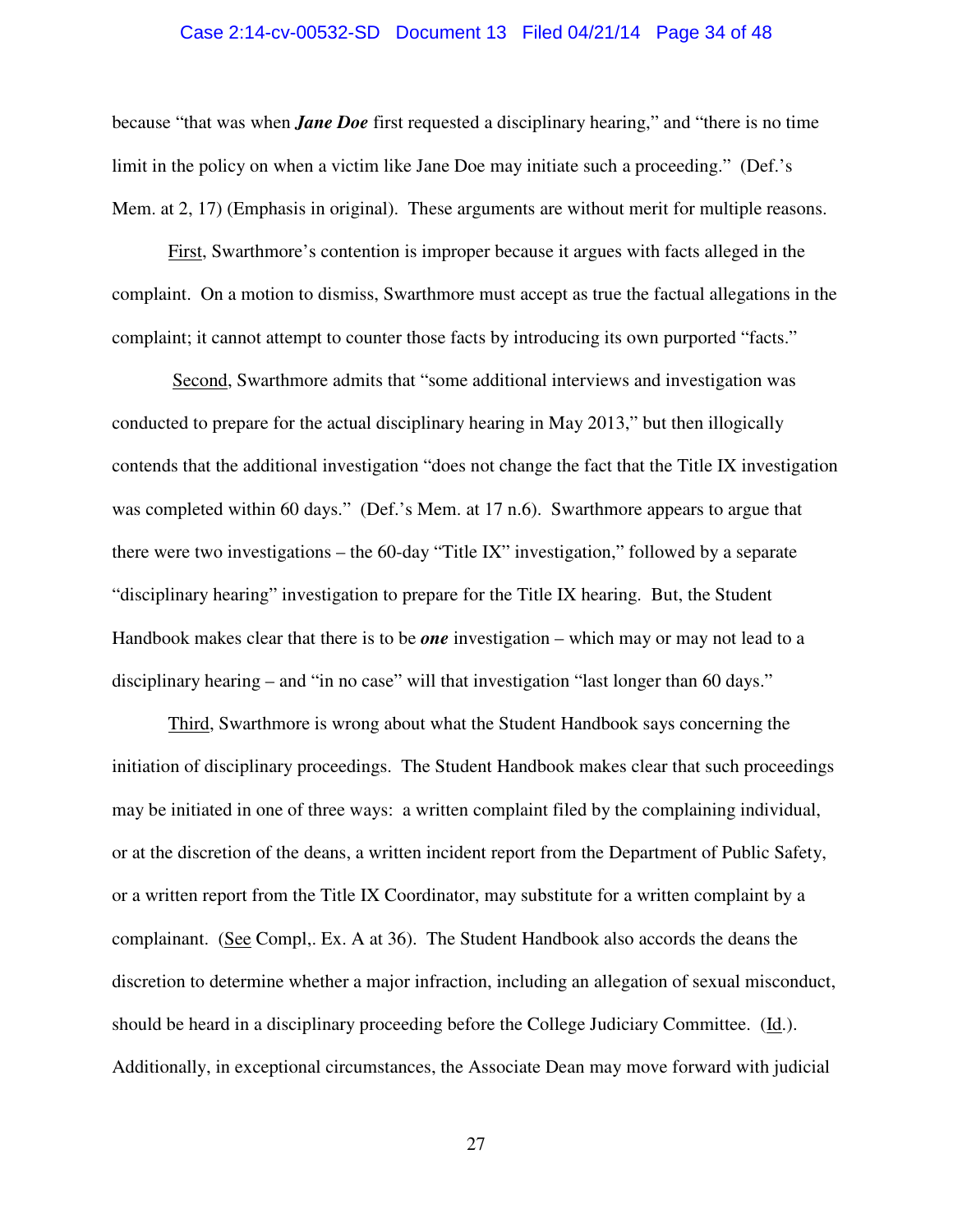because "that was when ***Jane Doe*** first requested a disciplinary hearing," and "there is no time limit in the policy on when a victim like Jane Doe may initiate such a proceeding." (Def.'s Mem. at 2, 17) (Emphasis in original). These arguments are without merit for multiple reasons.

First, Swarthmore's contention is improper because it argues with facts alleged in the complaint. On a motion to dismiss, Swarthmore must accept as true the factual allegations in the complaint; it cannot attempt to counter those facts by introducing its own purported "facts."

Second, Swarthmore admits that "some additional interviews and investigation was conducted to prepare for the actual disciplinary hearing in May 2013," but then illogically contends that the additional investigation "does not change the fact that the Title IX investigation was completed within 60 days." (Def.'s Mem. at 17 n.6). Swarthmore appears to argue that there were two investigations – the 60-day "Title IX" investigation," followed by a separate "disciplinary hearing" investigation to prepare for the Title IX hearing. But, the Student Handbook makes clear that there is to be ***one*** investigation – which may or may not lead to a disciplinary hearing – and "in no case" will that investigation "last longer than 60 days."

Third, Swarthmore is wrong about what the Student Handbook says concerning the initiation of disciplinary proceedings. The Student Handbook makes clear that such proceedings may be initiated in one of three ways: a written complaint filed by the complaining individual, or at the discretion of the deans, a written incident report from the Department of Public Safety, or a written report from the Title IX Coordinator, may substitute for a written complaint by a complainant. (See Compl,. Ex. A at 36). The Student Handbook also accords the deans the discretion to determine whether a major infraction, including an allegation of sexual misconduct, should be heard in a disciplinary proceeding before the College Judiciary Committee. (Id.). Additionally, in exceptional circumstances, the Associate Dean may move forward with judicial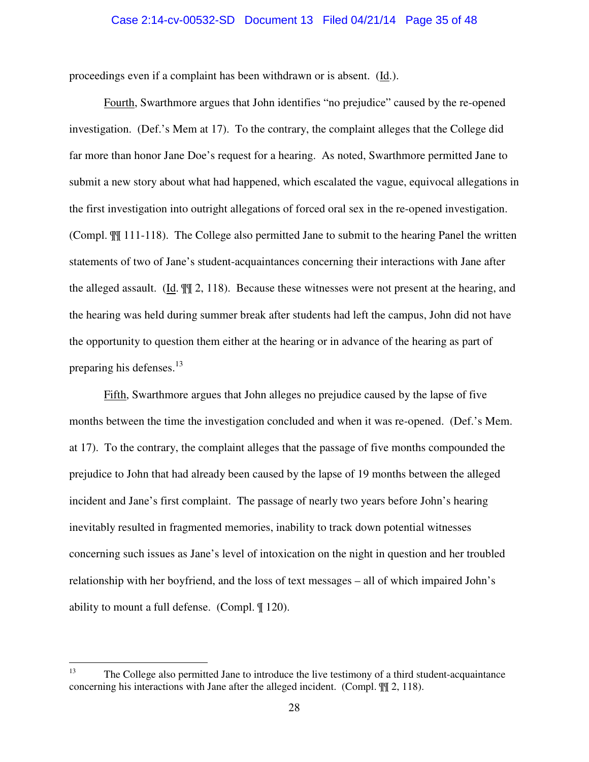proceedings even if a complaint has been withdrawn or is absent. (Id.).

Fourth, Swarthmore argues that John identifies "no prejudice" caused by the re-opened investigation. (Def.'s Mem at 17). To the contrary, the complaint alleges that the College did far more than honor Jane Doe's request for a hearing. As noted, Swarthmore permitted Jane to submit a new story about what had happened, which escalated the vague, equivocal allegations in the first investigation into outright allegations of forced oral sex in the re-opened investigation. (Compl. ¶¶ 111-118). The College also permitted Jane to submit to the hearing Panel the written statements of two of Jane's student-acquaintances concerning their interactions with Jane after the alleged assault. (Id. ¶¶ 2, 118). Because these witnesses were not present at the hearing, and the hearing was held during summer break after students had left the campus, John did not have the opportunity to question them either at the hearing or in advance of the hearing as part of preparing his defenses.[13]

Fifth, Swarthmore argues that John alleges no prejudice caused by the lapse of five months between the time the investigation concluded and when it was re-opened. (Def.'s Mem. at 17). To the contrary, the complaint alleges that the passage of five months compounded the prejudice to John that had already been caused by the lapse of 19 months between the alleged incident and Jane's first complaint. The passage of nearly two years before John's hearing inevitably resulted in fragmented memories, inability to track down potential witnesses concerning such issues as Jane's level of intoxication on the night in question and her troubled relationship with her boyfriend, and the loss of text messages – all of which impaired John's ability to mount a full defense. (Compl. ¶ 120).

---

[13] The College also permitted Jane to introduce the live testimony of a third student-acquaintance concerning his interactions with Jane after the alleged incident. (Compl. ¶¶ 2, 118).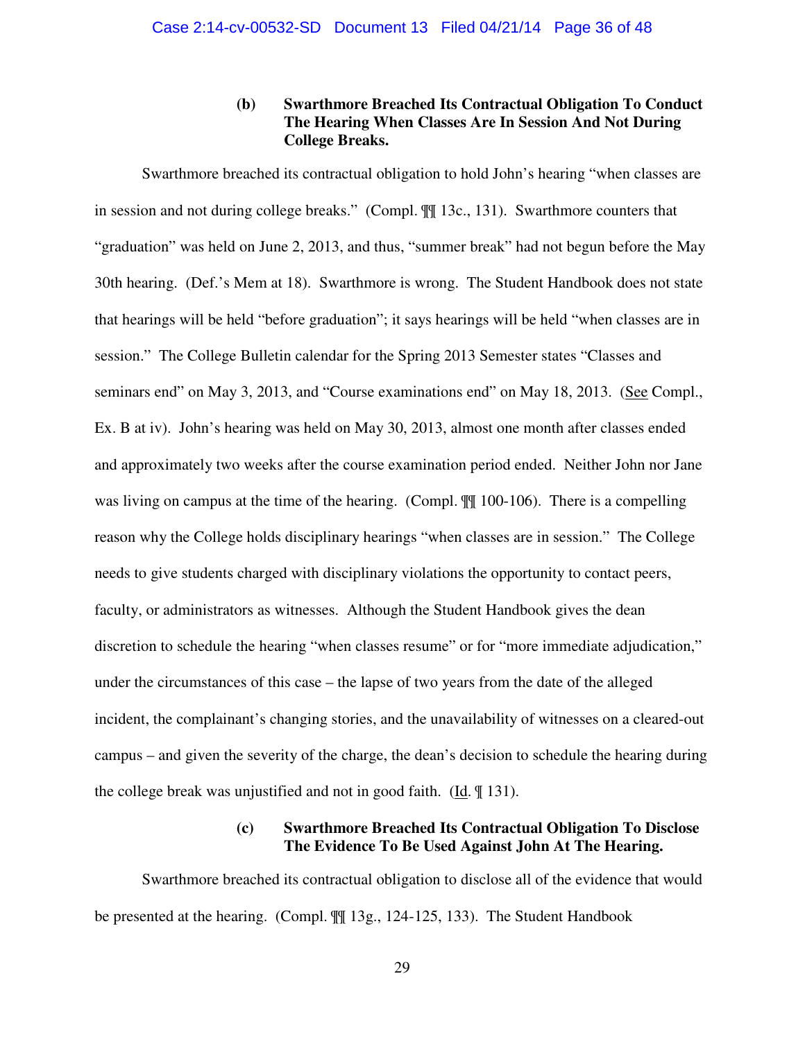### (b) Swarthmore Breached Its Contractual Obligation To Conduct The Hearing When Classes Are In Session And Not During College Breaks.

Swarthmore breached its contractual obligation to hold John's hearing "when classes are in session and not during college breaks." (Compl. ¶¶ 13c., 131). Swarthmore counters that "graduation" was held on June 2, 2013, and thus, "summer break" had not begun before the May 30th hearing. (Def.'s Mem at 18). Swarthmore is wrong. The Student Handbook does not state that hearings will be held "before graduation"; it says hearings will be held "when classes are in session." The College Bulletin calendar for the Spring 2013 Semester states "Classes and seminars end" on May 3, 2013, and "Course examinations end" on May 18, 2013. (See Compl., Ex. B at iv). John's hearing was held on May 30, 2013, almost one month after classes ended and approximately two weeks after the course examination period ended. Neither John nor Jane was living on campus at the time of the hearing. (Compl. ¶¶ 100-106). There is a compelling reason why the College holds disciplinary hearings "when classes are in session." The College needs to give students charged with disciplinary violations the opportunity to contact peers, faculty, or administrators as witnesses. Although the Student Handbook gives the dean discretion to schedule the hearing "when classes resume" or for "more immediate adjudication," under the circumstances of this case – the lapse of two years from the date of the alleged incident, the complainant's changing stories, and the unavailability of witnesses on a cleared-out campus – and given the severity of the charge, the dean's decision to schedule the hearing during the college break was unjustified and not in good faith. (Id. ¶ 131).

### (c) Swarthmore Breached Its Contractual Obligation To Disclose The Evidence To Be Used Against John At The Hearing.

Swarthmore breached its contractual obligation to disclose all of the evidence that would be presented at the hearing. (Compl. ¶¶ 13g., 124-125, 133). The Student Handbook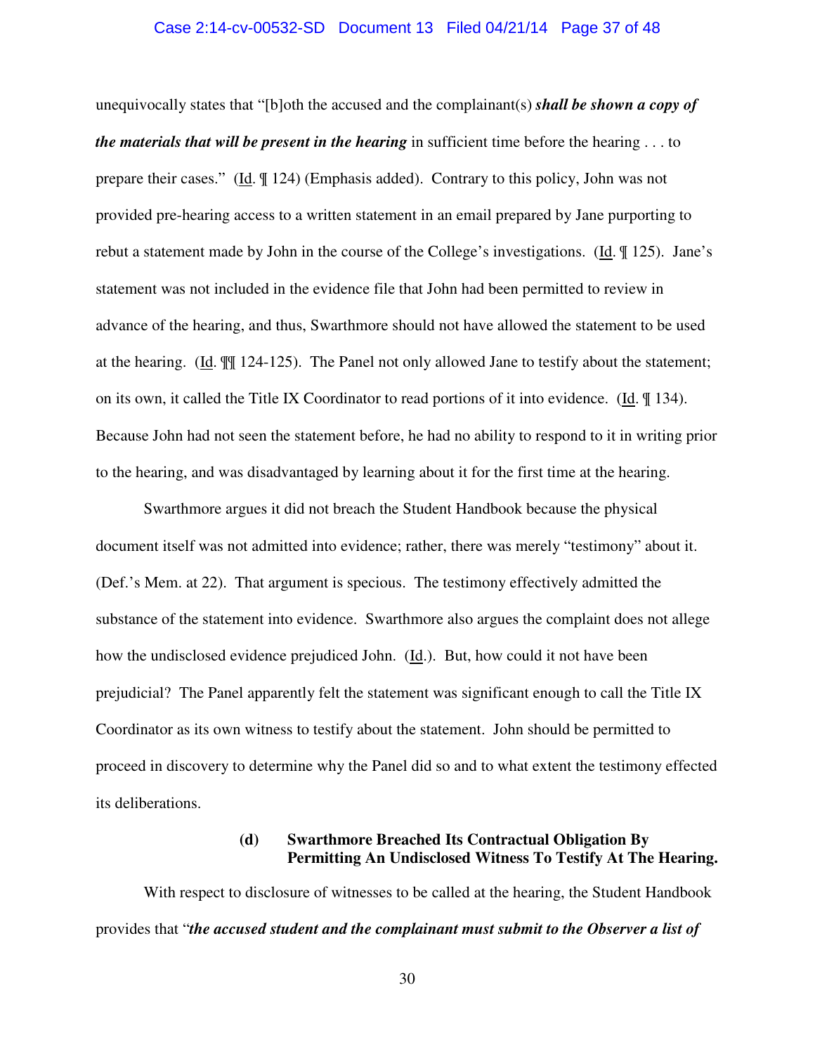unequivocally states that "[b]oth the accused and the complainant(s) ***shall be shown a copy of the materials that will be present in the hearing*** in sufficient time before the hearing . . . to prepare their cases." (Id. ¶ 124) (Emphasis added). Contrary to this policy, John was not provided pre-hearing access to a written statement in an email prepared by Jane purporting to rebut a statement made by John in the course of the College's investigations. (Id. ¶ 125). Jane's statement was not included in the evidence file that John had been permitted to review in advance of the hearing, and thus, Swarthmore should not have allowed the statement to be used at the hearing. (Id. ¶¶ 124-125). The Panel not only allowed Jane to testify about the statement; on its own, it called the Title IX Coordinator to read portions of it into evidence. (Id. ¶ 134). Because John had not seen the statement before, he had no ability to respond to it in writing prior to the hearing, and was disadvantaged by learning about it for the first time at the hearing.

Swarthmore argues it did not breach the Student Handbook because the physical document itself was not admitted into evidence; rather, there was merely "testimony" about it. (Def.'s Mem. at 22). That argument is specious. The testimony effectively admitted the substance of the statement into evidence. Swarthmore also argues the complaint does not allege how the undisclosed evidence prejudiced John. (Id.). But, how could it not have been prejudicial? The Panel apparently felt the statement was significant enough to call the Title IX Coordinator as its own witness to testify about the statement. John should be permitted to proceed in discovery to determine why the Panel did so and to what extent the testimony effected its deliberations.

**(d) Swarthmore Breached Its Contractual Obligation By Permitting An Undisclosed Witness To Testify At The Hearing.**

With respect to disclosure of witnesses to be called at the hearing, the Student Handbook provides that "***the accused student and the complainant must submit to the Observer a list of***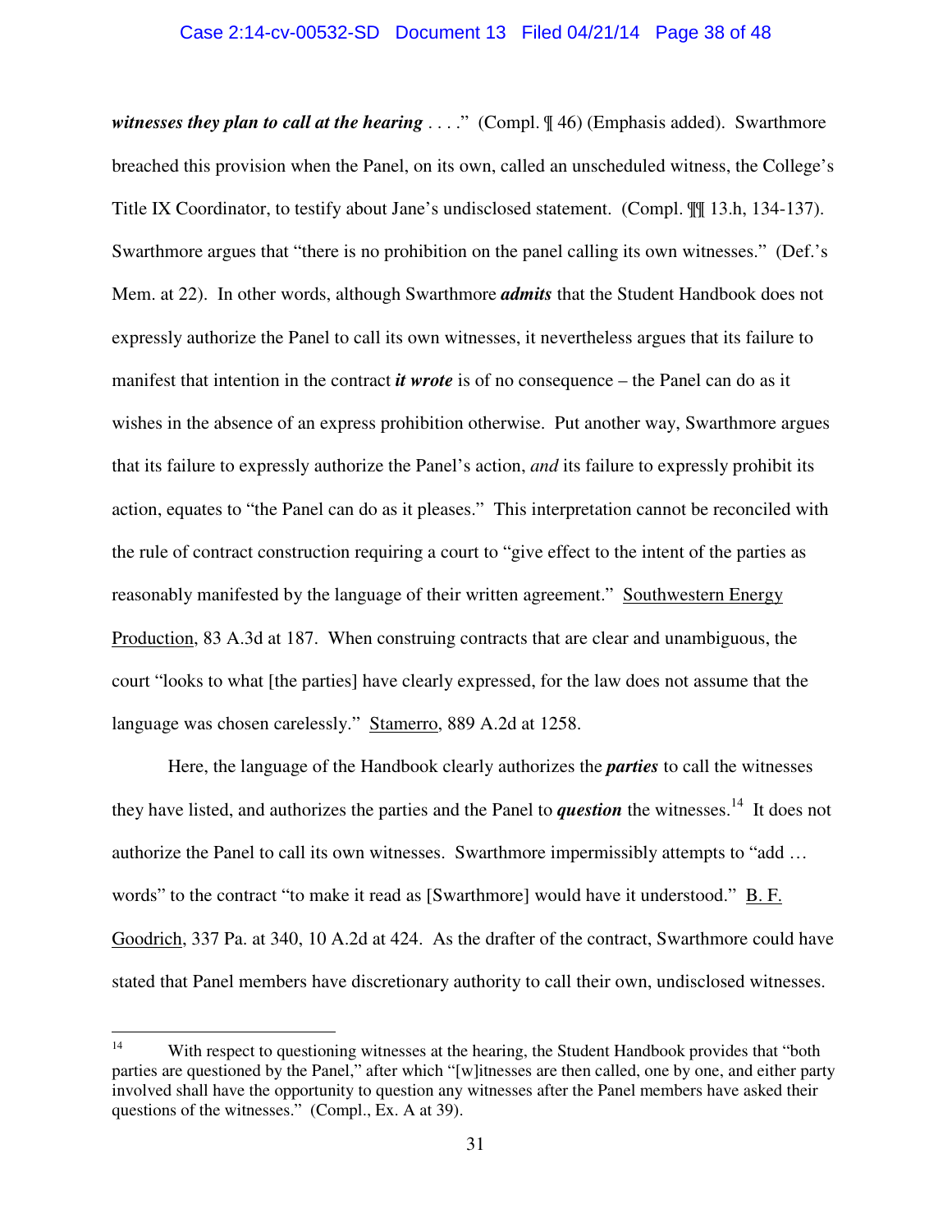***witnesses they plan to call at the hearing*** . . . ." (Compl. ¶ 46) (Emphasis added). Swarthmore breached this provision when the Panel, on its own, called an unscheduled witness, the College's Title IX Coordinator, to testify about Jane's undisclosed statement. (Compl. ¶¶ 13.h, 134-137). Swarthmore argues that "there is no prohibition on the panel calling its own witnesses." (Def.'s Mem. at 22). In other words, although Swarthmore ***admits*** that the Student Handbook does not expressly authorize the Panel to call its own witnesses, it nevertheless argues that its failure to manifest that intention in the contract ***it wrote*** is of no consequence – the Panel can do as it wishes in the absence of an express prohibition otherwise. Put another way, Swarthmore argues that its failure to expressly authorize the Panel's action, *and* its failure to expressly prohibit its action, equates to "the Panel can do as it pleases." This interpretation cannot be reconciled with the rule of contract construction requiring a court to "give effect to the intent of the parties as reasonably manifested by the language of their written agreement." Southwestern Energy Production, 83 A.3d at 187. When construing contracts that are clear and unambiguous, the court "looks to what [the parties] have clearly expressed, for the law does not assume that the language was chosen carelessly." Stamerro, 889 A.2d at 1258.

Here, the language of the Handbook clearly authorizes the ***parties*** to call the witnesses they have listed, and authorizes the parties and the Panel to ***question*** the witnesses.[14] It does not authorize the Panel to call its own witnesses. Swarthmore impermissibly attempts to "add … words" to the contract "to make it read as [Swarthmore] would have it understood." B. F. Goodrich, 337 Pa. at 340, 10 A.2d at 424. As the drafter of the contract, Swarthmore could have stated that Panel members have discretionary authority to call their own, undisclosed witnesses.

---

[14] With respect to questioning witnesses at the hearing, the Student Handbook provides that "both parties are questioned by the Panel," after which "[w]itnesses are then called, one by one, and either party involved shall have the opportunity to question any witnesses after the Panel members have asked their questions of the witnesses." (Compl., Ex. A at 39).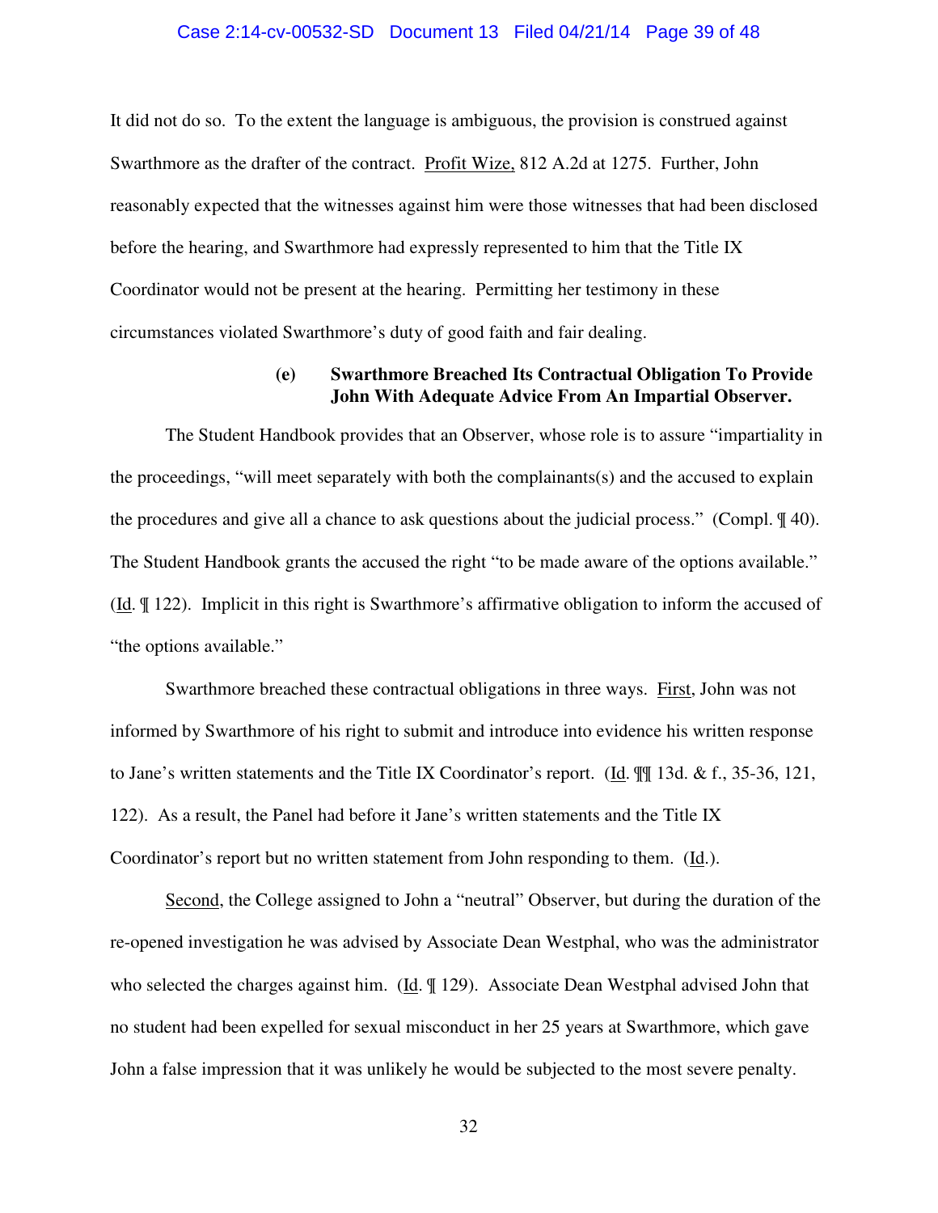It did not do so. To the extent the language is ambiguous, the provision is construed against Swarthmore as the drafter of the contract. Profit Wize, 812 A.2d at 1275. Further, John reasonably expected that the witnesses against him were those witnesses that had been disclosed before the hearing, and Swarthmore had expressly represented to him that the Title IX Coordinator would not be present at the hearing. Permitting her testimony in these circumstances violated Swarthmore's duty of good faith and fair dealing.

**(e) Swarthmore Breached Its Contractual Obligation To Provide John With Adequate Advice From An Impartial Observer.**

The Student Handbook provides that an Observer, whose role is to assure "impartiality in the proceedings, "will meet separately with both the complainants(s) and the accused to explain the procedures and give all a chance to ask questions about the judicial process." (Compl. ¶ 40). The Student Handbook grants the accused the right "to be made aware of the options available." (Id. ¶ 122). Implicit in this right is Swarthmore's affirmative obligation to inform the accused of "the options available."

Swarthmore breached these contractual obligations in three ways. First, John was not informed by Swarthmore of his right to submit and introduce into evidence his written response to Jane's written statements and the Title IX Coordinator's report. (Id. ¶¶ 13d. & f., 35-36, 121, 122). As a result, the Panel had before it Jane's written statements and the Title IX Coordinator's report but no written statement from John responding to them. (Id.).

Second, the College assigned to John a "neutral" Observer, but during the duration of the re-opened investigation he was advised by Associate Dean Westphal, who was the administrator who selected the charges against him. (Id. ¶ 129). Associate Dean Westphal advised John that no student had been expelled for sexual misconduct in her 25 years at Swarthmore, which gave John a false impression that it was unlikely he would be subjected to the most severe penalty.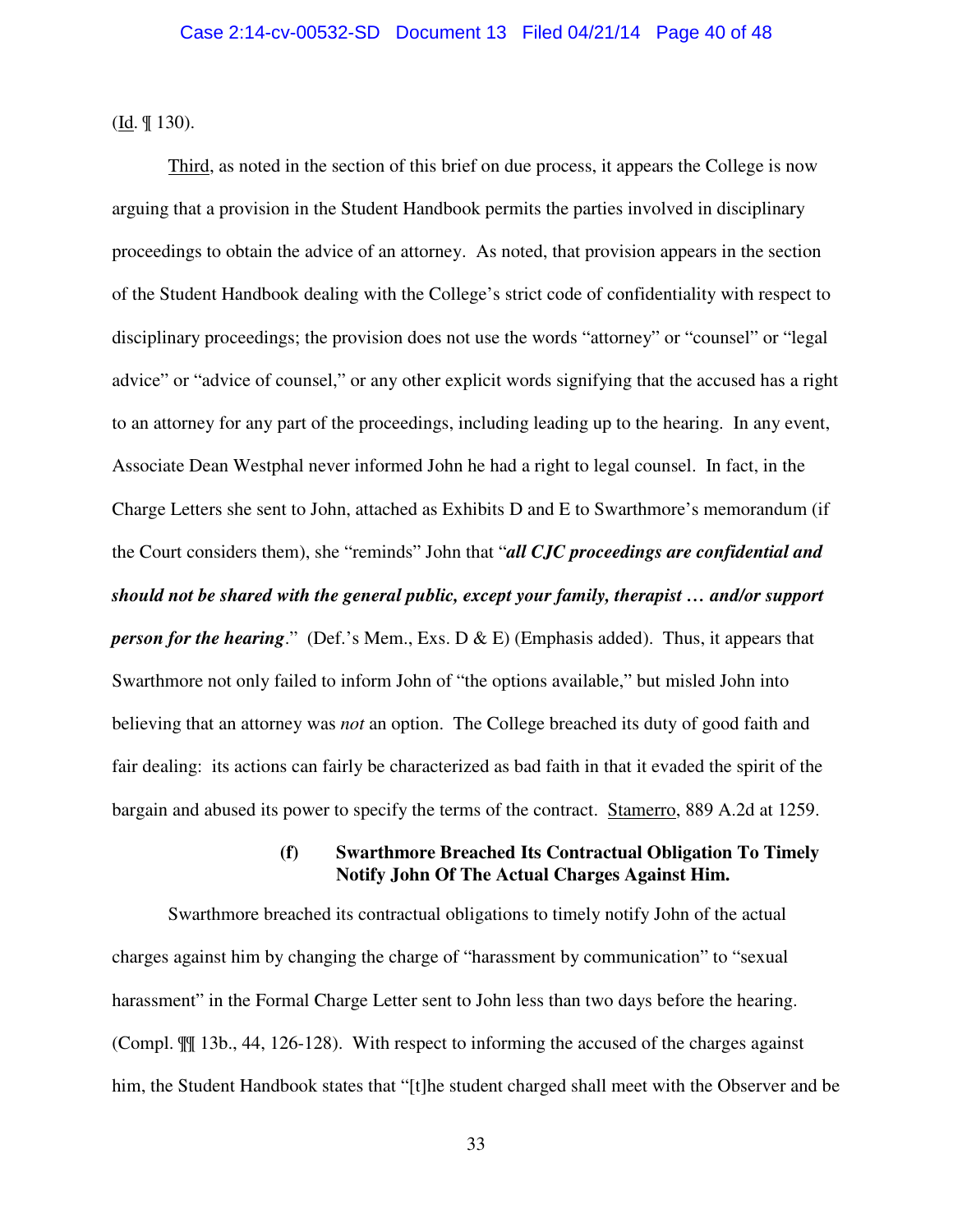(Id. ¶ 130).

Third, as noted in the section of this brief on due process, it appears the College is now arguing that a provision in the Student Handbook permits the parties involved in disciplinary proceedings to obtain the advice of an attorney. As noted, that provision appears in the section of the Student Handbook dealing with the College's strict code of confidentiality with respect to disciplinary proceedings; the provision does not use the words "attorney" or "counsel" or "legal advice" or "advice of counsel," or any other explicit words signifying that the accused has a right to an attorney for any part of the proceedings, including leading up to the hearing. In any event, Associate Dean Westphal never informed John he had a right to legal counsel. In fact, in the Charge Letters she sent to John, attached as Exhibits D and E to Swarthmore's memorandum (if the Court considers them), she "reminds" John that "***all CJC proceedings are confidential and should not be shared with the general public, except your family, therapist … and/or support person for the hearing***." (Def.'s Mem., Exs. D & E) (Emphasis added). Thus, it appears that Swarthmore not only failed to inform John of "the options available," but misled John into believing that an attorney was *not* an option. The College breached its duty of good faith and fair dealing: its actions can fairly be characterized as bad faith in that it evaded the spirit of the bargain and abused its power to specify the terms of the contract. Stamerro, 889 A.2d at 1259.

**(f) Swarthmore Breached Its Contractual Obligation To Timely Notify John Of The Actual Charges Against Him.**

Swarthmore breached its contractual obligations to timely notify John of the actual charges against him by changing the charge of "harassment by communication" to "sexual harassment" in the Formal Charge Letter sent to John less than two days before the hearing. (Compl. ¶¶ 13b., 44, 126-128). With respect to informing the accused of the charges against him, the Student Handbook states that "[t]he student charged shall meet with the Observer and be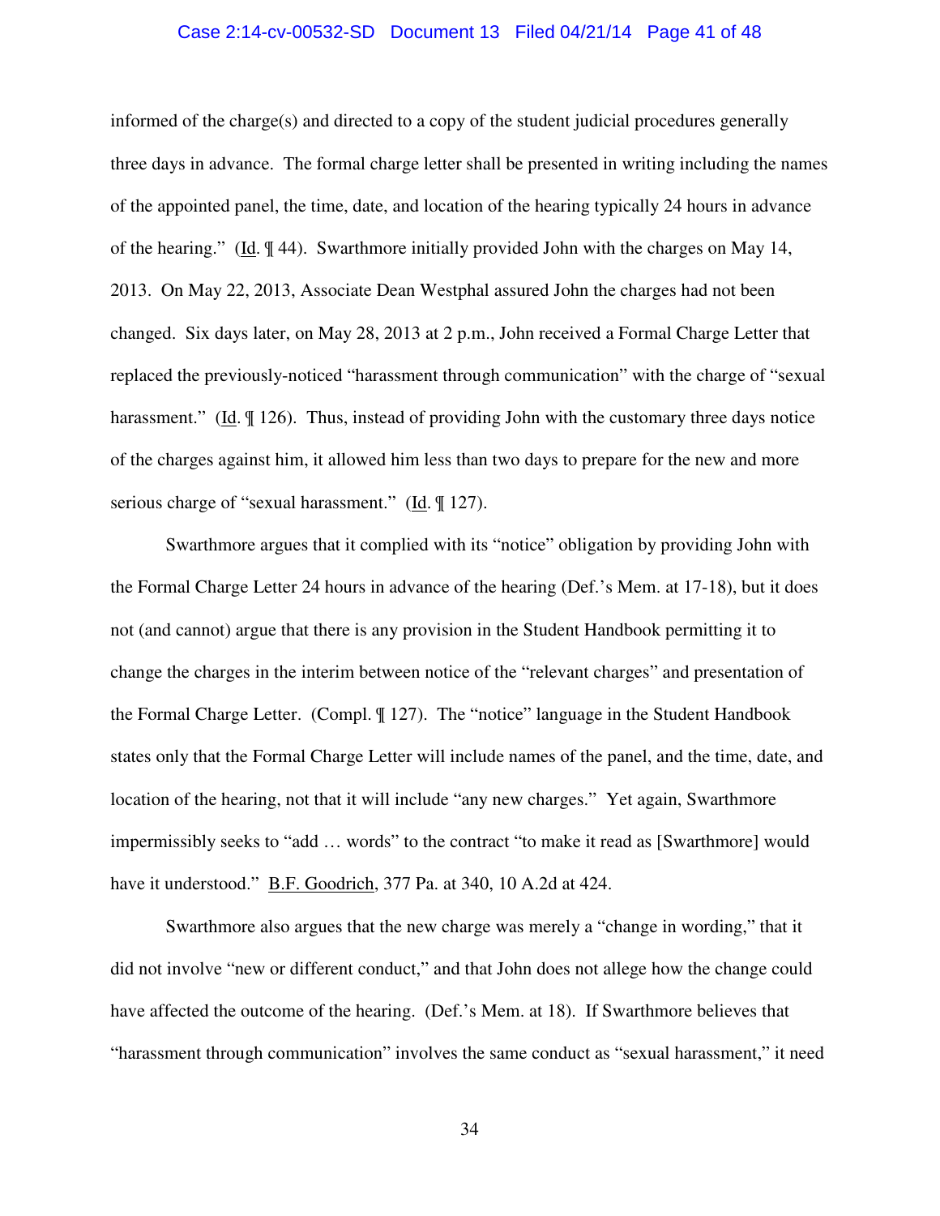informed of the charge(s) and directed to a copy of the student judicial procedures generally three days in advance. The formal charge letter shall be presented in writing including the names of the appointed panel, the time, date, and location of the hearing typically 24 hours in advance of the hearing." (Id. ¶ 44). Swarthmore initially provided John with the charges on May 14, 2013. On May 22, 2013, Associate Dean Westphal assured John the charges had not been changed. Six days later, on May 28, 2013 at 2 p.m., John received a Formal Charge Letter that replaced the previously-noticed "harassment through communication" with the charge of "sexual harassment." (Id. ¶ 126). Thus, instead of providing John with the customary three days notice of the charges against him, it allowed him less than two days to prepare for the new and more serious charge of "sexual harassment." (Id. ¶ 127).

Swarthmore argues that it complied with its "notice" obligation by providing John with the Formal Charge Letter 24 hours in advance of the hearing (Def.'s Mem. at 17-18), but it does not (and cannot) argue that there is any provision in the Student Handbook permitting it to change the charges in the interim between notice of the "relevant charges" and presentation of the Formal Charge Letter. (Compl. ¶ 127). The "notice" language in the Student Handbook states only that the Formal Charge Letter will include names of the panel, and the time, date, and location of the hearing, not that it will include "any new charges." Yet again, Swarthmore impermissibly seeks to "add … words" to the contract "to make it read as [Swarthmore] would have it understood." B.F. Goodrich, 377 Pa. at 340, 10 A.2d at 424.

Swarthmore also argues that the new charge was merely a "change in wording," that it did not involve "new or different conduct," and that John does not allege how the change could have affected the outcome of the hearing. (Def.'s Mem. at 18). If Swarthmore believes that "harassment through communication" involves the same conduct as "sexual harassment," it need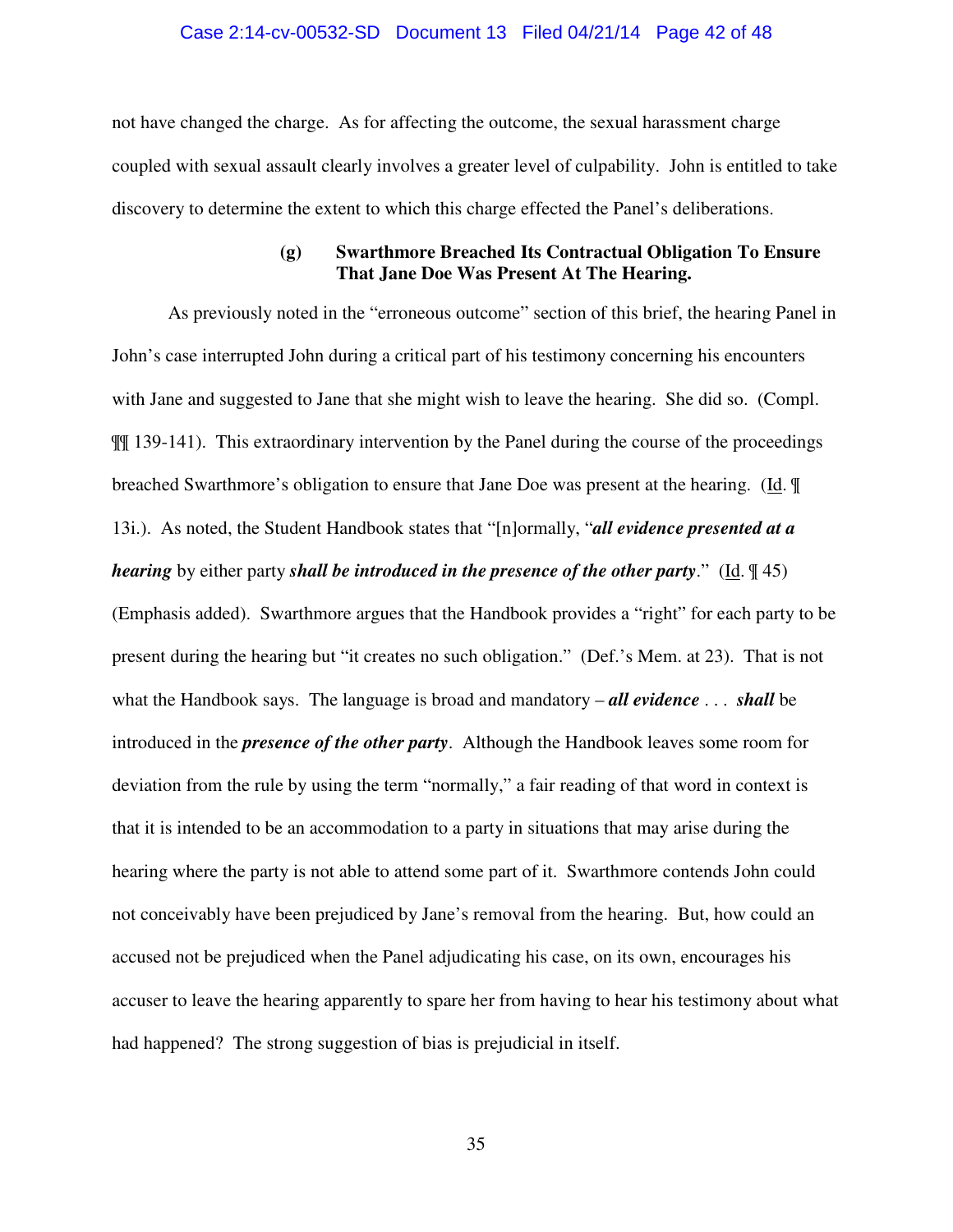not have changed the charge. As for affecting the outcome, the sexual harassment charge coupled with sexual assault clearly involves a greater level of culpability. John is entitled to take discovery to determine the extent to which this charge effected the Panel's deliberations.

**(g) Swarthmore Breached Its Contractual Obligation To Ensure That Jane Doe Was Present At The Hearing.**

As previously noted in the "erroneous outcome" section of this brief, the hearing Panel in John's case interrupted John during a critical part of his testimony concerning his encounters with Jane and suggested to Jane that she might wish to leave the hearing. She did so. (Compl. ¶¶ 139-141). This extraordinary intervention by the Panel during the course of the proceedings breached Swarthmore's obligation to ensure that Jane Doe was present at the hearing. (Id. ¶ 13i.). As noted, the Student Handbook states that "[n]ormally, "***all evidence presented at a hearing*** by either party ***shall be introduced in the presence of the other party***." (Id. ¶ 45) (Emphasis added). Swarthmore argues that the Handbook provides a "right" for each party to be present during the hearing but "it creates no such obligation." (Def.'s Mem. at 23). That is not what the Handbook says. The language is broad and mandatory – ***all evidence*** . . . ***shall*** be introduced in the ***presence of the other party***. Although the Handbook leaves some room for deviation from the rule by using the term "normally," a fair reading of that word in context is that it is intended to be an accommodation to a party in situations that may arise during the hearing where the party is not able to attend some part of it. Swarthmore contends John could not conceivably have been prejudiced by Jane's removal from the hearing. But, how could an accused not be prejudiced when the Panel adjudicating his case, on its own, encourages his accuser to leave the hearing apparently to spare her from having to hear his testimony about what had happened? The strong suggestion of bias is prejudicial in itself.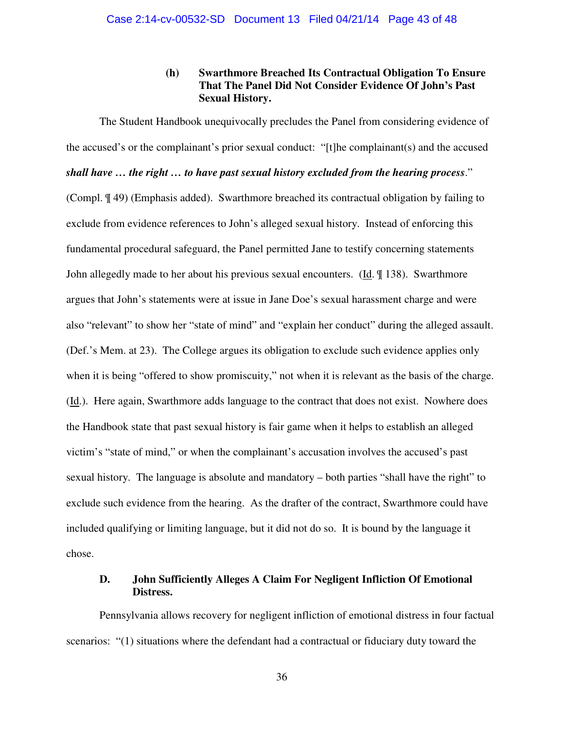### (h) Swarthmore Breached Its Contractual Obligation To Ensure That The Panel Did Not Consider Evidence Of John's Past Sexual History.

The Student Handbook unequivocally precludes the Panel from considering evidence of the accused's or the complainant's prior sexual conduct: "[t]he complainant(s) and the accused ***shall have … the right … to have past sexual history excluded from the hearing process***." (Compl. ¶ 49) (Emphasis added). Swarthmore breached its contractual obligation by failing to exclude from evidence references to John's alleged sexual history. Instead of enforcing this fundamental procedural safeguard, the Panel permitted Jane to testify concerning statements John allegedly made to her about his previous sexual encounters. (Id. ¶ 138). Swarthmore argues that John's statements were at issue in Jane Doe's sexual harassment charge and were also "relevant" to show her "state of mind" and "explain her conduct" during the alleged assault. (Def.'s Mem. at 23). The College argues its obligation to exclude such evidence applies only when it is being "offered to show promiscuity," not when it is relevant as the basis of the charge. (Id.). Here again, Swarthmore adds language to the contract that does not exist. Nowhere does the Handbook state that past sexual history is fair game when it helps to establish an alleged victim's "state of mind," or when the complainant's accusation involves the accused's past sexual history. The language is absolute and mandatory – both parties "shall have the right" to exclude such evidence from the hearing. As the drafter of the contract, Swarthmore could have included qualifying or limiting language, but it did not do so. It is bound by the language it chose.

## D. John Sufficiently Alleges A Claim For Negligent Infliction Of Emotional Distress.

Pennsylvania allows recovery for negligent infliction of emotional distress in four factual scenarios: "(1) situations where the defendant had a contractual or fiduciary duty toward the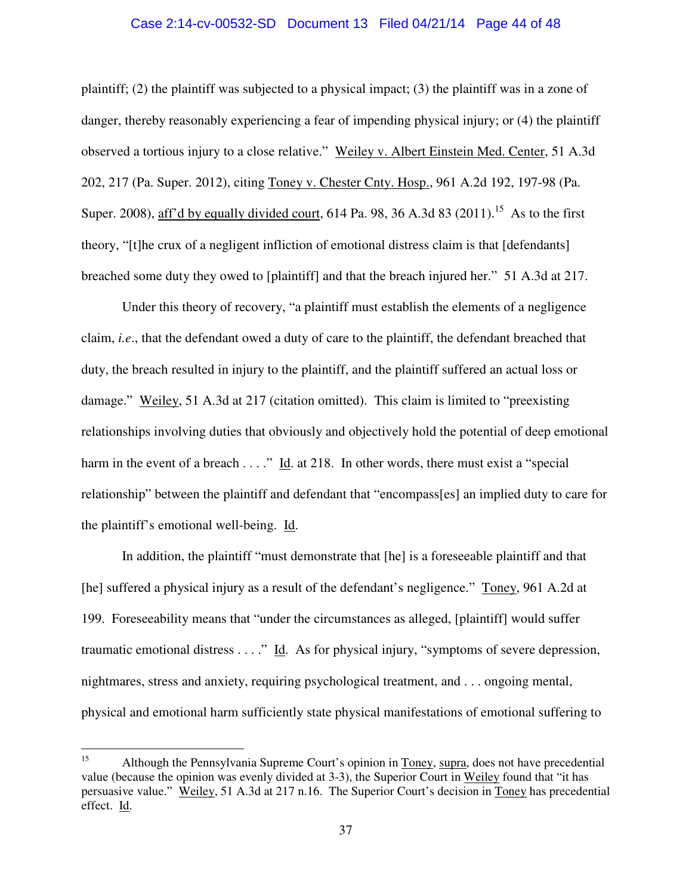plaintiff; (2) the plaintiff was subjected to a physical impact; (3) the plaintiff was in a zone of danger, thereby reasonably experiencing a fear of impending physical injury; or (4) the plaintiff observed a tortious injury to a close relative." Weiley v. Albert Einstein Med. Center, 51 A.3d 202, 217 (Pa. Super. 2012), citing Toney v. Chester Cnty. Hosp., 961 A.2d 192, 197-98 (Pa. Super. 2008), aff'd by equally divided court, 614 Pa. 98, 36 A.3d 83 (2011).[15] As to the first theory, "[t]he crux of a negligent infliction of emotional distress claim is that [defendants] breached some duty they owed to [plaintiff] and that the breach injured her." 51 A.3d at 217.

Under this theory of recovery, "a plaintiff must establish the elements of a negligence claim, *i.e.*, that the defendant owed a duty of care to the plaintiff, the defendant breached that duty, the breach resulted in injury to the plaintiff, and the plaintiff suffered an actual loss or damage." Weiley, 51 A.3d at 217 (citation omitted). This claim is limited to "preexisting relationships involving duties that obviously and objectively hold the potential of deep emotional harm in the event of a breach . . . ." Id. at 218. In other words, there must exist a "special relationship" between the plaintiff and defendant that "encompass[es] an implied duty to care for the plaintiff's emotional well-being. Id.

In addition, the plaintiff "must demonstrate that [he] is a foreseeable plaintiff and that [he] suffered a physical injury as a result of the defendant's negligence." Toney, 961 A.2d at 199. Foreseeability means that "under the circumstances as alleged, [plaintiff] would suffer traumatic emotional distress . . . ." Id. As for physical injury, "symptoms of severe depression, nightmares, stress and anxiety, requiring psychological treatment, and . . . ongoing mental, physical and emotional harm sufficiently state physical manifestations of emotional suffering to

---

[15] Although the Pennsylvania Supreme Court's opinion in Toney, supra, does not have precedential value (because the opinion was evenly divided at 3-3), the Superior Court in Weiley found that "it has persuasive value." Weiley, 51 A.3d at 217 n.16. The Superior Court's decision in Toney has precedential effect. Id.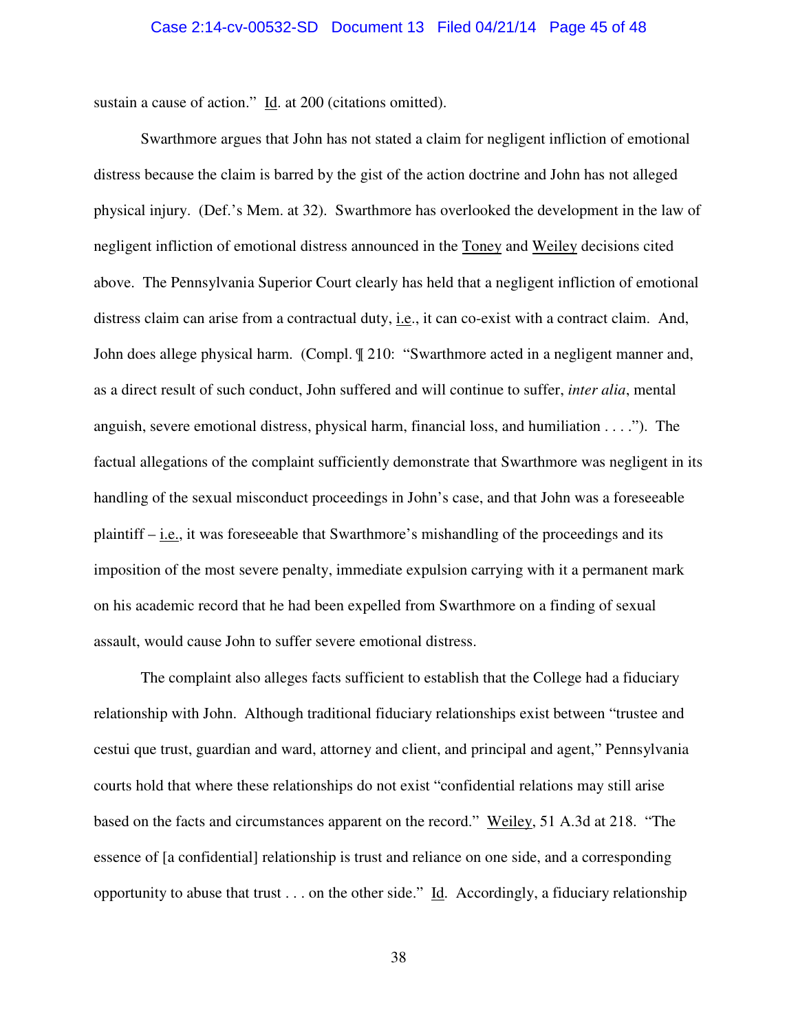sustain a cause of action." Id. at 200 (citations omitted).

Swarthmore argues that John has not stated a claim for negligent infliction of emotional distress because the claim is barred by the gist of the action doctrine and John has not alleged physical injury. (Def.'s Mem. at 32). Swarthmore has overlooked the development in the law of negligent infliction of emotional distress announced in the Toney and Weiley decisions cited above. The Pennsylvania Superior Court clearly has held that a negligent infliction of emotional distress claim can arise from a contractual duty, i.e., it can co-exist with a contract claim. And, John does allege physical harm. (Compl. ¶ 210: "Swarthmore acted in a negligent manner and, as a direct result of such conduct, John suffered and will continue to suffer, *inter alia*, mental anguish, severe emotional distress, physical harm, financial loss, and humiliation . . . ."). The factual allegations of the complaint sufficiently demonstrate that Swarthmore was negligent in its handling of the sexual misconduct proceedings in John's case, and that John was a foreseeable plaintiff – i.e., it was foreseeable that Swarthmore's mishandling of the proceedings and its imposition of the most severe penalty, immediate expulsion carrying with it a permanent mark on his academic record that he had been expelled from Swarthmore on a finding of sexual assault, would cause John to suffer severe emotional distress.

The complaint also alleges facts sufficient to establish that the College had a fiduciary relationship with John. Although traditional fiduciary relationships exist between "trustee and cestui que trust, guardian and ward, attorney and client, and principal and agent," Pennsylvania courts hold that where these relationships do not exist "confidential relations may still arise based on the facts and circumstances apparent on the record." Weiley, 51 A.3d at 218. "The essence of [a confidential] relationship is trust and reliance on one side, and a corresponding opportunity to abuse that trust . . . on the other side." Id. Accordingly, a fiduciary relationship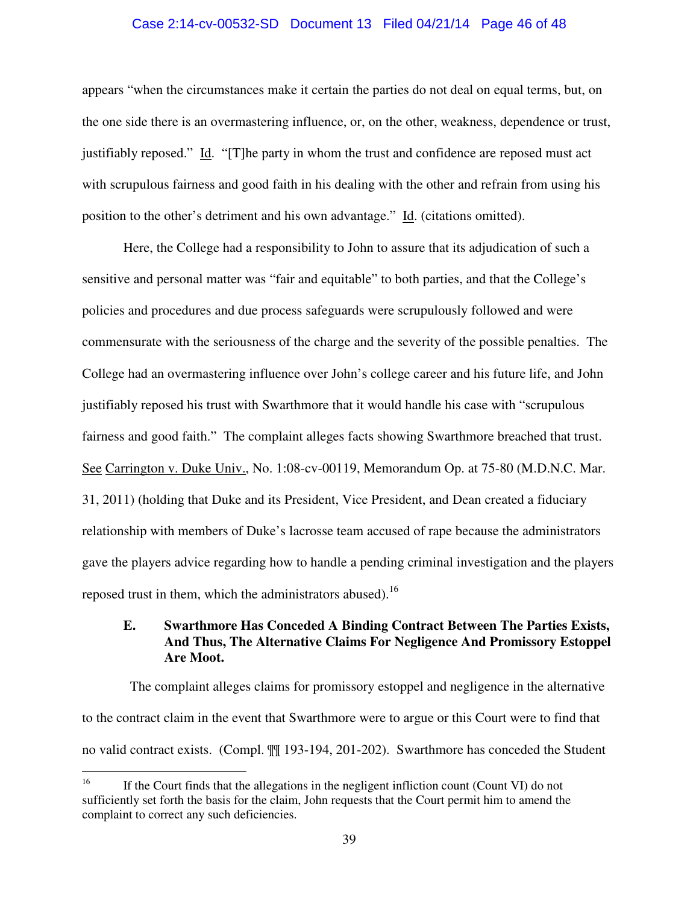appears "when the circumstances make it certain the parties do not deal on equal terms, but, on the one side there is an overmastering influence, or, on the other, weakness, dependence or trust, justifiably reposed." Id. "[T]he party in whom the trust and confidence are reposed must act with scrupulous fairness and good faith in his dealing with the other and refrain from using his position to the other's detriment and his own advantage." Id. (citations omitted).

Here, the College had a responsibility to John to assure that its adjudication of such a sensitive and personal matter was "fair and equitable" to both parties, and that the College's policies and procedures and due process safeguards were scrupulously followed and were commensurate with the seriousness of the charge and the severity of the possible penalties. The College had an overmastering influence over John's college career and his future life, and John justifiably reposed his trust with Swarthmore that it would handle his case with "scrupulous fairness and good faith." The complaint alleges facts showing Swarthmore breached that trust. See Carrington v. Duke Univ., No. 1:08-cv-00119, Memorandum Op. at 75-80 (M.D.N.C. Mar. 31, 2011) (holding that Duke and its President, Vice President, and Dean created a fiduciary relationship with members of Duke's lacrosse team accused of rape because the administrators gave the players advice regarding how to handle a pending criminal investigation and the players reposed trust in them, which the administrators abused).[16]

### E. Swarthmore Has Conceded A Binding Contract Between The Parties Exists, And Thus, The Alternative Claims For Negligence And Promissory Estoppel Are Moot.

The complaint alleges claims for promissory estoppel and negligence in the alternative to the contract claim in the event that Swarthmore were to argue or this Court were to find that no valid contract exists. (Compl. ¶¶ 193-194, 201-202). Swarthmore has conceded the Student

---

[16] If the Court finds that the allegations in the negligent infliction count (Count VI) do not sufficiently set forth the basis for the claim, John requests that the Court permit him to amend the complaint to correct any such deficiencies.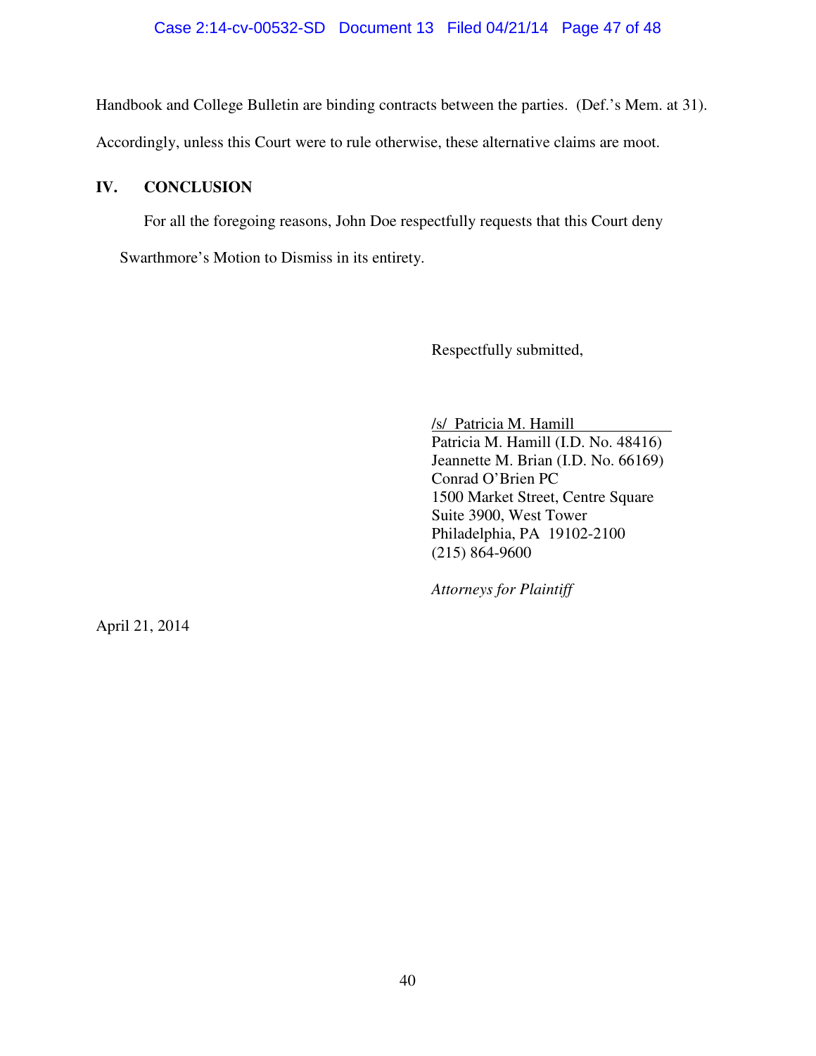Handbook and College Bulletin are binding contracts between the parties. (Def.'s Mem. at 31). Accordingly, unless this Court were to rule otherwise, these alternative claims are moot.

## IV. CONCLUSION

For all the foregoing reasons, John Doe respectfully requests that this Court deny Swarthmore's Motion to Dismiss in its entirety.

Respectfully submitted,

/s/ Patricia M. Hamill  
Patricia M. Hamill (I.D. No. 48416)  
Jeannette M. Brian (I.D. No. 66169)  
Conrad O'Brien PC  
1500 Market Street, Centre Square  
Suite 3900, West Tower  
Philadelphia, PA 19102-2100  
(215) 864-9600

*Attorneys for Plaintiff*

April 21, 2014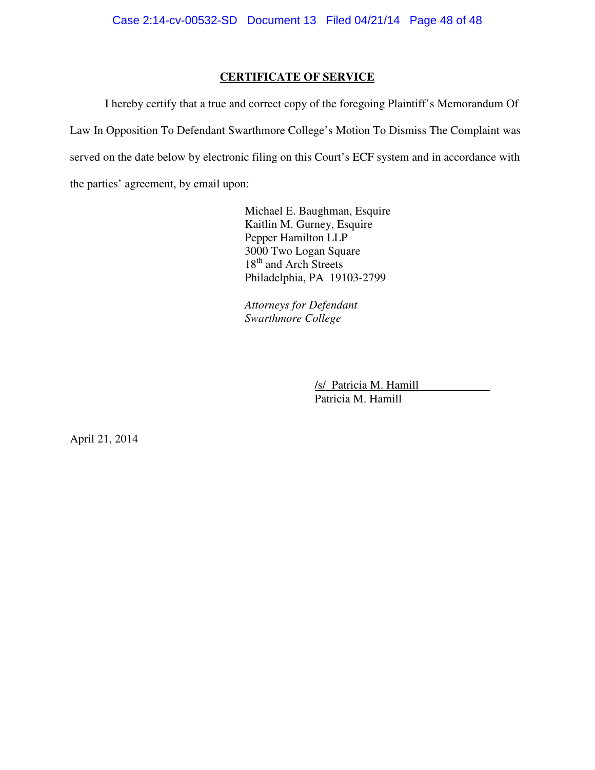**CERTIFICATE OF SERVICE**

I hereby certify that a true and correct copy of the foregoing Plaintiff's Memorandum Of Law In Opposition To Defendant Swarthmore College's Motion To Dismiss The Complaint was served on the date below by electronic filing on this Court's ECF system and in accordance with the parties' agreement, by email upon:

Michael E. Baughman, Esquire
Kaitlin M. Gurney, Esquire
Pepper Hamilton LLP
3000 Two Logan Square
18th and Arch Streets
Philadelphia, PA 19103-2799

*Attorneys for Defendant*
*Swarthmore College*

/s/ Patricia M. Hamill
Patricia M. Hamill

April 21, 2014